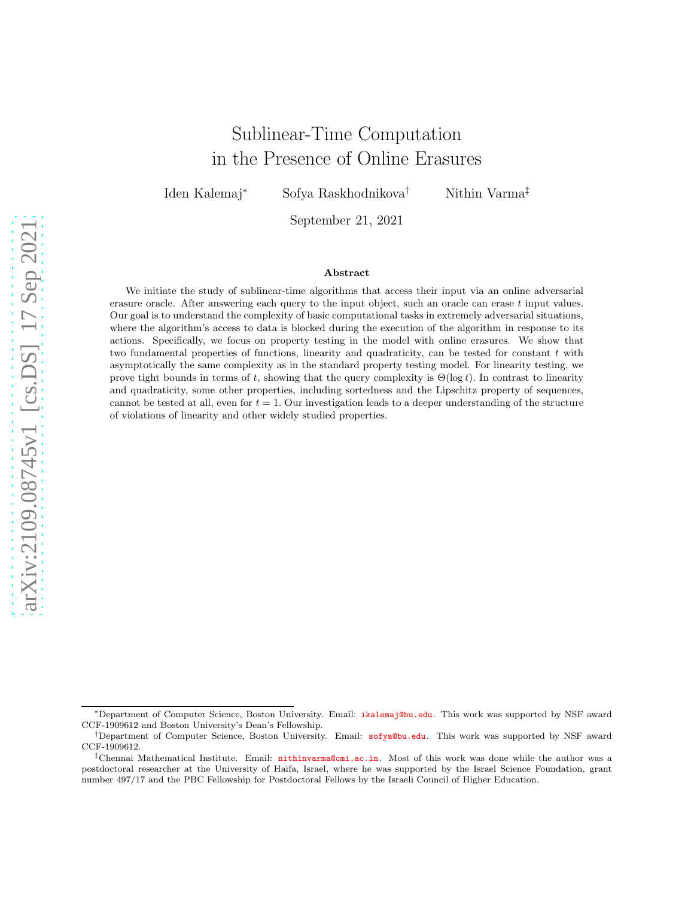# Sublinear-Time Computation in the Presence of Online Erasures

Iden Kalemaj[*] Sofya Raskhodnikova[†] Nithin Varma[‡]

September 21, 2021

### Abstract

We initiate the study of sublinear-time algorithms that access their input via an online adversarial erasure oracle. After answering each query to the input object, such an oracle can erase $t$ input values. Our goal is to understand the complexity of basic computational tasks in extremely adversarial situations, where the algorithm's access to data is blocked during the execution of the algorithm in response to its actions. Specifically, we focus on property testing in the model with online erasures. We show that two fundamental properties of functions, linearity and quadraticity, can be tested for constant $t$ with asymptotically the same complexity as in the standard property testing model. For linearity testing, we prove tight bounds in terms of $t$, showing that the query complexity is $\Theta(\log t)$. In contrast to linearity and quadraticity, some other properties, including sortedness and the Lipschitz property of sequences, cannot be tested at all, even for $t = 1$. Our investigation leads to a deeper understanding of the structure of violations of linearity and other widely studied properties.

---

[*] Department of Computer Science, Boston University. Email: ikalemaj@bu.edu. This work was supported by NSF award CCF-1909612 and Boston University's Dean's Fellowship.

[†] Department of Computer Science, Boston University. Email: sofya@bu.edu. This work was supported by NSF award CCF-1909612.

[‡] Chennai Mathematical Institute. Email: nithinvarma@cmi.ac.in. Most of this work was done while the author was a postdoctoral researcher at the University of Haifa, Israel, where he was supported by the Israel Science Foundation, grant number 497/17 and the PBC Fellowship for Postdoctoral Fellows by the Israeli Council of Higher Education.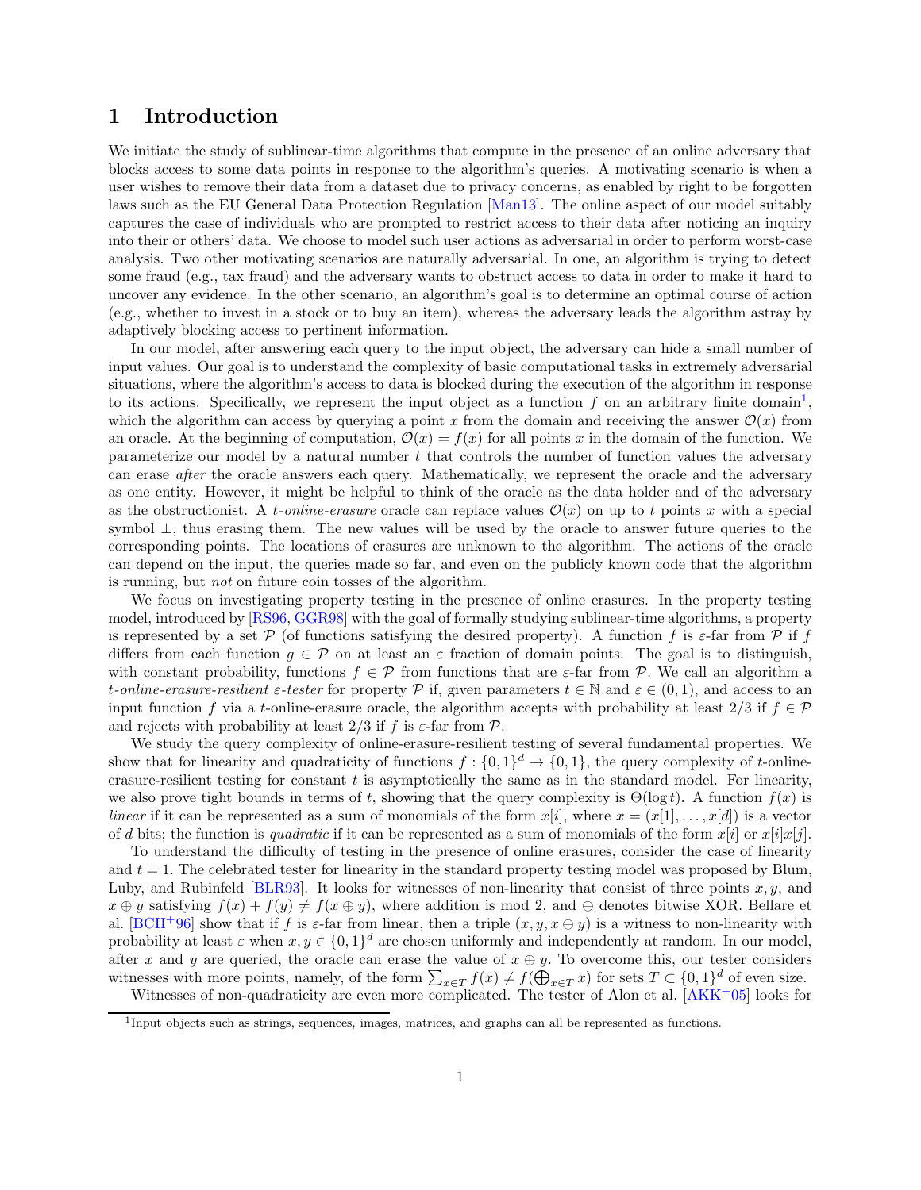# 1 Introduction

We initiate the study of sublinear-time algorithms that compute in the presence of an online adversary that blocks access to some data points in response to the algorithm's queries. A motivating scenario is when a user wishes to remove their data from a dataset due to privacy concerns, as enabled by right to be forgotten laws such as the EU General Data Protection Regulation [Man13]. The online aspect of our model suitably captures the case of individuals who are prompted to restrict access to their data after noticing an inquiry into their or others' data. We choose to model such user actions as adversarial in order to perform worst-case analysis. Two other motivating scenarios are naturally adversarial. In one, an algorithm is trying to detect some fraud (e.g., tax fraud) and the adversary wants to obstruct access to data in order to make it hard to uncover any evidence. In the other scenario, an algorithm's goal is to determine an optimal course of action (e.g., whether to invest in a stock or to buy an item), whereas the adversary leads the algorithm astray by adaptively blocking access to pertinent information.

In our model, after answering each query to the input object, the adversary can hide a small number of input values. Our goal is to understand the complexity of basic computational tasks in extremely adversarial situations, where the algorithm's access to data is blocked during the execution of the algorithm in response to its actions. Specifically, we represent the input object as a function $f$ on an arbitrary finite domain[1], which the algorithm can access by querying a point $x$ from the domain and receiving the answer $\mathcal{O}(x)$ from an oracle. At the beginning of computation, $\mathcal{O}(x) = f(x)$ for all points $x$ in the domain of the function. We parameterize our model by a natural number $t$ that controls the number of function values the adversary can erase *after* the oracle answers each query. Mathematically, we represent the oracle and the adversary as one entity. However, it might be helpful to think of the oracle as the data holder and of the adversary as the obstructionist. A *t-online-erasure* oracle can replace values $\mathcal{O}(x)$ on up to $t$ points $x$ with a special symbol $\perp$, thus erasing them. The new values will be used by the oracle to answer future queries to the corresponding points. The locations of erasures are unknown to the algorithm. The actions of the oracle can depend on the input, the queries made so far, and even on the publicly known code that the algorithm is running, but *not* on future coin tosses of the algorithm.

We focus on investigating property testing in the presence of online erasures. In the property testing model, introduced by [RS96, GGR98] with the goal of formally studying sublinear-time algorithms, a property is represented by a set $\mathcal{P}$ (of functions satisfying the desired property). A function $f$ is $\varepsilon$-far from $\mathcal{P}$ if $f$ differs from each function $g \in \mathcal{P}$ on at least an $\varepsilon$ fraction of domain points. The goal is to distinguish, with constant probability, functions $f \in \mathcal{P}$ from functions that are $\varepsilon$-far from $\mathcal{P}$. We call an algorithm a *t-online-erasure-resilient $\varepsilon$-tester* for property $\mathcal{P}$ if, given parameters $t \in \mathbb{N}$ and $\varepsilon \in (0, 1)$, and access to an input function $f$ via a $t$-online-erasure oracle, the algorithm accepts with probability at least 2/3 if $f \in \mathcal{P}$ and rejects with probability at least 2/3 if $f$ is $\varepsilon$-far from $\mathcal{P}$.

We study the query complexity of online-erasure-resilient testing of several fundamental properties. We show that for linearity and quadraticity of functions $f : \{0,1\}^d \to \{0,1\}$, the query complexity of $t$-online-erasure-resilient testing for constant $t$ is asymptotically the same as in the standard model. For linearity, we also prove tight bounds in terms of $t$, showing that the query complexity is $\Theta(\log t)$. A function $f(x)$ is *linear* if it can be represented as a sum of monomials of the form $x[i]$, where $x = (x[1], \ldots, x[d])$ is a vector of $d$ bits; the function is *quadratic* if it can be represented as a sum of monomials of the form $x[i]$ or $x[i]x[j]$.

To understand the difficulty of testing in the presence of online erasures, consider the case of linearity and $t = 1$. The celebrated tester for linearity in the standard property testing model was proposed by Blum, Luby, and Rubinfeld [BLR93]. It looks for witnesses of non-linearity that consist of three points $x, y$, and $x \oplus y$ satisfying $f(x) + f(y) \neq f(x \oplus y)$, where addition is mod 2, and $\oplus$ denotes bitwise XOR. Bellare et al. [BCH+96] show that if $f$ is $\varepsilon$-far from linear, then a triple $(x, y, x \oplus y)$ is a witness to non-linearity with probability at least $\varepsilon$ when $x, y \in \{0,1\}^d$ are chosen uniformly and independently at random. In our model, after $x$ and $y$ are queried, the oracle can erase the value of $x \oplus y$. To overcome this, our tester considers witnesses with more points, namely, of the form $\sum_{x \in T} f(x) \neq f(\bigoplus_{x \in T} x)$ for sets $T \subset \{0,1\}^d$ of even size.

Witnesses of non-quadraticity are even more complicated. The tester of Alon et al. [AKK+05] looks for

[1] Input objects such as strings, sequences, images, matrices, and graphs can all be represented as functions.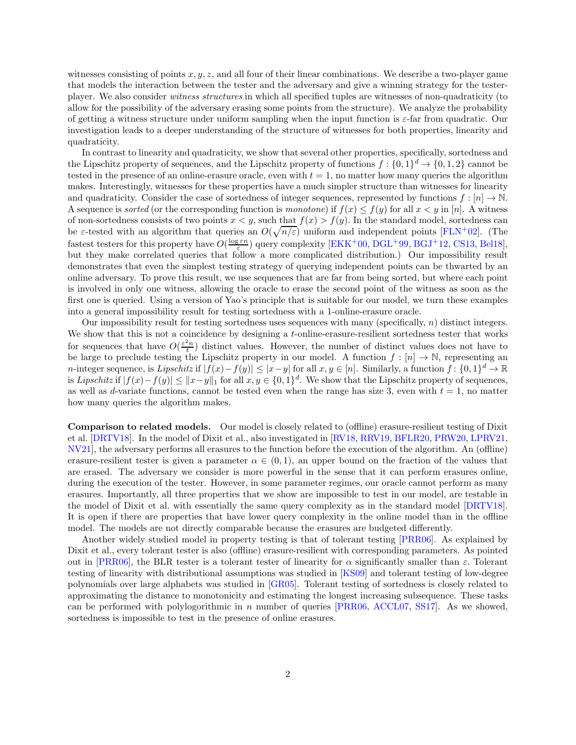witnesses consisting of points $x, y, z$, and all four of their linear combinations. We describe a two-player game that models the interaction between the tester and the adversary and give a winning strategy for the tester-player. We also consider *witness structures* in which all specified tuples are witnesses of non-quadraticity (to allow for the possibility of the adversary erasing some points from the structure). We analyze the probability of getting a witness structure under uniform sampling when the input function is $\varepsilon$-far from quadratic. Our investigation leads to a deeper understanding of the structure of witnesses for both properties, linearity and quadraticity.

In contrast to linearity and quadraticity, we show that several other properties, specifically, sortedness and the Lipschitz property of sequences, and the Lipschitz property of functions $f : \{0,1\}^d \to \{0,1,2\}$ cannot be tested in the presence of an online-erasure oracle, even with $t = 1$, no matter how many queries the algorithm makes. Interestingly, witnesses for these properties have a much simpler structure than witnesses for linearity and quadraticity. Consider the case of sortedness of integer sequences, represented by functions $f : [n] \to \mathbb{N}$. A sequence is *sorted* (or the corresponding function is *monotone*) if $f(x) \leq f(y)$ for all $x < y$ in $[n]$. A witness of non-sortedness consists of two points $x < y$, such that $f(x) > f(y)$. In the standard model, sortedness can be $\varepsilon$-tested with an algorithm that queries an $O(\sqrt{n/\varepsilon})$ uniform and independent points [FLN+02]. (The fastest testers for this property have $O(\frac{\log \varepsilon n}{\varepsilon})$ query complexity [EKK+00, DGL+99, BGJ+12, CS13, Bel18], but they make correlated queries that follow a more complicated distribution.) Our impossibility result demonstrates that even the simplest testing strategy of querying independent points can be thwarted by an online adversary. To prove this result, we use sequences that are far from being sorted, but where each point is involved in only one witness, allowing the oracle to erase the second point of the witness as soon as the first one is queried. Using a version of Yao's principle that is suitable for our model, we turn these examples into a general impossibility result for testing sortedness with a 1-online-erasure oracle.

Our impossibility result for testing sortedness uses sequences with many (specifically, $n$) distinct integers. We show that this is not a coincidence by designing a $t$-online-erasure-resilient sortedness tester that works for sequences that have $O(\frac{\varepsilon^2 n}{t})$ distinct values. However, the number of distinct values does not have to be large to preclude testing the Lipschitz property in our model. A function $f : [n] \to \mathbb{N}$, representing an $n$-integer sequence, is *Lipschitz* if $|f(x) - f(y)| \leq |x - y|$ for all $x, y \in [n]$. Similarly, a function $f : \{0,1\}^d \to \mathbb{R}$ is *Lipschitz* if $|f(x) - f(y)| \leq \|x - y\|_1$ for all $x, y \in \{0,1\}^d$. We show that the Lipschitz property of sequences, as well as $d$-variate functions, cannot be tested even when the range has size 3, even with $t = 1$, no matter how many queries the algorithm makes.

**Comparison to related models.** Our model is closely related to (offline) erasure-resilient testing of Dixit et al. [DRTV18]. In the model of Dixit et al., also investigated in [RV18, RRV19, BFLR20, PRW20, LPRV21, NV21], the adversary performs all erasures to the function before the execution of the algorithm. An (offline) erasure-resilient tester is given a parameter $\alpha \in (0, 1)$, an upper bound on the fraction of the values that are erased. The adversary we consider is more powerful in the sense that it can perform erasures online, during the execution of the tester. However, in some parameter regimes, our oracle cannot perform as many erasures. Importantly, all three properties that we show are impossible to test in our model, are testable in the model of Dixit et al. with essentially the same query complexity as in the standard model [DRTV18]. It is open if there are properties that have lower query complexity in the online model than in the offline model. The models are not directly comparable because the erasures are budgeted differently.

Another widely studied model in property testing is that of tolerant testing [PRR06]. As explained by Dixit et al., every tolerant tester is also (offline) erasure-resilient with corresponding parameters. As pointed out in [PRR06], the BLR tester is a tolerant tester of linearity for $\alpha$ significantly smaller than $\varepsilon$. Tolerant testing of linearity with distributional assumptions was studied in [KS09] and tolerant testing of low-degree polynomials over large alphabets was studied in [GR05]. Tolerant testing of sortedness is closely related to approximating the distance to monotonicity and estimating the longest increasing subsequence. These tasks can be performed with polylogorithmic in $n$ number of queries [PRR06, ACCL07, SS17]. As we showed, sortedness is impossible to test in the presence of online erasures.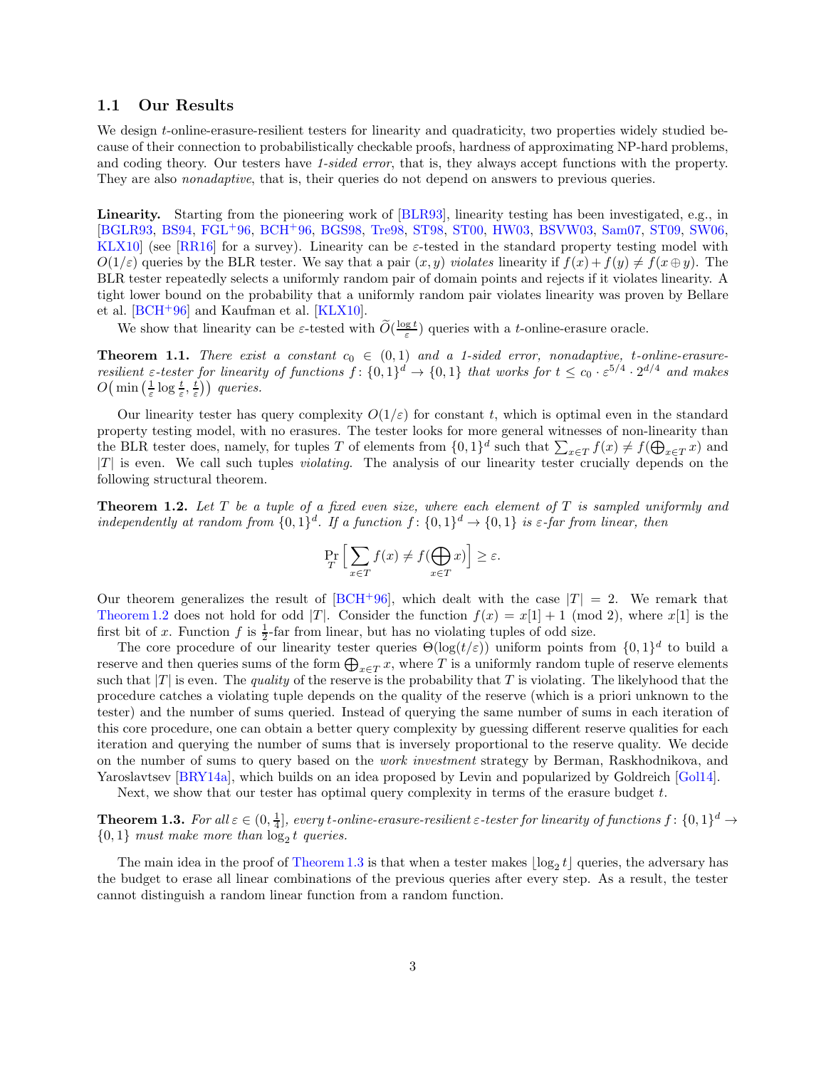## 1.1 Our Results

We design $t$-online-erasure-resilient testers for linearity and quadraticity, two properties widely studied because of their connection to probabilistically checkable proofs, hardness of approximating NP-hard problems, and coding theory. Our testers have *1-sided error*, that is, they always accept functions with the property. They are also *nonadaptive*, that is, their queries do not depend on answers to previous queries.

**Linearity.** Starting from the pioneering work of [BLR93], linearity testing has been investigated, e.g., in [BGLR93, BS94, FGL+96, BCH+96, BGS98, Tre98, ST98, ST00, HW03, BSVW03, Sam07, ST09, SW06, KLX10] (see [RR16] for a survey). Linearity can be $\varepsilon$-tested in the standard property testing model with $O(1/\varepsilon)$ queries by the BLR tester. We say that a pair $(x, y)$ *violates* linearity if $f(x) + f(y) \neq f(x \oplus y)$. The BLR tester repeatedly selects a uniformly random pair of domain points and rejects if it violates linearity. A tight lower bound on the probability that a uniformly random pair violates linearity was proven by Bellare et al. [BCH+96] and Kaufman et al. [KLX10].

We show that linearity can be $\varepsilon$-tested with $\widetilde{O}(\frac{\log t}{\varepsilon})$ queries with a $t$-online-erasure oracle.

**Theorem 1.1.** *There exist a constant $c_0 \in (0, 1)$ and a 1-sided error, nonadaptive, $t$-online-erasure-resilient $\varepsilon$-tester for linearity of functions $f : \{0, 1\}^d \to \{0, 1\}$ that works for $t \leq c_0 \cdot \varepsilon^{5/4} \cdot 2^{d/4}$ and makes $O\big(\min\big(\frac{1}{\varepsilon} \log \frac{t}{\varepsilon}, \frac{t}{\varepsilon}\big)\big)$ queries.*

Our linearity tester has query complexity $O(1/\varepsilon)$ for constant $t$, which is optimal even in the standard property testing model, with no erasures. The tester looks for more general witnesses of non-linearity than the BLR tester does, namely, for tuples $T$ of elements from $\{0, 1\}^d$ such that $\sum_{x \in T} f(x) \neq f(\bigoplus_{x \in T} x)$ and $|T|$ is even. We call such tuples *violating*. The analysis of our linearity tester crucially depends on the following structural theorem.

**Theorem 1.2.** *Let $T$ be a tuple of a fixed even size, where each element of $T$ is sampled uniformly and independently at random from $\{0, 1\}^d$. If a function $f : \{0, 1\}^d \to \{0, 1\}$ is $\varepsilon$-far from linear, then*

$$\Pr_T \Big[ \sum_{x \in T} f(x) \neq f\big(\bigoplus_{x \in T} x\big) \Big] \geq \varepsilon.$$

Our theorem generalizes the result of [BCH+96], which dealt with the case $|T| = 2$. We remark that Theorem 1.2 does not hold for odd $|T|$. Consider the function $f(x) = x[1] + 1 \pmod 2$, where $x[1]$ is the first bit of $x$. Function $f$ is $\frac{1}{2}$-far from linear, but has no violating tuples of odd size.

The core procedure of our linearity tester queries $\Theta(\log(t/\varepsilon))$ uniform points from $\{0, 1\}^d$ to build a reserve and then queries sums of the form $\bigoplus_{x \in T} x$, where $T$ is a uniformly random tuple of reserve elements such that $|T|$ is even. The *quality* of the reserve is the probability that $T$ is violating. The likelyhood that the procedure catches a violating tuple depends on the quality of the reserve (which is a priori unknown to the tester) and the number of sums queried. Instead of querying the same number of sums in each iteration of this core procedure, one can obtain a better query complexity by guessing different reserve qualities for each iteration and querying the number of sums that is inversely proportional to the reserve quality. We decide on the number of sums to query based on the *work investment* strategy by Berman, Raskhodnikova, and Yaroslavtsev [BRY14a], which builds on an idea proposed by Levin and popularized by Goldreich [Gol14].

Next, we show that our tester has optimal query complexity in terms of the erasure budget $t$.

**Theorem 1.3.** *For all $\varepsilon \in (0, \frac{1}{4}]$, every $t$-online-erasure-resilient $\varepsilon$-tester for linearity of functions $f : \{0, 1\}^d \to \{0, 1\}$ must make more than $\log_2 t$ queries.*

The main idea in the proof of Theorem 1.3 is that when a tester makes $\lfloor \log_2 t \rfloor$ queries, the adversary has the budget to erase all linear combinations of the previous queries after every step. As a result, the tester cannot distinguish a random linear function from a random function.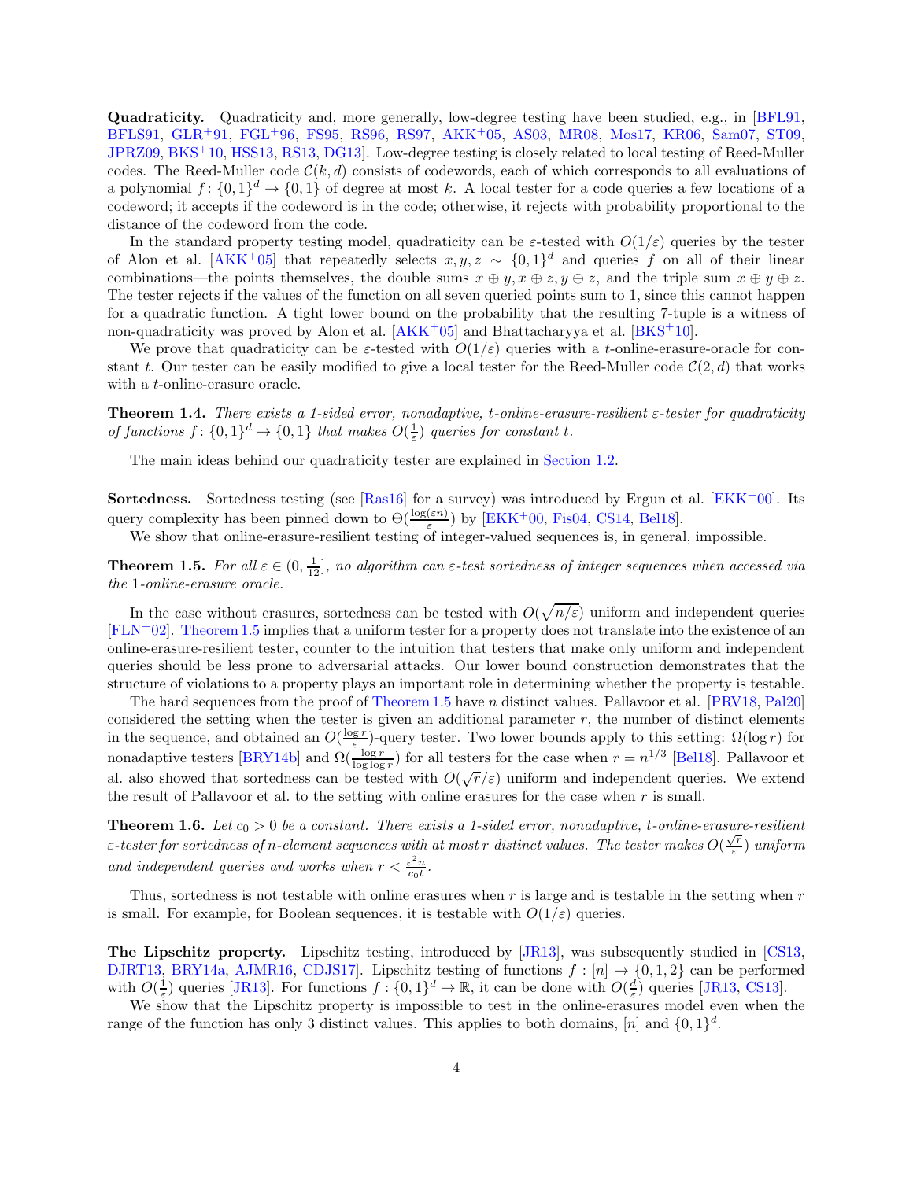**Quadraticity.** Quadraticity and, more generally, low-degree testing have been studied, e.g., in [BFL91, BFLS91, GLR+91, FGL+96, FS95, RS96, RS97, AKK+05, AS03, MR08, Mos17, KR06, Sam07, ST09, JPRZ09, BKS+10, HSS13, RS13, DG13]. Low-degree testing is closely related to local testing of Reed-Muller codes. The Reed-Muller code $\mathcal{C}(k,d)$ consists of codewords, each of which corresponds to all evaluations of a polynomial $f\colon \{0,1\}^d \to \{0,1\}$ of degree at most $k$. A local tester for a code queries a few locations of a codeword; it accepts if the codeword is in the code; otherwise, it rejects with probability proportional to the distance of the codeword from the code.

In the standard property testing model, quadraticity can be $\varepsilon$-tested with $O(1/\varepsilon)$ queries by the tester of Alon et al. [AKK+05] that repeatedly selects $x, y, z \sim \{0,1\}^d$ and queries $f$ on all of their linear combinations—the points themselves, the double sums $x \oplus y, x \oplus z, y \oplus z$, and the triple sum $x \oplus y \oplus z$. The tester rejects if the values of the function on all seven queried points sum to 1, since this cannot happen for a quadratic function. A tight lower bound on the probability that the resulting 7-tuple is a witness of non-quadraticity was proved by Alon et al. [AKK+05] and Bhattacharyya et al. [BKS+10].

We prove that quadraticity can be $\varepsilon$-tested with $O(1/\varepsilon)$ queries with a $t$-online-erasure-oracle for constant $t$. Our tester can be easily modified to give a local tester for the Reed-Muller code $\mathcal{C}(2,d)$ that works with a $t$-online-erasure oracle.

**Theorem 1.4.** *There exists a 1-sided error, nonadaptive, $t$-online-erasure-resilient $\varepsilon$-tester for quadraticity of functions $f\colon \{0,1\}^d \to \{0,1\}$ that makes $O(\frac{1}{\varepsilon})$ queries for constant $t$.*

The main ideas behind our quadraticity tester are explained in Section 1.2.

**Sortedness.** Sortedness testing (see [Ras16] for a survey) was introduced by Ergun et al. [EKK+00]. Its query complexity has been pinned down to $\Theta(\frac{\log(\varepsilon n)}{\varepsilon})$ by [EKK+00, Fis04, CS14, Bel18].

We show that online-erasure-resilient testing of integer-valued sequences is, in general, impossible.

**Theorem 1.5.** *For all $\varepsilon \in (0, \frac{1}{12}]$, no algorithm can $\varepsilon$-test sortedness of integer sequences when accessed via the 1-online-erasure oracle.*

In the case without erasures, sortedness can be tested with $O(\sqrt{n/\varepsilon})$ uniform and independent queries [FLN+02]. Theorem 1.5 implies that a uniform tester for a property does not translate into the existence of an online-erasure-resilient tester, counter to the intuition that testers that make only uniform and independent queries should be less prone to adversarial attacks. Our lower bound construction demonstrates that the structure of violations to a property plays an important role in determining whether the property is testable.

The hard sequences from the proof of Theorem 1.5 have $n$ distinct values. Pallavoor et al. [PRV18, Pal20] considered the setting when the tester is given an additional parameter $r$, the number of distinct elements in the sequence, and obtained an $O(\frac{\log r}{\varepsilon})$-query tester. Two lower bounds apply to this setting: $\Omega(\log r)$ for nonadaptive testers [BRY14b] and $\Omega(\frac{\log r}{\log \log r})$ for all testers for the case when $r = n^{1/3}$ [Bel18]. Pallavoor et al. also showed that sortedness can be tested with $O(\sqrt{r}/\varepsilon)$ uniform and independent queries. We extend the result of Pallavoor et al. to the setting with online erasures for the case when $r$ is small.

**Theorem 1.6.** *Let $c_0 > 0$ be a constant. There exists a 1-sided error, nonadaptive, $t$-online-erasure-resilient $\varepsilon$-tester for sortedness of $n$-element sequences with at most $r$ distinct values. The tester makes $O(\frac{\sqrt{r}}{\varepsilon})$ uniform and independent queries and works when $r < \frac{\varepsilon^2 n}{c_0 t}$.*

Thus, sortedness is not testable with online erasures when $r$ is large and is testable in the setting when $r$ is small. For example, for Boolean sequences, it is testable with $O(1/\varepsilon)$ queries.

**The Lipschitz property.** Lipschitz testing, introduced by [JR13], was subsequently studied in [CS13, DJRT13, BRY14a, AJMR16, CDJS17]. Lipschitz testing of functions $f : [n] \to \{0,1,2\}$ can be performed with $O(\frac{1}{\varepsilon})$ queries [JR13]. For functions $f : \{0,1\}^d \to \mathbb{R}$, it can be done with $O(\frac{d}{\varepsilon})$ queries [JR13, CS13].

We show that the Lipschitz property is impossible to test in the online-erasures model even when the range of the function has only 3 distinct values. This applies to both domains, $[n]$ and $\{0,1\}^d$.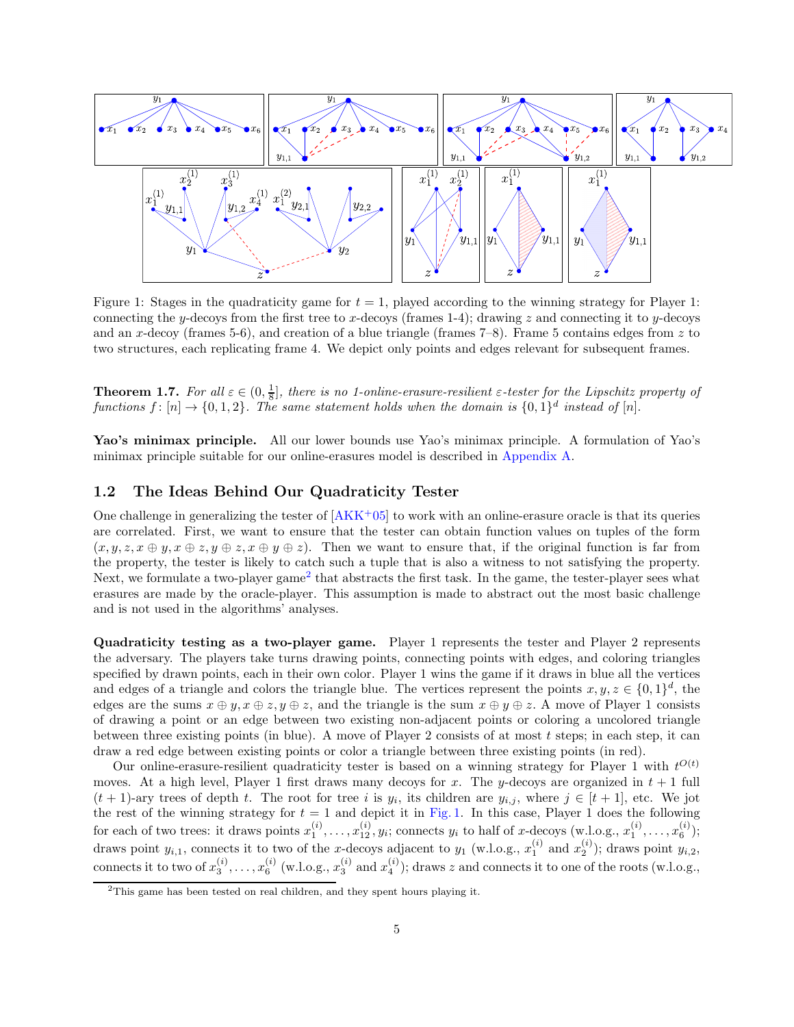Figure 1: Stages in the quadraticity game for $t = 1$, played according to the winning strategy for Player 1: connecting the $y$-decoys from the first tree to $x$-decoys (frames 1-4); drawing $z$ and connecting it to $y$-decoys and an $x$-decoy (frames 5-6), and creation of a blue triangle (frames 7–8). Frame 5 contains edges from $z$ to two structures, each replicating frame 4. We depict only points and edges relevant for subsequent frames.

**Theorem 1.7.** *For all $\varepsilon \in (0, \frac{1}{8}]$, there is no 1-online-erasure-resilient $\varepsilon$-tester for the Lipschitz property of functions $f : [n] \to \{0, 1, 2\}$. The same statement holds when the domain is $\{0, 1\}^d$ instead of $[n]$.*

**Yao's minimax principle.** All our lower bounds use Yao's minimax principle. A formulation of Yao's minimax principle suitable for our online-erasures model is described in Appendix A.

## 1.2 The Ideas Behind Our Quadraticity Tester

One challenge in generalizing the tester of [AKK+05] to work with an online-erasure oracle is that its queries are correlated. First, we want to ensure that the tester can obtain function values on tuples of the form $(x, y, z, x \oplus y, x \oplus z, y \oplus z, x \oplus y \oplus z)$. Then we want to ensure that, if the original function is far from the property, the tester is likely to catch such a tuple that is also a witness to not satisfying the property. Next, we formulate a two-player game[2] that abstracts the first task. In the game, the tester-player sees what erasures are made by the oracle-player. This assumption is made to abstract out the most basic challenge and is not used in the algorithms' analyses.

**Quadraticity testing as a two-player game.** Player 1 represents the tester and Player 2 represents the adversary. The players take turns drawing points, connecting points with edges, and coloring triangles specified by drawn points, each in their own color. Player 1 wins the game if it draws in blue all the vertices and edges of a triangle and colors the triangle blue. The vertices represent the points $x, y, z \in \{0, 1\}^d$, the edges are the sums $x \oplus y, x \oplus z, y \oplus z$, and the triangle is the sum $x \oplus y \oplus z$. A move of Player 1 consists of drawing a point or an edge between two existing non-adjacent points or coloring a uncolored triangle between three existing points (in blue). A move of Player 2 consists of at most $t$ steps; in each step, it can draw a red edge between existing points or color a triangle between three existing points (in red).

Our online-erasure-resilient quadraticity tester is based on a winning strategy for Player 1 with $t^{O(t)}$ moves. At a high level, Player 1 first draws many decoys for $x$. The $y$-decoys are organized in $t + 1$ full $(t + 1)$-ary trees of depth $t$. The root for tree $i$ is $y_i$, its children are $y_{i,j}$, where $j \in [t + 1]$, etc. We jot the rest of the winning strategy for $t = 1$ and depict it in Fig. 1. In this case, Player 1 does the following for each of two trees: it draws points $x_1^{(i)}, \ldots, x_{12}^{(i)}, y_i$; connects $y_i$ to half of $x$-decoys (w.l.o.g., $x_1^{(i)}, \ldots, x_6^{(i)}$); draws point $y_{i,1}$, connects it to two of the $x$-decoys adjacent to $y_1$ (w.l.o.g., $x_1^{(i)}$ and $x_2^{(i)}$); draws point $y_{i,2}$, connects it to two of $x_3^{(i)}, \ldots, x_6^{(i)}$ (w.l.o.g., $x_3^{(i)}$ and $x_4^{(i)}$); draws $z$ and connects it to one of the roots (w.l.o.g.,

[2] This game has been tested on real children, and they spent hours playing it.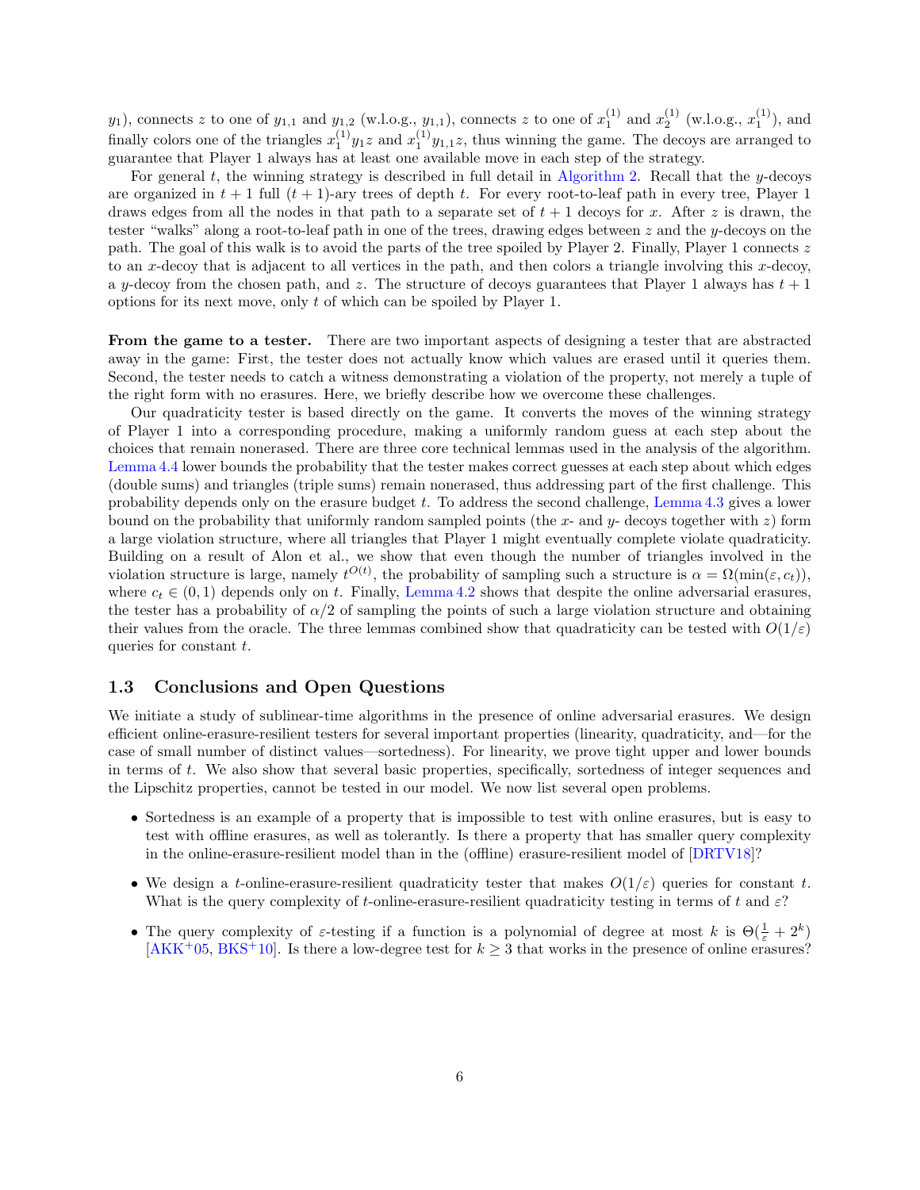$y_1$), connects $z$ to one of $y_{1,1}$ and $y_{1,2}$ (w.l.o.g., $y_{1,1}$), connects $z$ to one of $x_1^{(1)}$ and $x_2^{(1)}$ (w.l.o.g., $x_1^{(1)}$), and finally colors one of the triangles $x_1^{(1)}y_1z$ and $x_1^{(1)}y_{1,1}z$, thus winning the game. The decoys are arranged to guarantee that Player 1 always has at least one available move in each step of the strategy.

For general $t$, the winning strategy is described in full detail in Algorithm 2. Recall that the $y$-decoys are organized in $t+1$ full $(t+1)$-ary trees of depth $t$. For every root-to-leaf path in every tree, Player 1 draws edges from all the nodes in that path to a separate set of $t+1$ decoys for $x$. After $z$ is drawn, the tester "walks" along a root-to-leaf path in one of the trees, drawing edges between $z$ and the $y$-decoys on the path. The goal of this walk is to avoid the parts of the tree spoiled by Player 2. Finally, Player 1 connects $z$ to an $x$-decoy that is adjacent to all vertices in the path, and then colors a triangle involving this $x$-decoy, a $y$-decoy from the chosen path, and $z$. The structure of decoys guarantees that Player 1 always has $t+1$ options for its next move, only $t$ of which can be spoiled by Player 1.

**From the game to a tester.** There are two important aspects of designing a tester that are abstracted away in the game: First, the tester does not actually know which values are erased until it queries them. Second, the tester needs to catch a witness demonstrating a violation of the property, not merely a tuple of the right form with no erasures. Here, we briefly describe how we overcome these challenges.

Our quadraticity tester is based directly on the game. It converts the moves of the winning strategy of Player 1 into a corresponding procedure, making a uniformly random guess at each step about the choices that remain nonerased. There are three core technical lemmas used in the analysis of the algorithm. Lemma 4.4 lower bounds the probability that the tester makes correct guesses at each step about which edges (double sums) and triangles (triple sums) remain nonerased, thus addressing part of the first challenge. This probability depends only on the erasure budget $t$. To address the second challenge, Lemma 4.3 gives a lower bound on the probability that uniformly random sampled points (the $x$- and $y$- decoys together with $z$) form a large violation structure, where all triangles that Player 1 might eventually complete violate quadraticity. Building on a result of Alon et al., we show that even though the number of triangles involved in the violation structure is large, namely $t^{O(t)}$, the probability of sampling such a structure is $\alpha = \Omega(\min(\varepsilon, c_t))$, where $c_t \in (0,1)$ depends only on $t$. Finally, Lemma 4.2 shows that despite the online adversarial erasures, the tester has a probability of $\alpha/2$ of sampling the points of such a large violation structure and obtaining their values from the oracle. The three lemmas combined show that quadraticity can be tested with $O(1/\varepsilon)$ queries for constant $t$.

## 1.3 Conclusions and Open Questions

We initiate a study of sublinear-time algorithms in the presence of online adversarial erasures. We design efficient online-erasure-resilient testers for several important properties (linearity, quadraticity, and—for the case of small number of distinct values—sortedness). For linearity, we prove tight upper and lower bounds in terms of $t$. We also show that several basic properties, specifically, sortedness of integer sequences and the Lipschitz properties, cannot be tested in our model. We now list several open problems.

- Sortedness is an example of a property that is impossible to test with online erasures, but is easy to test with offline erasures, as well as tolerantly. Is there a property that has smaller query complexity in the online-erasure-resilient model than in the (offline) erasure-resilient model of [DRTV18]?
- We design a $t$-online-erasure-resilient quadraticity tester that makes $O(1/\varepsilon)$ queries for constant $t$. What is the query complexity of $t$-online-erasure-resilient quadraticity testing in terms of $t$ and $\varepsilon$?
- The query complexity of $\varepsilon$-testing if a function is a polynomial of degree at most $k$ is $\Theta(\frac{1}{\varepsilon} + 2^k)$ [AKK+05, BKS+10]. Is there a low-degree test for $k \geq 3$ that works in the presence of online erasures?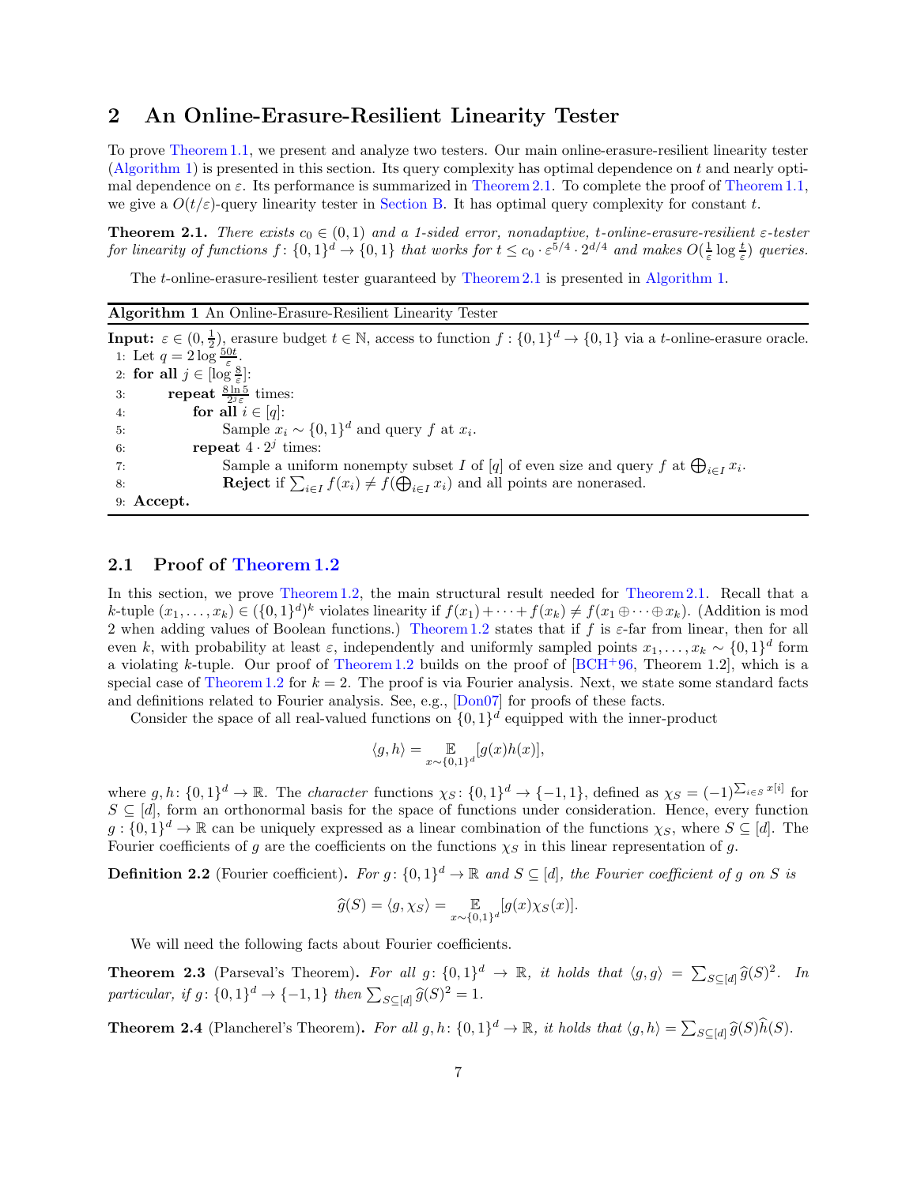## 2 An Online-Erasure-Resilient Linearity Tester

To prove Theorem 1.1, we present and analyze two testers. Our main online-erasure-resilient linearity tester (Algorithm 1) is presented in this section. Its query complexity has optimal dependence on $t$ and nearly optimal dependence on $\varepsilon$. Its performance is summarized in Theorem 2.1. To complete the proof of Theorem 1.1, we give a $O(t/\varepsilon)$-query linearity tester in Section B. It has optimal query complexity for constant $t$.

**Theorem 2.1.** *There exists $c_0 \in (0, 1)$ and a 1-sided error, nonadaptive, $t$-online-erasure-resilient $\varepsilon$-tester for linearity of functions $f: \{0,1\}^d \to \{0,1\}$ that works for $t \leq c_0 \cdot \varepsilon^{5/4} \cdot 2^{d/4}$ and makes $O(\frac{1}{\varepsilon} \log \frac{t}{\varepsilon})$ queries.*

The $t$-online-erasure-resilient tester guaranteed by Theorem 2.1 is presented in Algorithm 1.

**Algorithm 1** An Online-Erasure-Resilient Linearity Tester

**Input:** $\varepsilon \in (0, \frac{1}{2})$, erasure budget $t \in \mathbb{N}$, access to function $f: \{0,1\}^d \to \{0,1\}$ via a $t$-online-erasure oracle.

```
1: Let q = 2 log(50t/ε).
2: for all j ∈ [log(8/ε)]:
3:     repeat (8 ln 5)/(2^j ε) times:
4:         for all i ∈ [q]:
5:             Sample x_i ~ {0,1}^d and query f at x_i.
6:         repeat 4 · 2^j times:
7:             Sample a uniform nonempty subset I of [q] of even size and query f at ⊕_{i∈I} x_i.
8:             Reject if Σ_{i∈I} f(x_i) ≠ f(⊕_{i∈I} x_i) and all points are nonerased.
9: Accept.
```

### 2.1 Proof of Theorem 1.2

In this section, we prove Theorem 1.2, the main structural result needed for Theorem 2.1. Recall that a $k$-tuple $(x_1, \ldots, x_k) \in (\{0,1\}^d)^k$ violates linearity if $f(x_1) + \cdots + f(x_k) \neq f(x_1 \oplus \cdots \oplus x_k)$. (Addition is mod 2 when adding values of Boolean functions.) Theorem 1.2 states that if $f$ is $\varepsilon$-far from linear, then for all even $k$, with probability at least $\varepsilon$, independently and uniformly sampled points $x_1, \ldots, x_k \sim \{0,1\}^d$ form a violating $k$-tuple. Our proof of Theorem 1.2 builds on the proof of [BCH+96, Theorem 1.2], which is a special case of Theorem 1.2 for $k = 2$. The proof is via Fourier analysis. Next, we state some standard facts and definitions related to Fourier analysis. See, e.g., [Don07] for proofs of these facts.

Consider the space of all real-valued functions on $\{0,1\}^d$ equipped with the inner-product

$$\langle g, h \rangle = \mathop{\mathbb{E}}_{x \sim \{0,1\}^d}[g(x)h(x)],$$

where $g, h: \{0,1\}^d \to \mathbb{R}$. The *character* functions $\chi_S: \{0,1\}^d \to \{-1, 1\}$, defined as $\chi_S = (-1)^{\sum_{i \in S} x[i]}$ for $S \subseteq [d]$, form an orthonormal basis for the space of functions under consideration. Hence, every function $g: \{0,1\}^d \to \mathbb{R}$ can be uniquely expressed as a linear combination of the functions $\chi_S$, where $S \subseteq [d]$. The Fourier coefficients of $g$ are the coefficients on the functions $\chi_S$ in this linear representation of $g$.

**Definition 2.2** (Fourier coefficient)**.** *For $g: \{0,1\}^d \to \mathbb{R}$ and $S \subseteq [d]$, the Fourier coefficient of $g$ on $S$ is*

$$\widehat{g}(S) = \langle g, \chi_S \rangle = \mathop{\mathbb{E}}_{x \sim \{0,1\}^d}[g(x)\chi_S(x)].$$

We will need the following facts about Fourier coefficients.

**Theorem 2.3** (Parseval's Theorem)**.** *For all $g: \{0,1\}^d \to \mathbb{R}$, it holds that $\langle g, g \rangle = \sum_{S \subseteq [d]} \widehat{g}(S)^2$. In particular, if $g: \{0,1\}^d \to \{-1, 1\}$ then $\sum_{S \subseteq [d]} \widehat{g}(S)^2 = 1$.*

**Theorem 2.4** (Plancherel's Theorem)**.** *For all $g, h: \{0,1\}^d \to \mathbb{R}$, it holds that $\langle g, h \rangle = \sum_{S \subseteq [d]} \widehat{g}(S)\widehat{h}(S)$.*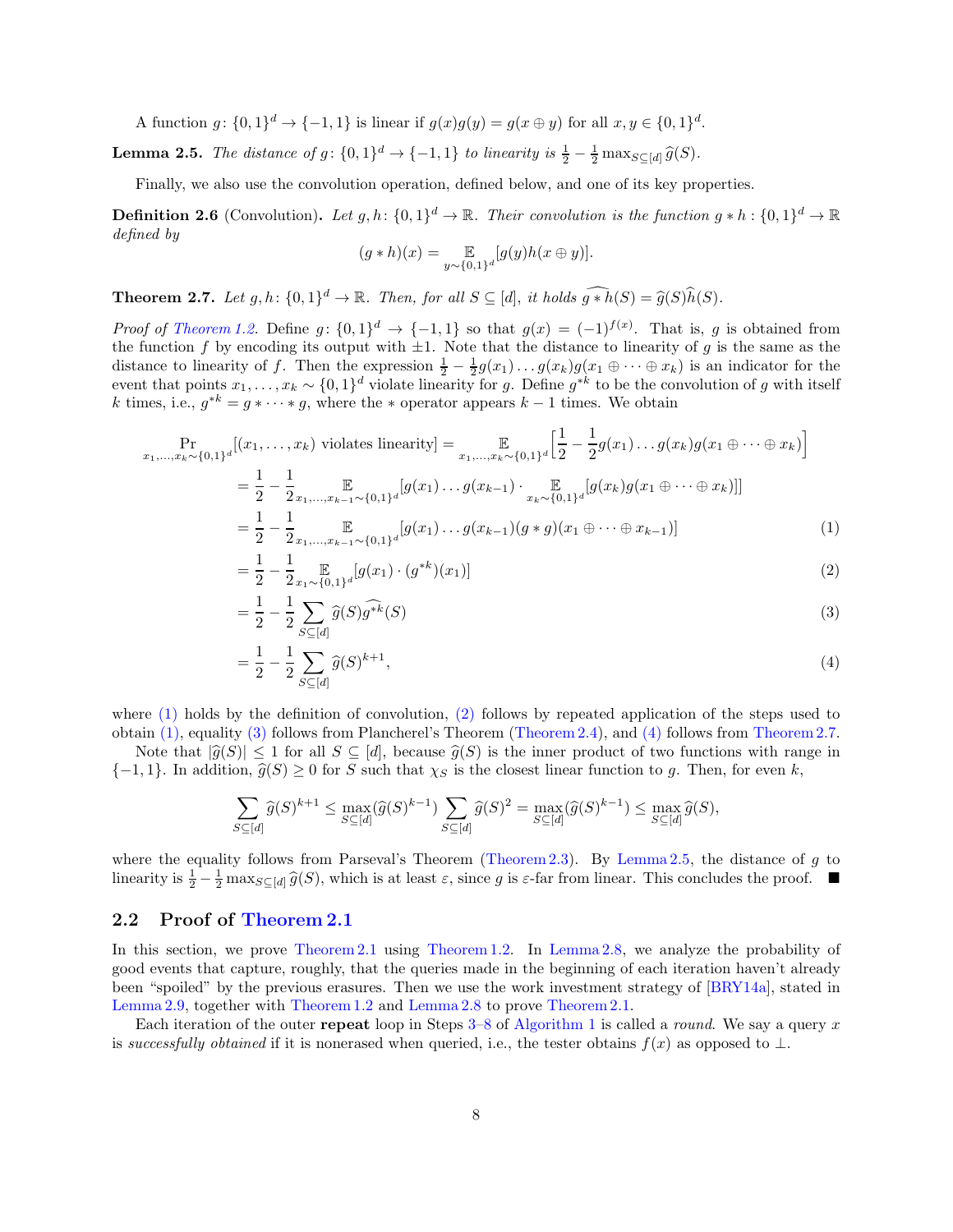A function $g\colon \{0,1\}^d \to \{-1,1\}$ is linear if $g(x)g(y) = g(x \oplus y)$ for all $x, y \in \{0,1\}^d$.

**Lemma 2.5.** *The distance of $g\colon \{0,1\}^d \to \{-1,1\}$ to linearity is $\frac{1}{2} - \frac{1}{2}\max_{S\subseteq[d]} \widehat{g}(S)$.*

Finally, we also use the convolution operation, defined below, and one of its key properties.

**Definition 2.6** (Convolution)**.** *Let $g, h\colon \{0,1\}^d \to \mathbb{R}$. Their convolution is the function $g * h : \{0,1\}^d \to \mathbb{R}$ defined by*

$$(g * h)(x) = \mathop{\mathbb{E}}_{y\sim\{0,1\}^d}[g(y)h(x \oplus y)].$$

**Theorem 2.7.** *Let $g, h\colon \{0,1\}^d \to \mathbb{R}$. Then, for all $S \subseteq [d]$, it holds $\widehat{g * h}(S) = \widehat{g}(S)\widehat{h}(S)$.*

*Proof of Theorem 1.2.* Define $g\colon \{0,1\}^d \to \{-1,1\}$ so that $g(x) = (-1)^{f(x)}$. That is, $g$ is obtained from the function $f$ by encoding its output with $\pm1$. Note that the distance to linearity of $g$ is the same as the distance to linearity of $f$. Then the expression $\frac{1}{2} - \frac{1}{2}g(x_1)\dots g(x_k)g(x_1 \oplus \dots \oplus x_k)$ is an indicator for the event that points $x_1, \dots, x_k \sim \{0,1\}^d$ violate linearity for $g$. Define $g^{*k}$ to be the convolution of $g$ with itself $k$ times, i.e., $g^{*k} = g * \dots * g$, where the $*$ operator appears $k-1$ times. We obtain

$$
\begin{aligned}
\Pr_{x_1,\dots,x_k\sim\{0,1\}^d}[(x_1,\dots,x_k) \text{ violates linearity}] &= \mathop{\mathbb{E}}_{x_1,\dots,x_k\sim\{0,1\}^d}\Big[\frac{1}{2} - \frac{1}{2}g(x_1)\dots g(x_k)g(x_1\oplus\dots\oplus x_k)\Big] \\
&= \frac{1}{2} - \frac{1}{2}\mathop{\mathbb{E}}_{x_1,\dots,x_{k-1}\sim\{0,1\}^d}[g(x_1)\dots g(x_{k-1}) \cdot \mathop{\mathbb{E}}_{x_k\sim\{0,1\}^d}[g(x_k)g(x_1\oplus\dots\oplus x_k)]] \\
&= \frac{1}{2} - \frac{1}{2}\mathop{\mathbb{E}}_{x_1,\dots,x_{k-1}\sim\{0,1\}^d}[g(x_1)\dots g(x_{k-1})(g*g)(x_1\oplus\dots\oplus x_{k-1})] \quad (1)\\
&= \frac{1}{2} - \frac{1}{2}\mathop{\mathbb{E}}_{x_1\sim\{0,1\}^d}[g(x_1)\cdot(g^{*k})(x_1)] \quad (2)\\
&= \frac{1}{2} - \frac{1}{2}\sum_{S\subseteq[d]}\widehat{g}(S)\widehat{g^{*k}}(S) \quad (3)\\
&= \frac{1}{2} - \frac{1}{2}\sum_{S\subseteq[d]}\widehat{g}(S)^{k+1}, \quad (4)
\end{aligned}
$$

where (1) holds by the definition of convolution, (2) follows by repeated application of the steps used to obtain (1), equality (3) follows from Plancherel's Theorem (Theorem 2.4), and (4) follows from Theorem 2.7.

Note that $|\widehat{g}(S)| \le 1$ for all $S \subseteq [d]$, because $\widehat{g}(S)$ is the inner product of two functions with range in $\{-1,1\}$. In addition, $\widehat{g}(S) \ge 0$ for $S$ such that $\chi_S$ is the closest linear function to $g$. Then, for even $k$,

$$\sum_{S\subseteq[d]}\widehat{g}(S)^{k+1} \le \max_{S\subseteq[d]}(\widehat{g}(S)^{k-1})\sum_{S\subseteq[d]}\widehat{g}(S)^2 = \max_{S\subseteq[d]}(\widehat{g}(S)^{k-1}) \le \max_{S\subseteq[d]}\widehat{g}(S),$$

where the equality follows from Parseval's Theorem (Theorem 2.3). By Lemma 2.5, the distance of $g$ to linearity is $\frac{1}{2} - \frac{1}{2}\max_{S\subseteq[d]}\widehat{g}(S)$, which is at least $\varepsilon$, since $g$ is $\varepsilon$-far from linear. This concludes the proof. ∎

## 2.2 Proof of Theorem 2.1

In this section, we prove Theorem 2.1 using Theorem 1.2. In Lemma 2.8, we analyze the probability of good events that capture, roughly, that the queries made in the beginning of each iteration haven't already been "spoiled" by the previous erasures. Then we use the work investment strategy of [BRY14a], stated in Lemma 2.9, together with Theorem 1.2 and Lemma 2.8 to prove Theorem 2.1.

Each iteration of the outer **repeat** loop in Steps 3–8 of Algorithm 1 is called a *round*. We say a query $x$ is *successfully obtained* if it is nonerased when queried, i.e., the tester obtains $f(x)$ as opposed to $\perp$.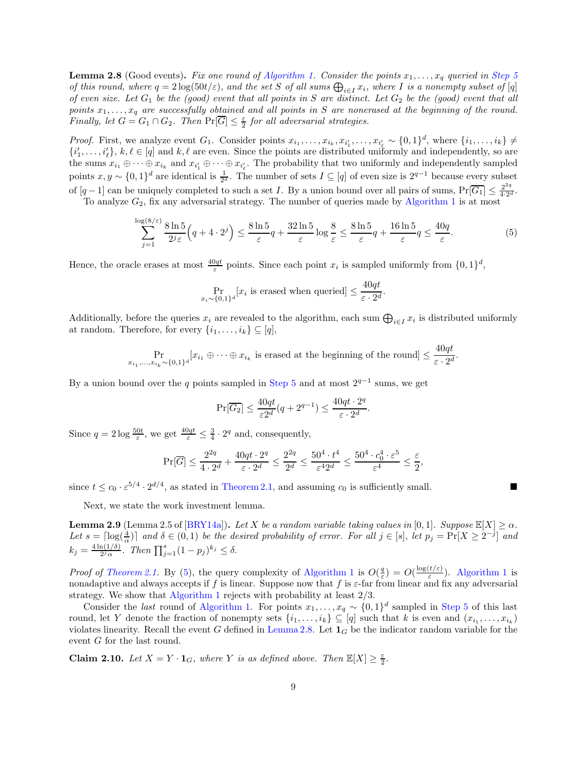**Lemma 2.8** (Good events)**.** *Fix one round of Algorithm 1. Consider the points $x_1, \ldots, x_q$ queried in Step 5 of this round, where $q = 2\log(50t/\varepsilon)$, and the set $S$ of all sums $\bigoplus_{i \in I} x_i$, where $I$ is a nonempty subset of $[q]$ of even size. Let $G_1$ be the (good) event that all points in $S$ are distinct. Let $G_2$ be the (good) event that all points $x_1, \ldots, x_q$ are successfully obtained and all points in $S$ are nonerased at the beginning of the round. Finally, let $G = G_1 \cap G_2$. Then $\Pr[\overline{G}] \leq \frac{\varepsilon}{2}$ for all adversarial strategies.*

*Proof.* First, we analyze event $G_1$. Consider points $x_{i_1}, \ldots, x_{i_k}, x_{i'_1}, \ldots, x_{i'_\ell} \sim \{0,1\}^d$, where $\{i_1, \ldots, i_k\} \neq \{i'_1, \ldots, i'_\ell\}$, $k, \ell \in [q]$ and $k, \ell$ are even. Since the points are distributed uniformly and independently, so are the sums $x_{i_1} \oplus \cdots \oplus x_{i_k}$ and $x_{i'_1} \oplus \cdots \oplus x_{i'_\ell}$. The probability that two uniformly and independently sampled points $x, y \sim \{0,1\}^d$ are identical is $\frac{1}{2^d}$. The number of sets $I \subseteq [q]$ of even size is $2^{q-1}$ because every subset of $[q-1]$ can be uniquely completed to such a set $I$. By a union bound over all pairs of sums, $\Pr[\overline{G_1}] \leq \frac{2^{2q}}{4 \cdot 2^d}$.

To analyze $G_2$, fix any adversarial strategy. The number of queries made by Algorithm 1 is at most

$$\sum_{j=1}^{\log(8/\varepsilon)} \frac{8\ln 5}{2^j \varepsilon}\left(q + 4 \cdot 2^j\right) \leq \frac{8\ln 5}{\varepsilon} q + \frac{32\ln 5}{\varepsilon} \log\frac{8}{\varepsilon} \leq \frac{8\ln 5}{\varepsilon} q + \frac{16\ln 5}{\varepsilon} q \leq \frac{40q}{\varepsilon}. \tag{5}$$

Hence, the oracle erases at most $\frac{40qt}{\varepsilon}$ points. Since each point $x_i$ is sampled uniformly from $\{0,1\}^d$,

$$\Pr_{x_i \sim \{0,1\}^d}[x_i \text{ is erased when queried}] \leq \frac{40qt}{\varepsilon \cdot 2^d}.$$

Additionally, before the queries $x_i$ are revealed to the algorithm, each sum $\bigoplus_{i \in I} x_i$ is distributed uniformly at random. Therefore, for every $\{i_1, \ldots, i_k\} \subseteq [q]$,

$$\Pr_{x_{i_1}, \ldots, x_{i_k} \sim \{0,1\}^d}[x_{i_1} \oplus \cdots \oplus x_{i_k} \text{ is erased at the beginning of the round}] \leq \frac{40qt}{\varepsilon \cdot 2^d}.$$

By a union bound over the $q$ points sampled in Step 5 and at most $2^{q-1}$ sums, we get

$$\Pr[\overline{G_2}] \leq \frac{40qt}{\varepsilon 2^d}(q + 2^{q-1}) \leq \frac{40qt \cdot 2^q}{\varepsilon \cdot 2^d}.$$

Since $q = 2\log\frac{50t}{\varepsilon}$, we get $\frac{40qt}{\varepsilon} \leq \frac{3}{4} \cdot 2^q$ and, consequently,

$$\Pr[\overline{G}] \leq \frac{2^{2q}}{4 \cdot 2^d} + \frac{40qt \cdot 2^q}{\varepsilon \cdot 2^d} \leq \frac{2^{2q}}{2^d} \leq \frac{50^4 \cdot t^4}{\varepsilon^4 2^d} \leq \frac{50^4 \cdot c_0^4 \cdot \varepsilon^5}{\varepsilon^4} \leq \frac{\varepsilon}{2},$$

since $t \leq c_0 \cdot \varepsilon^{5/4} \cdot 2^{d/4}$, as stated in Theorem 2.1, and assuming $c_0$ is sufficiently small. ∎

Next, we state the work investment lemma.

**Lemma 2.9** (Lemma 2.5 of [BRY14a])**.** *Let $X$ be a random variable taking values in $[0,1]$. Suppose $\mathbb{E}[X] \geq \alpha$. Let $s = \lceil \log(\frac{4}{\alpha}) \rceil$ and $\delta \in (0,1)$ be the desired probability of error. For all $j \in [s]$, let $p_j = \Pr[X \geq 2^{-j}]$ and $k_j = \frac{4\ln(1/\delta)}{2^j \alpha}$. Then $\prod_{j=1}^{s}(1-p_j)^{k_j} \leq \delta$.*

*Proof of Theorem 2.1.* By (5), the query complexity of Algorithm 1 is $O(\frac{q}{\varepsilon}) = O(\frac{\log(t/\varepsilon)}{\varepsilon})$. Algorithm 1 is nonadaptive and always accepts if $f$ is linear. Suppose now that $f$ is $\varepsilon$-far from linear and fix any adversarial strategy. We show that Algorithm 1 rejects with probability at least $2/3$.

Consider the *last* round of Algorithm 1. For points $x_1, \ldots, x_q \sim \{0,1\}^d$ sampled in Step 5 of this last round, let $Y$ denote the fraction of nonempty sets $\{i_1, \ldots, i_k\} \subseteq [q]$ such that $k$ is even and $(x_{i_1}, \ldots, x_{i_k})$ violates linearity. Recall the event $G$ defined in Lemma 2.8. Let $\mathbf{1}_G$ be the indicator random variable for the event $G$ for the last round.

**Claim 2.10.** *Let $X = Y \cdot \mathbf{1}_G$, where $Y$ is as defined above. Then $\mathbb{E}[X] \geq \frac{\varepsilon}{2}$.*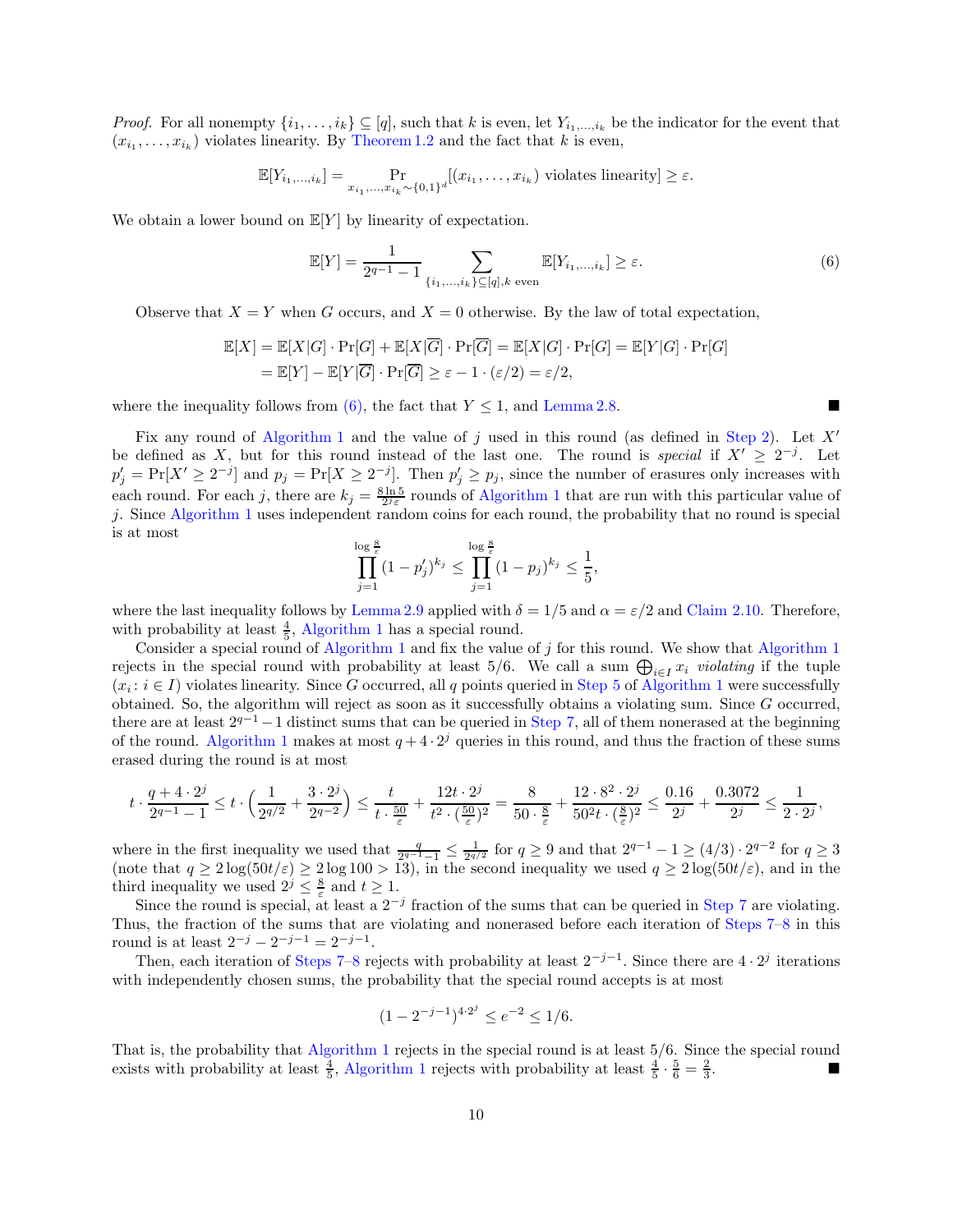*Proof.* For all nonempty $\{i_1, \ldots, i_k\} \subseteq [q]$, such that $k$ is even, let $Y_{i_1,\ldots,i_k}$ be the indicator for the event that $(x_{i_1}, \ldots, x_{i_k})$ violates linearity. By Theorem 1.2 and the fact that $k$ is even,

$$\mathbb{E}[Y_{i_1,\ldots,i_k}] = \Pr_{x_{i_1},\ldots,x_{i_k} \sim \{0,1\}^d}[(x_{i_1}, \ldots, x_{i_k}) \text{ violates linearity}] \geq \varepsilon.$$

We obtain a lower bound on $\mathbb{E}[Y]$ by linearity of expectation.

$$\mathbb{E}[Y] = \frac{1}{2^{q-1}-1} \sum_{\{i_1,\ldots,i_k\} \subseteq [q], k \text{ even}} \mathbb{E}[Y_{i_1,\ldots,i_k}] \geq \varepsilon. \tag{6}$$

Observe that $X = Y$ when $G$ occurs, and $X = 0$ otherwise. By the law of total expectation,

$$\begin{aligned}
\mathbb{E}[X] &= \mathbb{E}[X|G] \cdot \Pr[G] + \mathbb{E}[X|\overline{G}] \cdot \Pr[\overline{G}] = \mathbb{E}[X|G] \cdot \Pr[G] = \mathbb{E}[Y|G] \cdot \Pr[G] \\
&= \mathbb{E}[Y] - \mathbb{E}[Y|\overline{G}] \cdot \Pr[\overline{G}] \geq \varepsilon - 1 \cdot (\varepsilon/2) = \varepsilon/2,
\end{aligned}$$

where the inequality follows from (6), the fact that $Y \leq 1$, and Lemma 2.8. ∎

Fix any round of Algorithm 1 and the value of $j$ used in this round (as defined in Step 2). Let $X'$ be defined as $X$, but for this round instead of the last one. The round is *special* if $X' \geq 2^{-j}$. Let $p'_j = \Pr[X' \geq 2^{-j}]$ and $p_j = \Pr[X \geq 2^{-j}]$. Then $p'_j \geq p_j$, since the number of erasures only increases with each round. For each $j$, there are $k_j = \frac{8 \ln 5}{2^j \varepsilon}$ rounds of Algorithm 1 that are run with this particular value of $j$. Since Algorithm 1 uses independent random coins for each round, the probability that no round is special is at most

$$\prod_{j=1}^{\log \frac{8}{\varepsilon}} (1 - p'_j)^{k_j} \leq \prod_{j=1}^{\log \frac{8}{\varepsilon}} (1 - p_j)^{k_j} \leq \frac{1}{5},$$

where the last inequality follows by Lemma 2.9 applied with $\delta = 1/5$ and $\alpha = \varepsilon/2$ and Claim 2.10. Therefore, with probability at least $\frac{4}{5}$, Algorithm 1 has a special round.

Consider a special round of Algorithm 1 and fix the value of $j$ for this round. We show that Algorithm 1 rejects in the special round with probability at least 5/6. We call a sum $\bigoplus_{i \in I} x_i$ *violating* if the tuple $(x_i : i \in I)$ violates linearity. Since $G$ occurred, all $q$ points queried in Step 5 of Algorithm 1 were successfully obtained. So, the algorithm will reject as soon as it successfully obtains a violating sum. Since $G$ occurred, there are at least $2^{q-1} - 1$ distinct sums that can be queried in Step 7, all of them nonerased at the beginning of the round. Algorithm 1 makes at most $q + 4 \cdot 2^j$ queries in this round, and thus the fraction of these sums erased during the round is at most

$$t \cdot \frac{q + 4 \cdot 2^j}{2^{q-1} - 1} \leq t \cdot \left( \frac{1}{2^{q/2}} + \frac{3 \cdot 2^j}{2^{q-2}} \right) \leq \frac{t}{t \cdot \frac{50}{\varepsilon}} + \frac{12t \cdot 2^j}{t^2 \cdot (\frac{50}{\varepsilon})^2} = \frac{8}{50 \cdot \frac{8}{\varepsilon}} + \frac{12 \cdot 8^2 \cdot 2^j}{50^2 t \cdot (\frac{8}{\varepsilon})^2} \leq \frac{0.16}{2^j} + \frac{0.3072}{2^j} \leq \frac{1}{2 \cdot 2^j},$$

where in the first inequality we used that $\frac{q}{2^{q-1}-1} \leq \frac{1}{2^{q/2}}$ for $q \geq 9$ and that $2^{q-1} - 1 \geq (4/3) \cdot 2^{q-2}$ for $q \geq 3$ (note that $q \geq 2\log(50t/\varepsilon) \geq 2 \log 100 > 13$), in the second inequality we used $q \geq 2\log(50t/\varepsilon)$, and in the third inequality we used $2^j \leq \frac{8}{\varepsilon}$ and $t \geq 1$.

Since the round is special, at least a $2^{-j}$ fraction of the sums that can be queried in Step 7 are violating. Thus, the fraction of the sums that are violating and nonerased before each iteration of Steps 7–8 in this round is at least $2^{-j} - 2^{-j-1} = 2^{-j-1}$.

Then, each iteration of Steps 7–8 rejects with probability at least $2^{-j-1}$. Since there are $4 \cdot 2^j$ iterations with independently chosen sums, the probability that the special round accepts is at most

$$(1 - 2^{-j-1})^{4 \cdot 2^j} \leq e^{-2} \leq 1/6.$$

That is, the probability that Algorithm 1 rejects in the special round is at least 5/6. Since the special round exists with probability at least $\frac{4}{5}$, Algorithm 1 rejects with probability at least $\frac{4}{5} \cdot \frac{5}{6} = \frac{2}{3}$. ∎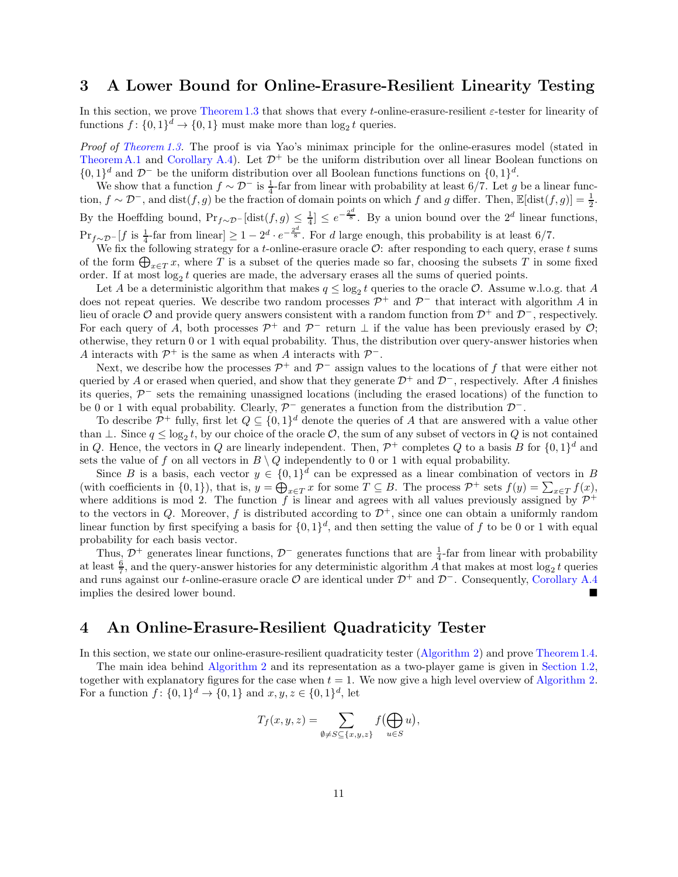# 3 A Lower Bound for Online-Erasure-Resilient Linearity Testing

In this section, we prove Theorem 1.3 that shows that every $t$-online-erasure-resilient $\varepsilon$-tester for linearity of functions $f\colon \{0,1\}^d \to \{0,1\}$ must make more than $\log_2 t$ queries.

*Proof of Theorem 1.3.* The proof is via Yao's minimax principle for the online-erasures model (stated in Theorem A.1 and Corollary A.4). Let $\mathcal{D}^+$ be the uniform distribution over all linear Boolean functions on $\{0,1\}^d$ and $\mathcal{D}^-$ be the uniform distribution over all Boolean functions functions on $\{0,1\}^d$.

We show that a function $f \sim \mathcal{D}^-$ is $\frac{1}{4}$-far from linear with probability at least 6/7. Let $g$ be a linear function, $f \sim \mathcal{D}^-$, and $\text{dist}(f,g)$ be the fraction of domain points on which $f$ and $g$ differ. Then, $\mathbb{E}[\text{dist}(f,g)] = \frac{1}{2}$. By the Hoeffding bound, $\Pr_{f\sim\mathcal{D}^-}[\text{dist}(f,g) \le \frac{1}{4}] \le e^{-\frac{2^d}{8}}$. By a union bound over the $2^d$ linear functions, $\Pr_{f\sim\mathcal{D}^-}[f \text{ is } \frac{1}{4}\text{-far from linear}] \ge 1 - 2^d \cdot e^{-\frac{2^d}{8}}$. For $d$ large enough, this probability is at least 6/7.

We fix the following strategy for a $t$-online-erasure oracle $\mathcal{O}$: after responding to each query, erase $t$ sums of the form $\bigoplus_{x\in T} x$, where $T$ is a subset of the queries made so far, choosing the subsets $T$ in some fixed order. If at most $\log_2 t$ queries are made, the adversary erases all the sums of queried points.

Let $A$ be a deterministic algorithm that makes $q \le \log_2 t$ queries to the oracle $\mathcal{O}$. Assume w.l.o.g. that $A$ does not repeat queries. We describe two random processes $\mathcal{P}^+$ and $\mathcal{P}^-$ that interact with algorithm $A$ in lieu of oracle $\mathcal{O}$ and provide query answers consistent with a random function from $\mathcal{D}^+$ and $\mathcal{D}^-$, respectively. For each query of $A$, both processes $\mathcal{P}^+$ and $\mathcal{P}^-$ return $\perp$ if the value has been previously erased by $\mathcal{O}$; otherwise, they return 0 or 1 with equal probability. Thus, the distribution over query-answer histories when $A$ interacts with $\mathcal{P}^+$ is the same as when $A$ interacts with $\mathcal{P}^-$.

Next, we describe how the processes $\mathcal{P}^+$ and $\mathcal{P}^-$ assign values to the locations of $f$ that were either not queried by $A$ or erased when queried, and show that they generate $\mathcal{D}^+$ and $\mathcal{D}^-$, respectively. After $A$ finishes its queries, $\mathcal{P}^-$ sets the remaining unassigned locations (including the erased locations) of the function to be 0 or 1 with equal probability. Clearly, $\mathcal{P}^-$ generates a function from the distribution $\mathcal{D}^-$.

To describe $\mathcal{P}^+$ fully, first let $Q \subseteq \{0,1\}^d$ denote the queries of $A$ that are answered with a value other than $\perp$. Since $q \le \log_2 t$, by our choice of the oracle $\mathcal{O}$, the sum of any subset of vectors in $Q$ is not contained in $Q$. Hence, the vectors in $Q$ are linearly independent. Then, $\mathcal{P}^+$ completes $Q$ to a basis $B$ for $\{0,1\}^d$ and sets the value of $f$ on all vectors in $B \setminus Q$ independently to 0 or 1 with equal probability.

Since $B$ is a basis, each vector $y \in \{0,1\}^d$ can be expressed as a linear combination of vectors in $B$ (with coefficients in $\{0,1\}$), that is, $y = \bigoplus_{x\in T} x$ for some $T \subseteq B$. The process $\mathcal{P}^+$ sets $f(y) = \sum_{x\in T} f(x)$, where additions is mod 2. The function $f$ is linear and agrees with all values previously assigned by $\mathcal{P}^+$ to the vectors in $Q$. Moreover, $f$ is distributed according to $\mathcal{D}^+$, since one can obtain a uniformly random linear function by first specifying a basis for $\{0,1\}^d$, and then setting the value of $f$ to be 0 or 1 with equal probability for each basis vector.

Thus, $\mathcal{D}^+$ generates linear functions, $\mathcal{D}^-$ generates functions that are $\frac{1}{4}$-far from linear with probability at least $\frac{6}{7}$, and the query-answer histories for any deterministic algorithm $A$ that makes at most $\log_2 t$ queries and runs against our $t$-online-erasure oracle $\mathcal{O}$ are identical under $\mathcal{D}^+$ and $\mathcal{D}^-$. Consequently, Corollary A.4 implies the desired lower bound. ■

# 4 An Online-Erasure-Resilient Quadraticity Tester

In this section, we state our online-erasure-resilient quadraticity tester (Algorithm 2) and prove Theorem 1.4.

The main idea behind Algorithm 2 and its representation as a two-player game is given in Section 1.2, together with explanatory figures for the case when $t = 1$. We now give a high level overview of Algorithm 2. For a function $f\colon \{0,1\}^d \to \{0,1\}$ and $x, y, z \in \{0,1\}^d$, let

$$T_f(x,y,z) = \sum_{\emptyset \ne S \subseteq \{x,y,z\}} f\Big(\bigoplus_{u\in S} u\Big),$$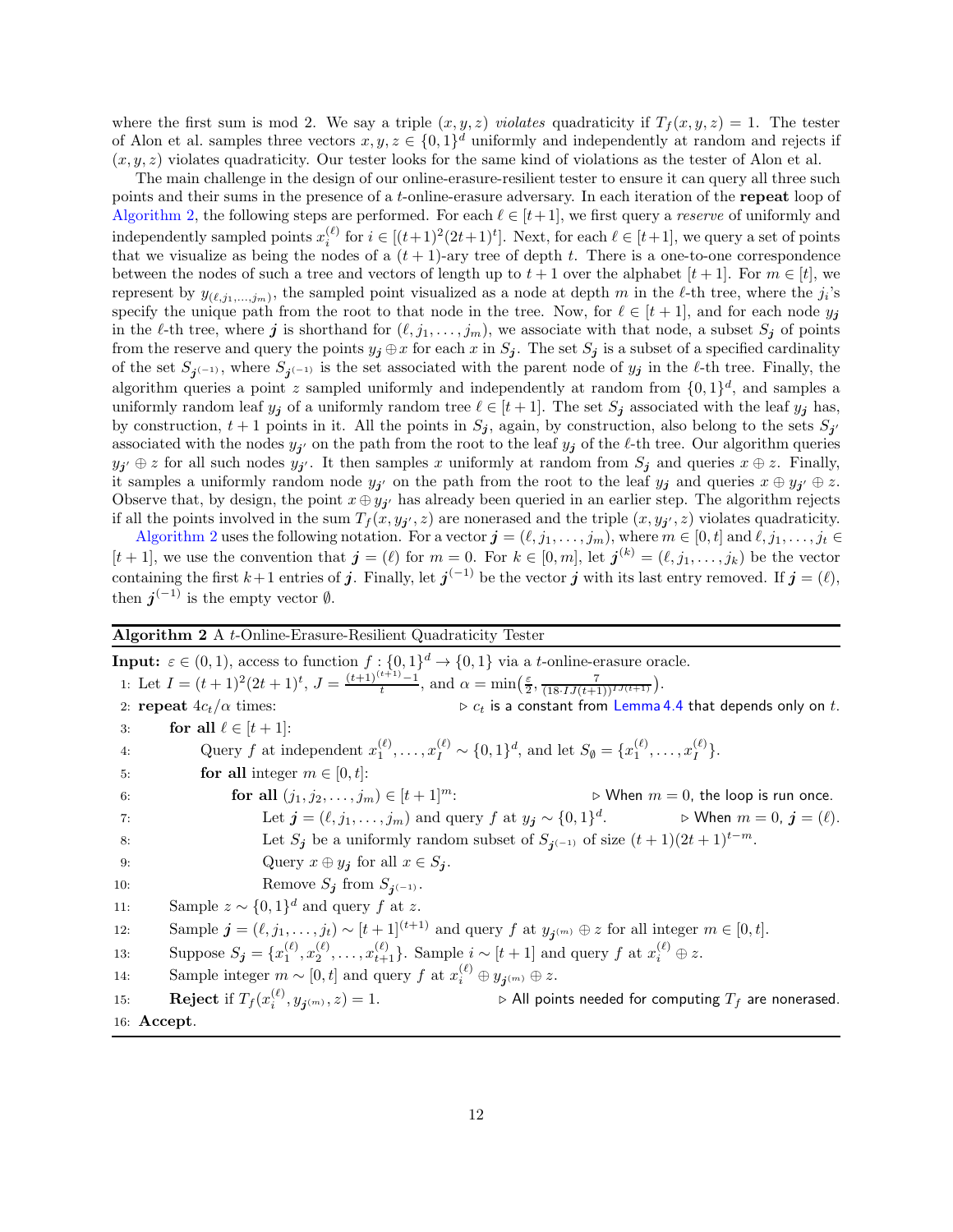where the first sum is mod 2. We say a triple $(x, y, z)$ *violates* quadraticity if $T_f(x, y, z) = 1$. The tester of Alon et al. samples three vectors $x, y, z \in \{0,1\}^d$ uniformly and independently at random and rejects if $(x, y, z)$ violates quadraticity. Our tester looks for the same kind of violations as the tester of Alon et al.

The main challenge in the design of our online-erasure-resilient tester to ensure it can query all three such points and their sums in the presence of a $t$-online-erasure adversary. In each iteration of the **repeat** loop of Algorithm 2, the following steps are performed. For each $\ell \in [t+1]$, we first query a *reserve* of uniformly and independently sampled points $x_i^{(\ell)}$ for $i \in [(t+1)^2(2t+1)^t]$. Next, for each $\ell \in [t+1]$, we query a set of points that we visualize as being the nodes of a $(t+1)$-ary tree of depth $t$. There is a one-to-one correspondence between the nodes of such a tree and vectors of length up to $t+1$ over the alphabet $[t+1]$. For $m \in [t]$, we represent by $y_{(\ell, j_1, \dots, j_m)}$, the sampled point visualized as a node at depth $m$ in the $\ell$-th tree, where the $j_i$'s specify the unique path from the root to that node in the tree. Now, for $\ell \in [t+1]$, and for each node $y_{\boldsymbol{j}}$ in the $\ell$-th tree, where $\boldsymbol{j}$ is shorthand for $(\ell, j_1, \dots, j_m)$, we associate with that node, a subset $S_{\boldsymbol{j}}$ of points from the reserve and query the points $y_{\boldsymbol{j}} \oplus x$ for each $x$ in $S_{\boldsymbol{j}}$. The set $S_{\boldsymbol{j}}$ is a subset of a specified cardinality of the set $S_{\boldsymbol{j}^{(-1)}}$, where $S_{\boldsymbol{j}^{(-1)}}$ is the set associated with the parent node of $y_{\boldsymbol{j}}$ in the $\ell$-th tree. Finally, the algorithm queries a point $z$ sampled uniformly and independently at random from $\{0,1\}^d$, and samples a uniformly random leaf $y_{\boldsymbol{j}}$ of a uniformly random tree $\ell \in [t+1]$. The set $S_{\boldsymbol{j}}$ associated with the leaf $y_{\boldsymbol{j}}$ has, by construction, $t+1$ points in it. All the points in $S_{\boldsymbol{j}}$, again, by construction, also belong to the sets $S_{\boldsymbol{j}'}$ associated with the nodes $y_{\boldsymbol{j}'}$ on the path from the root to the leaf $y_{\boldsymbol{j}}$ of the $\ell$-th tree. Our algorithm queries $y_{\boldsymbol{j}'} \oplus z$ for all such nodes $y_{\boldsymbol{j}'}$. It then samples $x$ uniformly at random from $S_{\boldsymbol{j}}$ and queries $x \oplus z$. Finally, it samples a uniformly random node $y_{\boldsymbol{j}'}$ on the path from the root to the leaf $y_{\boldsymbol{j}}$ and queries $x \oplus y_{\boldsymbol{j}'} \oplus z$. Observe that, by design, the point $x \oplus y_{\boldsymbol{j}'}$ has already been queried in an earlier step. The algorithm rejects if all the points involved in the sum $T_f(x, y_{\boldsymbol{j}'}, z)$ are nonerased and the triple $(x, y_{\boldsymbol{j}'}, z)$ violates quadraticity.

Algorithm 2 uses the following notation. For a vector $\boldsymbol{j} = (\ell, j_1, \dots, j_m)$, where $m \in [0, t]$ and $\ell, j_1, \dots, j_t \in [t+1]$, we use the convention that $\boldsymbol{j} = (\ell)$ for $m = 0$. For $k \in [0, m]$, let $\boldsymbol{j}^{(k)} = (\ell, j_1, \dots, j_k)$ be the vector containing the first $k+1$ entries of $\boldsymbol{j}$. Finally, let $\boldsymbol{j}^{(-1)}$ be the vector $\boldsymbol{j}$ with its last entry removed. If $\boldsymbol{j} = (\ell)$, then $\boldsymbol{j}^{(-1)}$ is the empty vector $\emptyset$.

---

**Algorithm 2** A $t$-Online-Erasure-Resilient Quadraticity Tester

---

**Input:** $\varepsilon \in (0, 1)$, access to function $f : \{0,1\}^d \to \{0,1\}$ via a $t$-online-erasure oracle.

1: Let $I = (t+1)^2(2t+1)^t$, $J = \frac{(t+1)^{(t+1)}-1}{t}$, and $\alpha = \min\left(\frac{\varepsilon}{2}, \frac{7}{(18 \cdot IJ(t+1))^{IJ(t+1)}}\right)$.
2: **repeat** $4c_t/\alpha$ times: ▷ $c_t$ is a constant from Lemma 4.4 that depends only on $t$.
3: &nbsp;&nbsp;&nbsp;&nbsp;**for all** $\ell \in [t+1]$:
4: &nbsp;&nbsp;&nbsp;&nbsp;&nbsp;&nbsp;&nbsp;&nbsp;Query $f$ at independent $x_1^{(\ell)}, \dots, x_I^{(\ell)} \sim \{0,1\}^d$, and let $S_\emptyset = \{x_1^{(\ell)}, \dots, x_I^{(\ell)}\}$.
5: &nbsp;&nbsp;&nbsp;&nbsp;&nbsp;&nbsp;&nbsp;&nbsp;**for all** integer $m \in [0, t]$:
6: &nbsp;&nbsp;&nbsp;&nbsp;&nbsp;&nbsp;&nbsp;&nbsp;&nbsp;&nbsp;&nbsp;&nbsp;**for all** $(j_1, j_2, \dots, j_m) \in [t+1]^m$: ▷ When $m = 0$, the loop is run once.
7: &nbsp;&nbsp;&nbsp;&nbsp;&nbsp;&nbsp;&nbsp;&nbsp;&nbsp;&nbsp;&nbsp;&nbsp;&nbsp;&nbsp;&nbsp;&nbsp;Let $\boldsymbol{j} = (\ell, j_1, \dots, j_m)$ and query $f$ at $y_{\boldsymbol{j}} \sim \{0,1\}^d$. ▷ When $m = 0$, $\boldsymbol{j} = (\ell)$.
8: &nbsp;&nbsp;&nbsp;&nbsp;&nbsp;&nbsp;&nbsp;&nbsp;&nbsp;&nbsp;&nbsp;&nbsp;&nbsp;&nbsp;&nbsp;&nbsp;Let $S_{\boldsymbol{j}}$ be a uniformly random subset of $S_{\boldsymbol{j}^{(-1)}}$ of size $(t+1)(2t+1)^{t-m}$.
9: &nbsp;&nbsp;&nbsp;&nbsp;&nbsp;&nbsp;&nbsp;&nbsp;&nbsp;&nbsp;&nbsp;&nbsp;&nbsp;&nbsp;&nbsp;&nbsp;Query $x \oplus y_{\boldsymbol{j}}$ for all $x \in S_{\boldsymbol{j}}$.
10: &nbsp;&nbsp;&nbsp;&nbsp;&nbsp;&nbsp;&nbsp;&nbsp;&nbsp;&nbsp;&nbsp;&nbsp;&nbsp;&nbsp;&nbsp;&nbsp;Remove $S_{\boldsymbol{j}}$ from $S_{\boldsymbol{j}^{(-1)}}$.
11: &nbsp;&nbsp;&nbsp;&nbsp;Sample $z \sim \{0,1\}^d$ and query $f$ at $z$.
12: &nbsp;&nbsp;&nbsp;&nbsp;Sample $\boldsymbol{j} = (\ell, j_1, \dots, j_t) \sim [t+1]^{(t+1)}$ and query $f$ at $y_{\boldsymbol{j}^{(m)}} \oplus z$ for all integer $m \in [0, t]$.
13: &nbsp;&nbsp;&nbsp;&nbsp;Suppose $S_{\boldsymbol{j}} = \{x_1^{(\ell)}, x_2^{(\ell)}, \dots, x_{t+1}^{(\ell)}\}$. Sample $i \sim [t+1]$ and query $f$ at $x_i^{(\ell)} \oplus z$.
14: &nbsp;&nbsp;&nbsp;&nbsp;Sample integer $m \sim [0, t]$ and query $f$ at $x_i^{(\ell)} \oplus y_{\boldsymbol{j}^{(m)}} \oplus z$.
15: &nbsp;&nbsp;&nbsp;&nbsp;**Reject** if $T_f(x_i^{(\ell)}, y_{\boldsymbol{j}^{(m)}}, z) = 1$. ▷ All points needed for computing $T_f$ are nonerased.
16: **Accept**.

---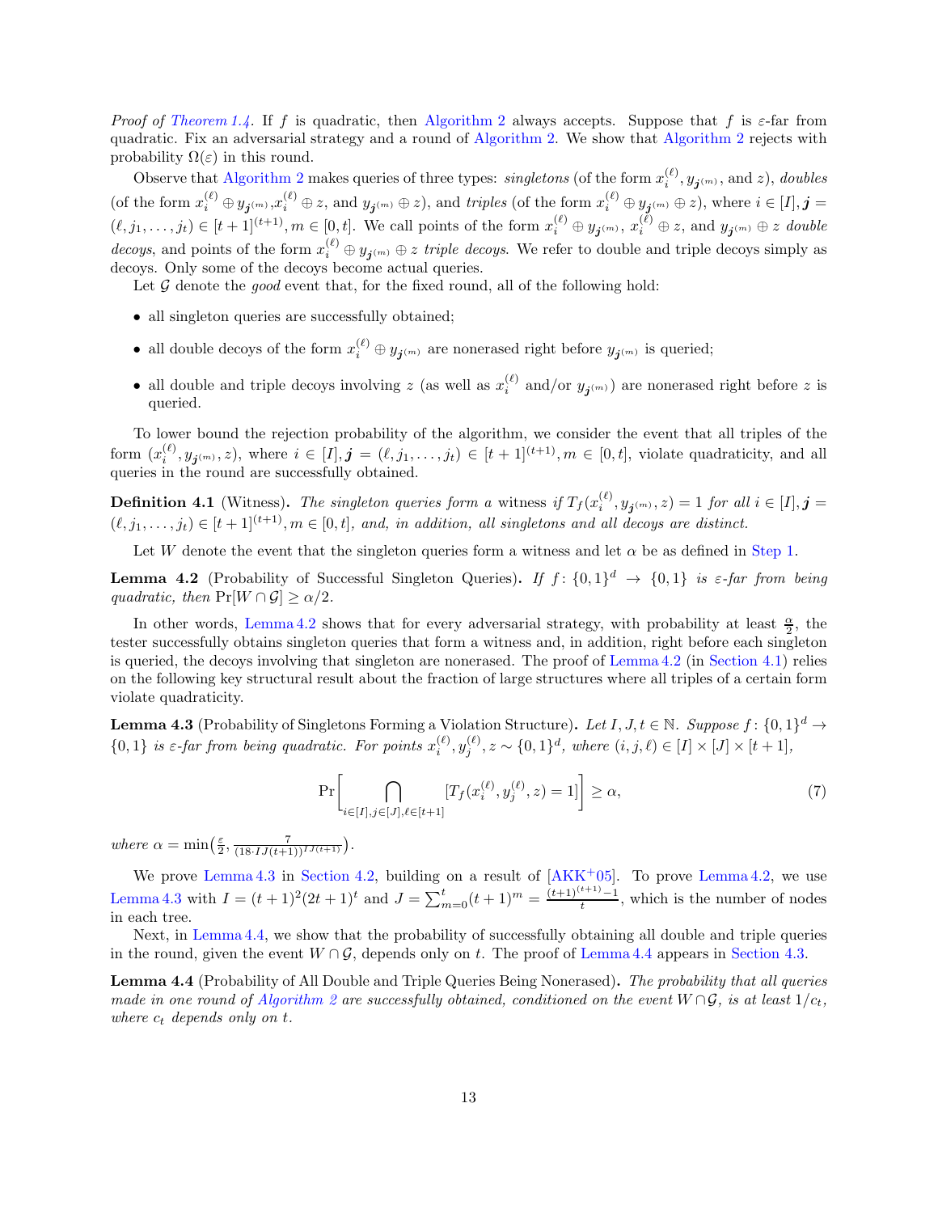*Proof of Theorem 1.4.* If $f$ is quadratic, then Algorithm 2 always accepts. Suppose that $f$ is $\varepsilon$-far from quadratic. Fix an adversarial strategy and a round of Algorithm 2. We show that Algorithm 2 rejects with probability $\Omega(\varepsilon)$ in this round.

Observe that Algorithm 2 makes queries of three types: *singletons* (of the form $x_i^{(\ell)}, y_{\boldsymbol{j}^{(m)}}$, and $z$), *doubles* (of the form $x_i^{(\ell)} \oplus y_{\boldsymbol{j}^{(m)}}$, $x_i^{(\ell)} \oplus z$, and $y_{\boldsymbol{j}^{(m)}} \oplus z$), and *triples* (of the form $x_i^{(\ell)} \oplus y_{\boldsymbol{j}^{(m)}} \oplus z$), where $i \in [I], \boldsymbol{j} = (\ell, j_1, \ldots, j_t) \in [t+1]^{(t+1)}, m \in [0,t]$. We call points of the form $x_i^{(\ell)} \oplus y_{\boldsymbol{j}^{(m)}}$, $x_i^{(\ell)} \oplus z$, and $y_{\boldsymbol{j}^{(m)}} \oplus z$ *double decoys*, and points of the form $x_i^{(\ell)} \oplus y_{\boldsymbol{j}^{(m)}} \oplus z$ *triple decoys*. We refer to double and triple decoys simply as decoys. Only some of the decoys become actual queries.

Let $\mathcal{G}$ denote the *good* event that, for the fixed round, all of the following hold:

- all singleton queries are successfully obtained;
- all double decoys of the form $x_i^{(\ell)} \oplus y_{\boldsymbol{j}^{(m)}}$ are nonerased right before $y_{\boldsymbol{j}^{(m)}}$ is queried;
- all double and triple decoys involving $z$ (as well as $x_i^{(\ell)}$ and/or $y_{\boldsymbol{j}^{(m)}}$) are nonerased right before $z$ is queried.

To lower bound the rejection probability of the algorithm, we consider the event that all triples of the form $(x_i^{(\ell)}, y_{\boldsymbol{j}^{(m)}}, z)$, where $i \in [I], \boldsymbol{j} = (\ell, j_1, \ldots, j_t) \in [t+1]^{(t+1)}, m \in [0,t]$, violate quadraticity, and all queries in the round are successfully obtained.

**Definition 4.1** (Witness)**.** *The singleton queries form a* witness *if $T_f(x_i^{(\ell)}, y_{\boldsymbol{j}^{(m)}}, z) = 1$ for all $i \in [I], \boldsymbol{j} = (\ell, j_1, \ldots, j_t) \in [t+1]^{(t+1)}, m \in [0,t]$, and, in addition, all singletons and all decoys are distinct.*

Let $W$ denote the event that the singleton queries form a witness and let $\alpha$ be as defined in Step 1.

**Lemma 4.2** (Probability of Successful Singleton Queries)**.** *If $f \colon \{0,1\}^d \to \{0,1\}$ is $\varepsilon$-far from being quadratic, then $\Pr[W \cap \mathcal{G}] \geq \alpha/2$.*

In other words, Lemma 4.2 shows that for every adversarial strategy, with probability at least $\frac{\alpha}{2}$, the tester successfully obtains singleton queries that form a witness and, in addition, right before each singleton is queried, the decoys involving that singleton are nonerased. The proof of Lemma 4.2 (in Section 4.1) relies on the following key structural result about the fraction of large structures where all triples of a certain form violate quadraticity.

**Lemma 4.3** (Probability of Singletons Forming a Violation Structure)**.** *Let $I, J, t \in \mathbb{N}$. Suppose $f \colon \{0,1\}^d \to \{0,1\}$ is $\varepsilon$-far from being quadratic. For points $x_i^{(\ell)}, y_j^{(\ell)}, z \sim \{0,1\}^d$, where $(i,j,\ell) \in [I] \times [J] \times [t+1]$,*

$$\Pr\left[\bigcap_{i \in [I], j \in [J], \ell \in [t+1]} [T_f(x_i^{(\ell)}, y_j^{(\ell)}, z) = 1]\right] \geq \alpha, \tag{7}$$

*where $\alpha = \min\left(\frac{\varepsilon}{2}, \frac{7}{(18 \cdot IJ(t+1))^{IJ(t+1)}}\right)$.*

We prove Lemma 4.3 in Section 4.2, building on a result of [AKK+05]. To prove Lemma 4.2, we use Lemma 4.3 with $I = (t+1)^2(2t+1)^t$ and $J = \sum_{m=0}^{t}(t+1)^m = \frac{(t+1)^{(t+1)}-1}{t}$, which is the number of nodes in each tree.

Next, in Lemma 4.4, we show that the probability of successfully obtaining all double and triple queries in the round, given the event $W \cap \mathcal{G}$, depends only on $t$. The proof of Lemma 4.4 appears in Section 4.3.

**Lemma 4.4** (Probability of All Double and Triple Queries Being Nonerased)**.** *The probability that all queries made in one round of Algorithm 2 are successfully obtained, conditioned on the event $W \cap \mathcal{G}$, is at least $1/c_t$, where $c_t$ depends only on $t$.*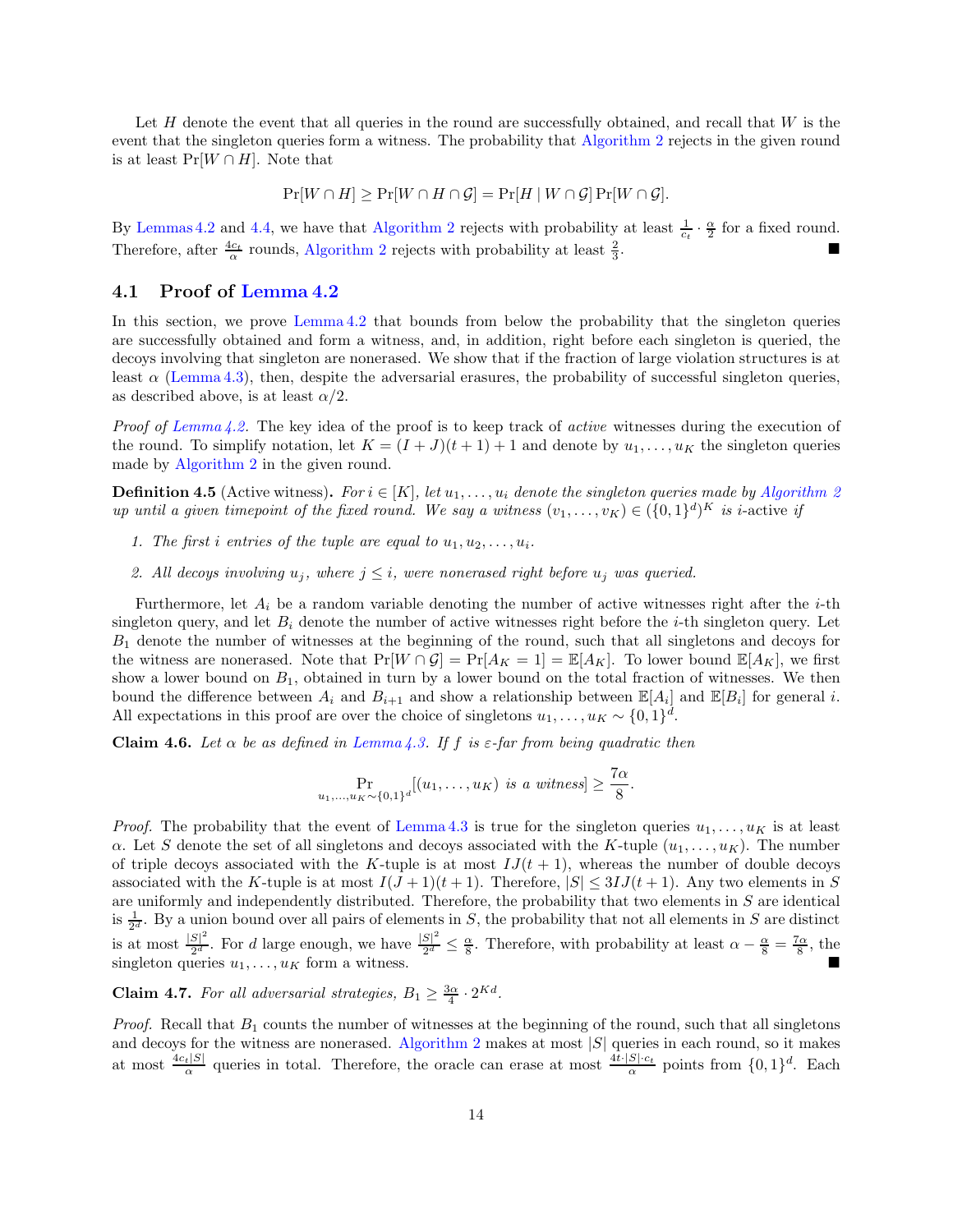Let $H$ denote the event that all queries in the round are successfully obtained, and recall that $W$ is the event that the singleton queries form a witness. The probability that Algorithm 2 rejects in the given round is at least $\Pr[W \cap H]$. Note that

$$\Pr[W \cap H] \geq \Pr[W \cap H \cap \mathcal{G}] = \Pr[H \mid W \cap \mathcal{G}] \Pr[W \cap \mathcal{G}].$$

By Lemmas 4.2 and 4.4, we have that Algorithm 2 rejects with probability at least $\frac{1}{c_t} \cdot \frac{\alpha}{2}$ for a fixed round. Therefore, after $\frac{4c_t}{\alpha}$ rounds, Algorithm 2 rejects with probability at least $\frac{2}{3}$. ∎

## 4.1 Proof of Lemma 4.2

In this section, we prove Lemma 4.2 that bounds from below the probability that the singleton queries are successfully obtained and form a witness, and, in addition, right before each singleton is queried, the decoys involving that singleton are nonerased. We show that if the fraction of large violation structures is at least $\alpha$ (Lemma 4.3), then, despite the adversarial erasures, the probability of successful singleton queries, as described above, is at least $\alpha/2$.

*Proof of Lemma 4.2.* The key idea of the proof is to keep track of *active* witnesses during the execution of the round. To simplify notation, let $K = (I + J)(t + 1) + 1$ and denote by $u_1, \ldots, u_K$ the singleton queries made by Algorithm 2 in the given round.

**Definition 4.5** (Active witness)**.** *For $i \in [K]$, let $u_1, \ldots, u_i$ denote the singleton queries made by Algorithm 2 up until a given timepoint of the fixed round. We say a witness $(v_1, \ldots, v_K) \in (\{0,1\}^d)^K$ is $i$-active if*

1. *The first $i$ entries of the tuple are equal to $u_1, u_2, \ldots, u_i$.*
2. *All decoys involving $u_j$, where $j \leq i$, were nonerased right before $u_j$ was queried.*

Furthermore, let $A_i$ be a random variable denoting the number of active witnesses right after the $i$-th singleton query, and let $B_i$ denote the number of active witnesses right before the $i$-th singleton query. Let $B_1$ denote the number of witnesses at the beginning of the round, such that all singletons and decoys for the witness are nonerased. Note that $\Pr[W \cap \mathcal{G}] = \Pr[A_K = 1] = \mathbb{E}[A_K]$. To lower bound $\mathbb{E}[A_K]$, we first show a lower bound on $B_1$, obtained in turn by a lower bound on the total fraction of witnesses. We then bound the difference between $A_i$ and $B_{i+1}$ and show a relationship between $\mathbb{E}[A_i]$ and $\mathbb{E}[B_i]$ for general $i$. All expectations in this proof are over the choice of singletons $u_1, \ldots, u_K \sim \{0,1\}^d$.

**Claim 4.6.** *Let $\alpha$ be as defined in Lemma 4.3. If $f$ is $\varepsilon$-far from being quadratic then*

$$\Pr_{u_1,\ldots,u_K \sim \{0,1\}^d}[(u_1, \ldots, u_K) \text{ is a witness}] \geq \frac{7\alpha}{8}.$$

*Proof.* The probability that the event of Lemma 4.3 is true for the singleton queries $u_1, \ldots, u_K$ is at least $\alpha$. Let $S$ denote the set of all singletons and decoys associated with the $K$-tuple $(u_1, \ldots, u_K)$. The number of triple decoys associated with the $K$-tuple is at most $IJ(t+1)$, whereas the number of double decoys associated with the $K$-tuple is at most $I(J+1)(t+1)$. Therefore, $|S| \leq 3IJ(t+1)$. Any two elements in $S$ are uniformly and independently distributed. Therefore, the probability that two elements in $S$ are identical is $\frac{1}{2^d}$. By a union bound over all pairs of elements in $S$, the probability that not all elements in $S$ are distinct is at most $\frac{|S|^2}{2^d}$. For $d$ large enough, we have $\frac{|S|^2}{2^d} \leq \frac{\alpha}{8}$. Therefore, with probability at least $\alpha - \frac{\alpha}{8} = \frac{7\alpha}{8}$, the singleton queries $u_1, \ldots, u_K$ form a witness. ∎

**Claim 4.7.** *For all adversarial strategies, $B_1 \geq \frac{3\alpha}{4} \cdot 2^{Kd}$.*

*Proof.* Recall that $B_1$ counts the number of witnesses at the beginning of the round, such that all singletons and decoys for the witness are nonerased. Algorithm 2 makes at most $|S|$ queries in each round, so it makes at most $\frac{4c_t|S|}{\alpha}$ queries in total. Therefore, the oracle can erase at most $\frac{4t \cdot |S| \cdot c_t}{\alpha}$ points from $\{0,1\}^d$. Each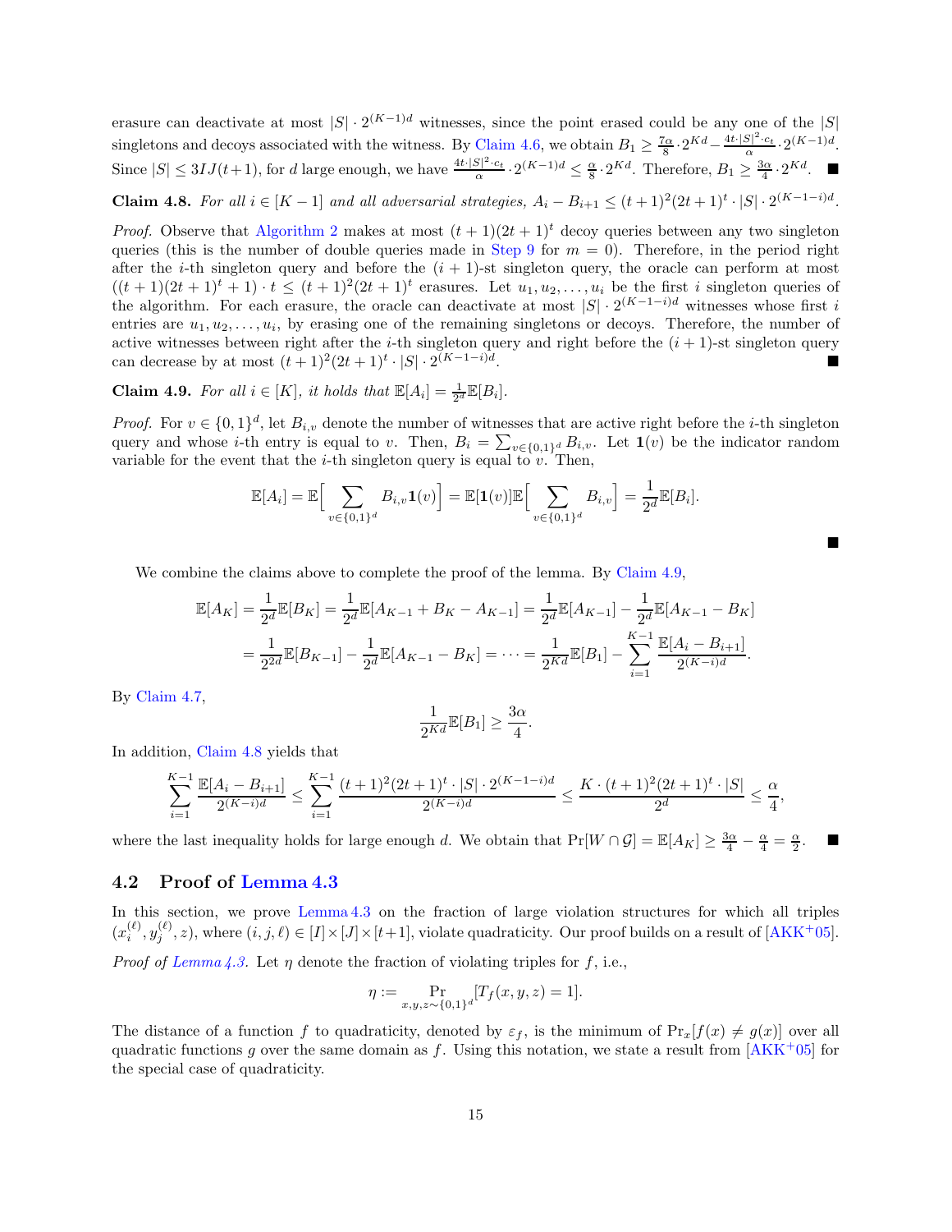erasure can deactivate at most $|S| \cdot 2^{(K-1)d}$ witnesses, since the point erased could be any one of the $|S|$ singletons and decoys associated with the witness. By Claim 4.6, we obtain $B_1 \geq \frac{7\alpha}{8} \cdot 2^{Kd} - \frac{4t \cdot |S|^2 \cdot c_t}{\alpha} \cdot 2^{(K-1)d}$. Since $|S| \leq 3IJ(t+1)$, for $d$ large enough, we have $\frac{4t \cdot |S|^2 \cdot c_t}{\alpha} \cdot 2^{(K-1)d} \leq \frac{\alpha}{8} \cdot 2^{Kd}$. Therefore, $B_1 \geq \frac{3\alpha}{4} \cdot 2^{Kd}$. ■

**Claim 4.8.** *For all $i \in [K-1]$ and all adversarial strategies, $A_i - B_{i+1} \leq (t+1)^2(2t+1)^t \cdot |S| \cdot 2^{(K-1-i)d}$.*

*Proof.* Observe that Algorithm 2 makes at most $(t+1)(2t+1)^t$ decoy queries between any two singleton queries (this is the number of double queries made in Step 9 for $m = 0$). Therefore, in the period right after the $i$-th singleton query and before the $(i+1)$-st singleton query, the oracle can perform at most $((t+1)(2t+1)^t + 1) \cdot t \leq (t+1)^2(2t+1)^t$ erasures. Let $u_1, u_2, \ldots, u_i$ be the first $i$ singleton queries of the algorithm. For each erasure, the oracle can deactivate at most $|S| \cdot 2^{(K-1-i)d}$ witnesses whose first $i$ entries are $u_1, u_2, \ldots, u_i$, by erasing one of the remaining singletons or decoys. Therefore, the number of active witnesses between right after the $i$-th singleton query and right before the $(i+1)$-st singleton query can decrease by at most $(t+1)^2(2t+1)^t \cdot |S| \cdot 2^{(K-1-i)d}$. ■

**Claim 4.9.** *For all $i \in [K]$, it holds that $\mathbb{E}[A_i] = \frac{1}{2^d}\mathbb{E}[B_i]$.*

*Proof.* For $v \in \{0,1\}^d$, let $B_{i,v}$ denote the number of witnesses that are active right before the $i$-th singleton query and whose $i$-th entry is equal to $v$. Then, $B_i = \sum_{v \in \{0,1\}^d} B_{i,v}$. Let $\mathbf{1}(v)$ be the indicator random variable for the event that the $i$-th singleton query is equal to $v$. Then,

$$\mathbb{E}[A_i] = \mathbb{E}\Big[\sum_{v \in \{0,1\}^d} B_{i,v}\mathbf{1}(v)\Big] = \mathbb{E}[\mathbf{1}(v)]\mathbb{E}\Big[\sum_{v \in \{0,1\}^d} B_{i,v}\Big] = \frac{1}{2^d}\mathbb{E}[B_i].$$

■

We combine the claims above to complete the proof of the lemma. By Claim 4.9,

$$\mathbb{E}[A_K] = \frac{1}{2^d}\mathbb{E}[B_K] = \frac{1}{2^d}\mathbb{E}[A_{K-1} + B_K - A_{K-1}] = \frac{1}{2^d}\mathbb{E}[A_{K-1}] - \frac{1}{2^d}\mathbb{E}[A_{K-1} - B_K]$$
$$= \frac{1}{2^{2d}}\mathbb{E}[B_{K-1}] - \frac{1}{2^d}\mathbb{E}[A_{K-1} - B_K] = \cdots = \frac{1}{2^{Kd}}\mathbb{E}[B_1] - \sum_{i=1}^{K-1} \frac{\mathbb{E}[A_i - B_{i+1}]}{2^{(K-i)d}}.$$

By Claim 4.7,

$$\frac{1}{2^{Kd}}\mathbb{E}[B_1] \geq \frac{3\alpha}{4}.$$

In addition, Claim 4.8 yields that

$$\sum_{i=1}^{K-1} \frac{\mathbb{E}[A_i - B_{i+1}]}{2^{(K-i)d}} \leq \sum_{i=1}^{K-1} \frac{(t+1)^2(2t+1)^t \cdot |S| \cdot 2^{(K-1-i)d}}{2^{(K-i)d}} \leq \frac{K \cdot (t+1)^2(2t+1)^t \cdot |S|}{2^d} \leq \frac{\alpha}{4},$$

where the last inequality holds for large enough $d$. We obtain that $\Pr[W \cap \mathcal{G}] = \mathbb{E}[A_K] \geq \frac{3\alpha}{4} - \frac{\alpha}{4} = \frac{\alpha}{2}$. ■

## 4.2 Proof of Lemma 4.3

In this section, we prove Lemma 4.3 on the fraction of large violation structures for which all triples $(x_i^{(\ell)}, y_j^{(\ell)}, z)$, where $(i,j,\ell) \in [I] \times [J] \times [t+1]$, violate quadraticity. Our proof builds on a result of [AKK+05].

*Proof of Lemma 4.3.* Let $\eta$ denote the fraction of violating triples for $f$, i.e.,

$$\eta := \Pr_{x,y,z \sim \{0,1\}^d}[T_f(x,y,z) = 1].$$

The distance of a function $f$ to quadraticity, denoted by $\varepsilon_f$, is the minimum of $\Pr_x[f(x) \neq g(x)]$ over all quadratic functions $g$ over the same domain as $f$. Using this notation, we state a result from [AKK+05] for the special case of quadraticity.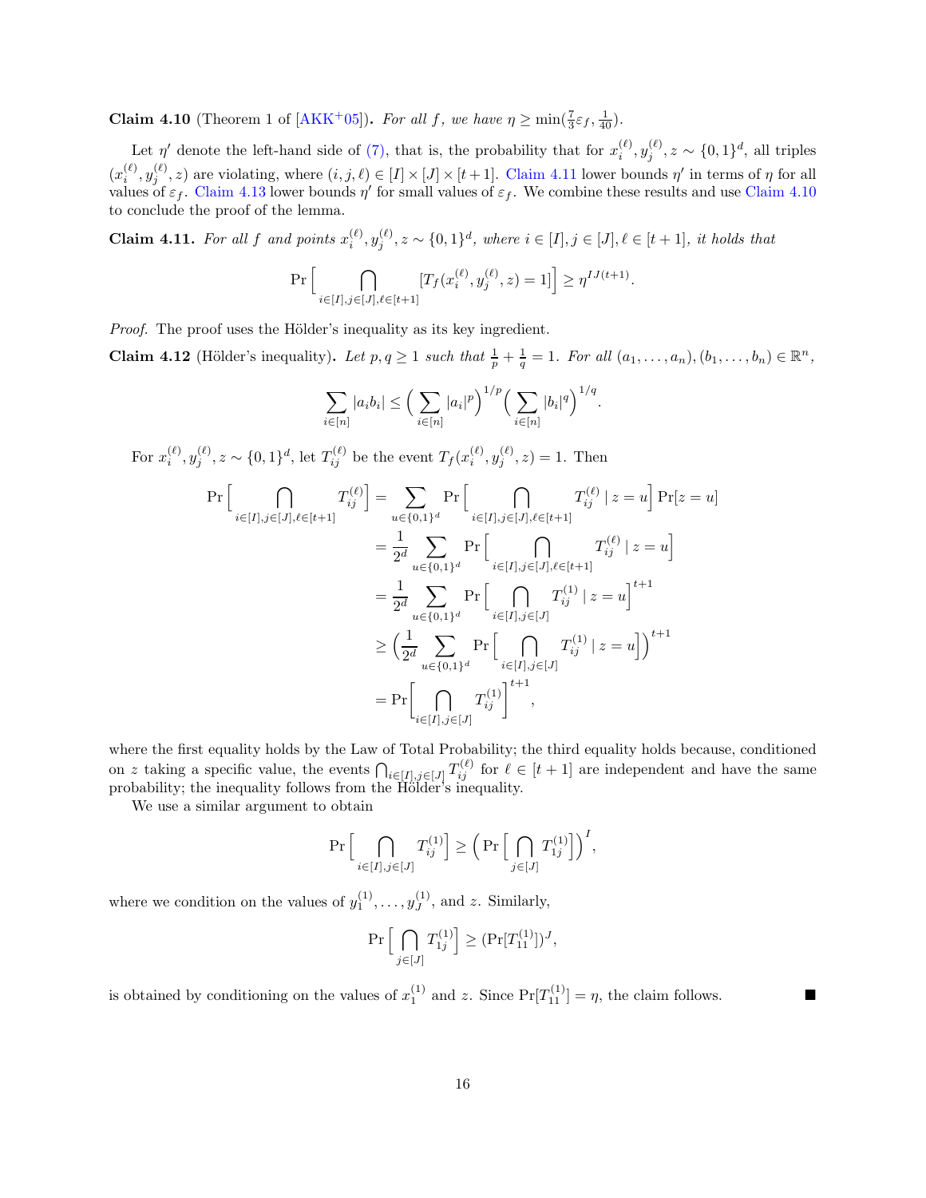**Claim 4.10** (Theorem 1 of [AKK+05]). *For all $f$, we have $\eta \geq \min(\frac{7}{3}\varepsilon_f, \frac{1}{40})$.*

Let $\eta'$ denote the left-hand side of (7), that is, the probability that for $x_i^{(\ell)}, y_j^{(\ell)}, z \sim \{0,1\}^d$, all triples $(x_i^{(\ell)}, y_j^{(\ell)}, z)$ are violating, where $(i,j,\ell) \in [I] \times [J] \times [t+1]$. Claim 4.11 lower bounds $\eta'$ in terms of $\eta$ for all values of $\varepsilon_f$. Claim 4.13 lower bounds $\eta'$ for small values of $\varepsilon_f$. We combine these results and use Claim 4.10 to conclude the proof of the lemma.

**Claim 4.11.** *For all $f$ and points $x_i^{(\ell)}, y_j^{(\ell)}, z \sim \{0,1\}^d$, where $i \in [I], j \in [J], \ell \in [t+1]$, it holds that*

$$\Pr\Big[\bigcap_{i\in[I],j\in[J],\ell\in[t+1]} [T_f(x_i^{(\ell)}, y_j^{(\ell)}, z) = 1]\Big] \geq \eta^{IJ(t+1)}.$$

*Proof.* The proof uses the Hölder's inequality as its key ingredient.

**Claim 4.12** (Hölder's inequality). *Let $p, q \geq 1$ such that $\frac{1}{p} + \frac{1}{q} = 1$. For all $(a_1, \ldots, a_n), (b_1, \ldots, b_n) \in \mathbb{R}^n$,*

$$\sum_{i\in[n]} |a_i b_i| \leq \Big(\sum_{i\in[n]} |a_i|^p\Big)^{1/p} \Big(\sum_{i\in[n]} |b_i|^q\Big)^{1/q}.$$

For $x_i^{(\ell)}, y_j^{(\ell)}, z \sim \{0,1\}^d$, let $T_{ij}^{(\ell)}$ be the event $T_f(x_i^{(\ell)}, y_j^{(\ell)}, z) = 1$. Then

$$\begin{aligned}
\Pr\Big[\bigcap_{i\in[I],j\in[J],\ell\in[t+1]} T_{ij}^{(\ell)}\Big] &= \sum_{u\in\{0,1\}^d} \Pr\Big[\bigcap_{i\in[I],j\in[J],\ell\in[t+1]} T_{ij}^{(\ell)} \mid z = u\Big] \Pr[z = u] \\
&= \frac{1}{2^d} \sum_{u\in\{0,1\}^d} \Pr\Big[\bigcap_{i\in[I],j\in[J],\ell\in[t+1]} T_{ij}^{(\ell)} \mid z = u\Big] \\
&= \frac{1}{2^d} \sum_{u\in\{0,1\}^d} \Pr\Big[\bigcap_{i\in[I],j\in[J]} T_{ij}^{(1)} \mid z = u\Big]^{t+1} \\
&\geq \Big(\frac{1}{2^d} \sum_{u\in\{0,1\}^d} \Pr\Big[\bigcap_{i\in[I],j\in[J]} T_{ij}^{(1)} \mid z = u\Big]\Big)^{t+1} \\
&= \Pr\Big[\bigcap_{i\in[I],j\in[J]} T_{ij}^{(1)}\Big]^{t+1},
\end{aligned}$$

where the first equality holds by the Law of Total Probability; the third equality holds because, conditioned on $z$ taking a specific value, the events $\bigcap_{i\in[I],j\in[J]} T_{ij}^{(\ell)}$ for $\ell \in [t+1]$ are independent and have the same probability; the inequality follows from the Hölder's inequality.

We use a similar argument to obtain

$$\Pr\Big[\bigcap_{i\in[I],j\in[J]} T_{ij}^{(1)}\Big] \geq \Big(\Pr\Big[\bigcap_{j\in[J]} T_{1j}^{(1)}\Big]\Big)^I,$$

where we condition on the values of $y_1^{(1)}, \ldots, y_J^{(1)}$, and $z$. Similarly,

$$\Pr\Big[\bigcap_{j\in[J]} T_{1j}^{(1)}\Big] \geq (\Pr[T_{11}^{(1)}])^J,$$

is obtained by conditioning on the values of $x_1^{(1)}$ and $z$. Since $\Pr[T_{11}^{(1)}] = \eta$, the claim follows. ∎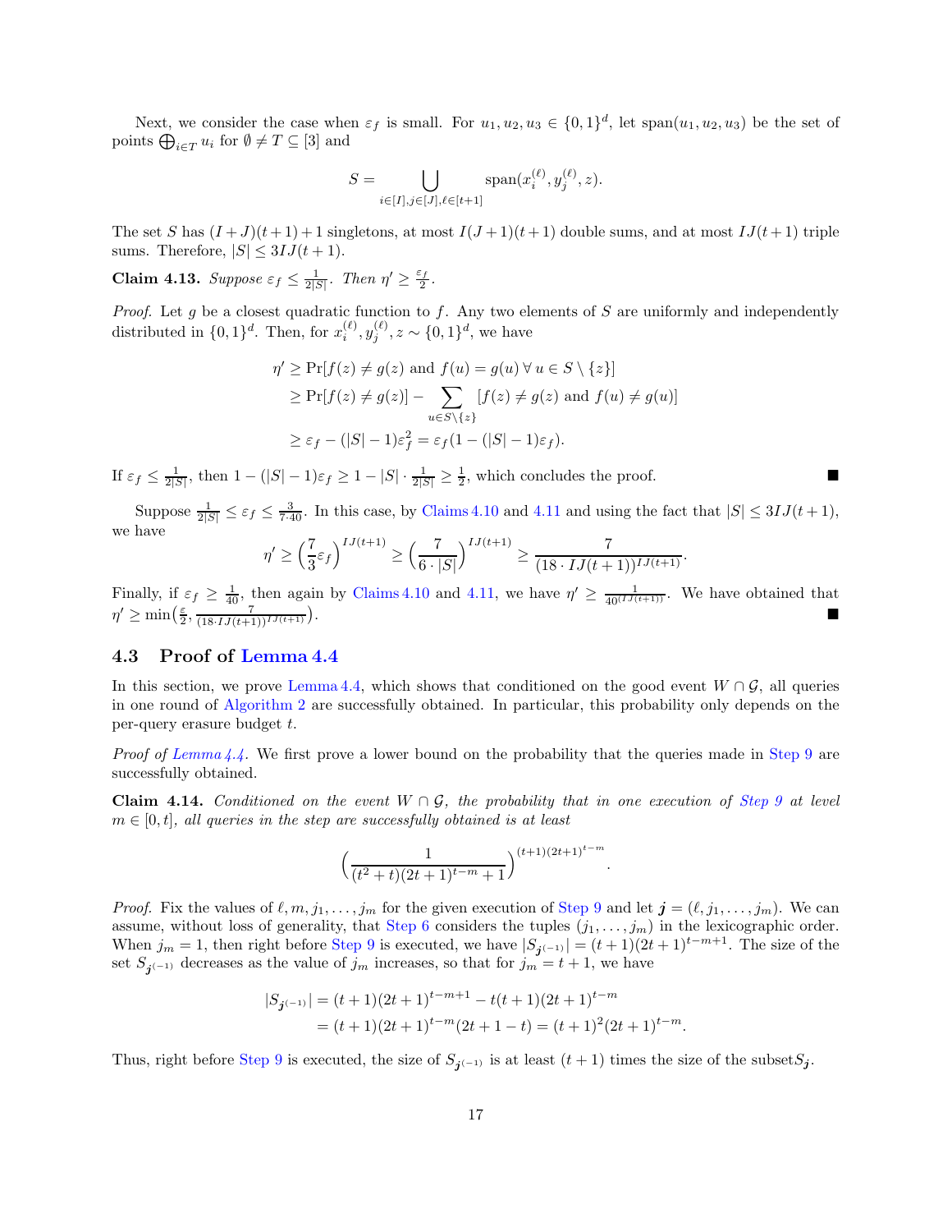Next, we consider the case when $\varepsilon_f$ is small. For $u_1, u_2, u_3 \in \{0,1\}^d$, let $\mathrm{span}(u_1, u_2, u_3)$ be the set of points $\bigoplus_{i \in T} u_i$ for $\emptyset \neq T \subseteq [3]$ and

$$S = \bigcup_{i \in [I], j \in [J], \ell \in [t+1]} \mathrm{span}(x_i^{(\ell)}, y_j^{(\ell)}, z).$$

The set $S$ has $(I+J)(t+1)+1$ singletons, at most $I(J+1)(t+1)$ double sums, and at most $IJ(t+1)$ triple sums. Therefore, $|S| \leq 3IJ(t+1)$.

**Claim 4.13.** *Suppose $\varepsilon_f \leq \frac{1}{2|S|}$. Then $\eta' \geq \frac{\varepsilon_f}{2}$.*

*Proof.* Let $g$ be a closest quadratic function to $f$. Any two elements of $S$ are uniformly and independently distributed in $\{0,1\}^d$. Then, for $x_i^{(\ell)}, y_j^{(\ell)}, z \sim \{0,1\}^d$, we have

$$\begin{aligned}
\eta' &\geq \Pr[f(z) \neq g(z) \text{ and } f(u) = g(u) \; \forall \, u \in S \setminus \{z\}] \\
&\geq \Pr[f(z) \neq g(z)] - \sum_{u \in S \setminus \{z\}} [f(z) \neq g(z) \text{ and } f(u) \neq g(u)] \\
&\geq \varepsilon_f - (|S|-1)\varepsilon_f^2 = \varepsilon_f(1 - (|S|-1)\varepsilon_f).
\end{aligned}$$

If $\varepsilon_f \leq \frac{1}{2|S|}$, then $1 - (|S|-1)\varepsilon_f \geq 1 - |S| \cdot \frac{1}{2|S|} \geq \frac{1}{2}$, which concludes the proof. ■

Suppose $\frac{1}{2|S|} \leq \varepsilon_f \leq \frac{3}{7 \cdot 40}$. In this case, by Claims 4.10 and 4.11 and using the fact that $|S| \leq 3IJ(t+1)$, we have

$$\eta' \geq \Big(\frac{7}{3}\varepsilon_f\Big)^{IJ(t+1)} \geq \Big(\frac{7}{6 \cdot |S|}\Big)^{IJ(t+1)} \geq \frac{7}{(18 \cdot IJ(t+1))^{IJ(t+1)}}.$$

Finally, if $\varepsilon_f \geq \frac{1}{40}$, then again by Claims 4.10 and 4.11, we have $\eta' \geq \frac{1}{40^{(IJ(t+1))}}$. We have obtained that $\eta' \geq \min\big(\frac{\varepsilon_f}{2}, \frac{7}{(18 \cdot IJ(t+1))^{IJ(t+1)}}\big)$. ■

## 4.3 Proof of Lemma 4.4

In this section, we prove Lemma 4.4, which shows that conditioned on the good event $W \cap \mathcal{G}$, all queries in one round of Algorithm 2 are successfully obtained. In particular, this probability only depends on the per-query erasure budget $t$.

*Proof of Lemma 4.4.* We first prove a lower bound on the probability that the queries made in Step 9 are successfully obtained.

**Claim 4.14.** *Conditioned on the event $W \cap \mathcal{G}$, the probability that in one execution of Step 9 at level $m \in [0,t]$, all queries in the step are successfully obtained is at least*

$$\Big(\frac{1}{(t^2+t)(2t+1)^{t-m}+1}\Big)^{(t+1)(2t+1)^{t-m}}.$$

*Proof.* Fix the values of $\ell, m, j_1, \ldots, j_m$ for the given execution of Step 9 and let $\boldsymbol{j} = (\ell, j_1, \ldots, j_m)$. We can assume, without loss of generality, that Step 6 considers the tuples $(j_1, \ldots, j_m)$ in the lexicographic order. When $j_m = 1$, then right before Step 9 is executed, we have $|S_{\boldsymbol{j}^{(-1)}}| = (t+1)(2t+1)^{t-m+1}$. The size of the set $S_{\boldsymbol{j}^{(-1)}}$ decreases as the value of $j_m$ increases, so that for $j_m = t+1$, we have

$$\begin{aligned}
|S_{\boldsymbol{j}^{(-1)}}| &= (t+1)(2t+1)^{t-m+1} - t(t+1)(2t+1)^{t-m} \\
&= (t+1)(2t+1)^{t-m}(2t+1-t) = (t+1)^2(2t+1)^{t-m}.
\end{aligned}$$

Thus, right before Step 9 is executed, the size of $S_{\boldsymbol{j}^{(-1)}}$ is at least $(t+1)$ times the size of the subset$S_{\boldsymbol{j}}$.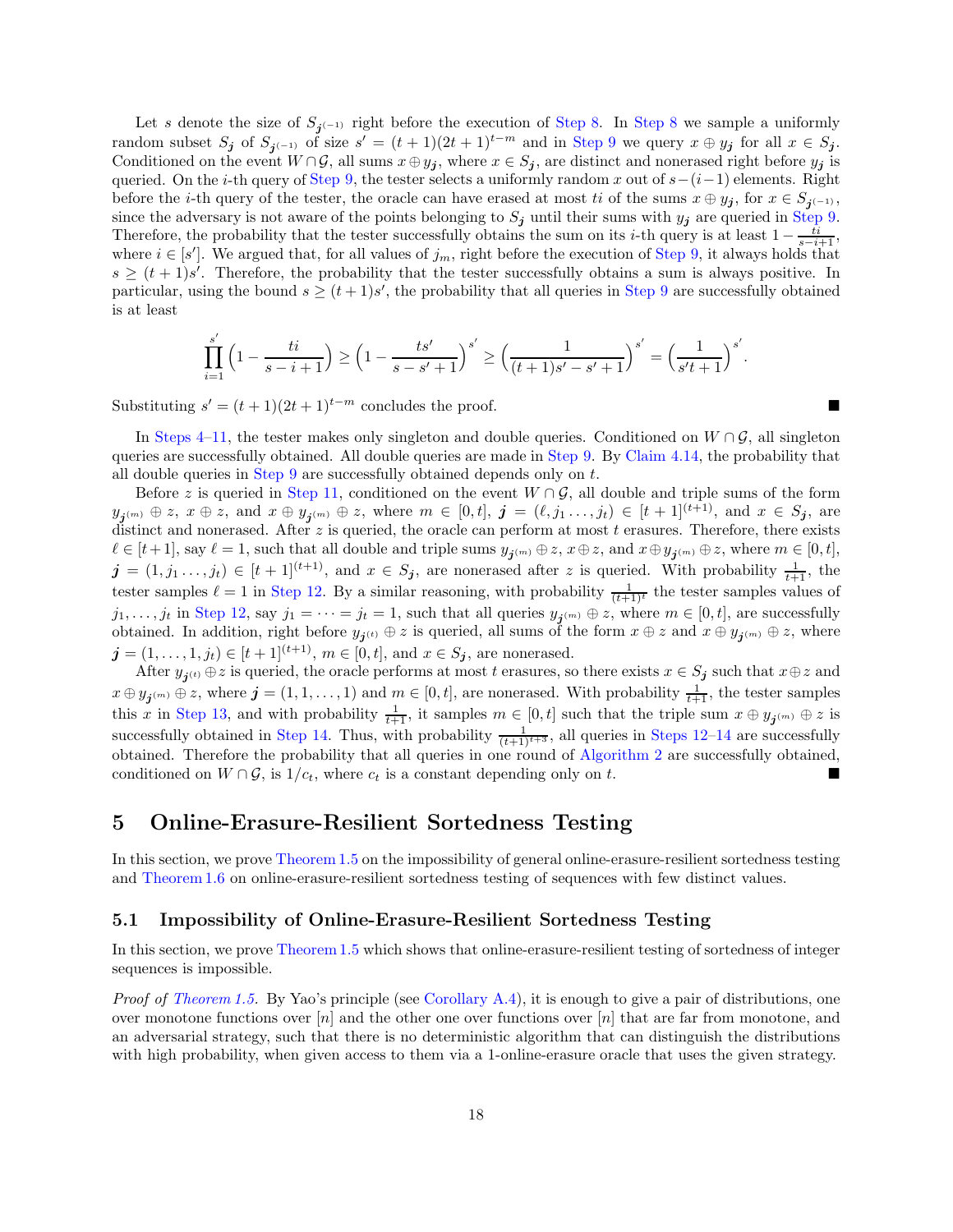Let $s$ denote the size of $S_{\boldsymbol{j}^{(-1)}}$ right before the execution of Step 8. In Step 8 we sample a uniformly random subset $S_{\boldsymbol{j}}$ of $S_{\boldsymbol{j}^{(-1)}}$ of size $s' = (t+1)(2t+1)^{t-m}$ and in Step 9 we query $x \oplus y_{\boldsymbol{j}}$ for all $x \in S_{\boldsymbol{j}}$. Conditioned on the event $W \cap \mathcal{G}$, all sums $x \oplus y_{\boldsymbol{j}}$, where $x \in S_{\boldsymbol{j}}$, are distinct and nonerased right before $y_{\boldsymbol{j}}$ is queried. On the $i$-th query of Step 9, the tester selects a uniformly random $x$ out of $s-(i-1)$ elements. Right before the $i$-th query of the tester, the oracle can have erased at most $ti$ of the sums $x \oplus y_{\boldsymbol{j}}$, for $x \in S_{\boldsymbol{j}^{(-1)}}$, since the adversary is not aware of the points belonging to $S_{\boldsymbol{j}}$ until their sums with $y_{\boldsymbol{j}}$ are queried in Step 9. Therefore, the probability that the tester successfully obtains the sum on its $i$-th query is at least $1 - \frac{ti}{s-i+1}$, where $i \in [s']$. We argued that, for all values of $j_m$, right before the execution of Step 9, it always holds that $s \geq (t+1)s'$. Therefore, the probability that the tester successfully obtains a sum is always positive. In particular, using the bound $s \geq (t+1)s'$, the probability that all queries in Step 9 are successfully obtained is at least

$$\prod_{i=1}^{s'} \left(1 - \frac{ti}{s-i+1}\right) \geq \left(1 - \frac{ts'}{s-s'+1}\right)^{s'} \geq \left(\frac{1}{(t+1)s'-s'+1}\right)^{s'} = \left(\frac{1}{s't+1}\right)^{s'}.$$

Substituting $s' = (t+1)(2t+1)^{t-m}$ concludes the proof. ∎

In Steps 4–11, the tester makes only singleton and double queries. Conditioned on $W \cap \mathcal{G}$, all singleton queries are successfully obtained. All double queries are made in Step 9. By Claim 4.14, the probability that all double queries in Step 9 are successfully obtained depends only on $t$.

Before $z$ is queried in Step 11, conditioned on the event $W \cap \mathcal{G}$, all double and triple sums of the form $y_{\boldsymbol{j}^{(m)}} \oplus z$, $x \oplus z$, and $x \oplus y_{\boldsymbol{j}^{(m)}} \oplus z$, where $m \in [0,t]$, $\boldsymbol{j} = (\ell, j_1 \ldots, j_t) \in [t+1]^{(t+1)}$, and $x \in S_{\boldsymbol{j}}$, are distinct and nonerased. After $z$ is queried, the oracle can perform at most $t$ erasures. Therefore, there exists $\ell \in [t+1]$, say $\ell = 1$, such that all double and triple sums $y_{\boldsymbol{j}^{(m)}} \oplus z$, $x \oplus z$, and $x \oplus y_{\boldsymbol{j}^{(m)}} \oplus z$, where $m \in [0,t]$, $\boldsymbol{j} = (1, j_1 \ldots, j_t) \in [t+1]^{(t+1)}$, and $x \in S_{\boldsymbol{j}}$, are nonerased after $z$ is queried. With probability $\frac{1}{t+1}$, the tester samples $\ell = 1$ in Step 12. By a similar reasoning, with probability $\frac{1}{(t+1)^t}$ the tester samples values of $j_1, \ldots, j_t$ in Step 12, say $j_1 = \cdots = j_t = 1$, such that all queries $y_{\boldsymbol{j}^{(m)}} \oplus z$, where $m \in [0,t]$, are successfully obtained. In addition, right before $y_{\boldsymbol{j}^{(t)}} \oplus z$ is queried, all sums of the form $x \oplus z$ and $x \oplus y_{\boldsymbol{j}^{(m)}} \oplus z$, where $\boldsymbol{j} = (1, \ldots, 1, j_t) \in [t+1]^{(t+1)}$, $m \in [0,t]$, and $x \in S_{\boldsymbol{j}}$, are nonerased.

After $y_{\boldsymbol{j}^{(t)}} \oplus z$ is queried, the oracle performs at most $t$ erasures, so there exists $x \in S_{\boldsymbol{j}}$ such that $x \oplus z$ and $x \oplus y_{\boldsymbol{j}^{(m)}} \oplus z$, where $\boldsymbol{j} = (1, 1, \ldots, 1)$ and $m \in [0,t]$, are nonerased. With probability $\frac{1}{t+1}$, the tester samples this $x$ in Step 13, and with probability $\frac{1}{t+1}$, it samples $m \in [0,t]$ such that the triple sum $x \oplus y_{\boldsymbol{j}^{(m)}} \oplus z$ is successfully obtained in Step 14. Thus, with probability $\frac{1}{(t+1)^{t+3}}$, all queries in Steps 12–14 are successfully obtained. Therefore the probability that all queries in one round of Algorithm 2 are successfully obtained, conditioned on $W \cap \mathcal{G}$, is $1/c_t$, where $c_t$ is a constant depending only on $t$. ∎

# 5 Online-Erasure-Resilient Sortedness Testing

In this section, we prove Theorem 1.5 on the impossibility of general online-erasure-resilient sortedness testing and Theorem 1.6 on online-erasure-resilient sortedness testing of sequences with few distinct values.

## 5.1 Impossibility of Online-Erasure-Resilient Sortedness Testing

In this section, we prove Theorem 1.5 which shows that online-erasure-resilient testing of sortedness of integer sequences is impossible.

*Proof of Theorem 1.5.* By Yao's principle (see Corollary A.4), it is enough to give a pair of distributions, one over monotone functions over $[n]$ and the other one over functions over $[n]$ that are far from monotone, and an adversarial strategy, such that there is no deterministic algorithm that can distinguish the distributions with high probability, when given access to them via a 1-online-erasure oracle that uses the given strategy.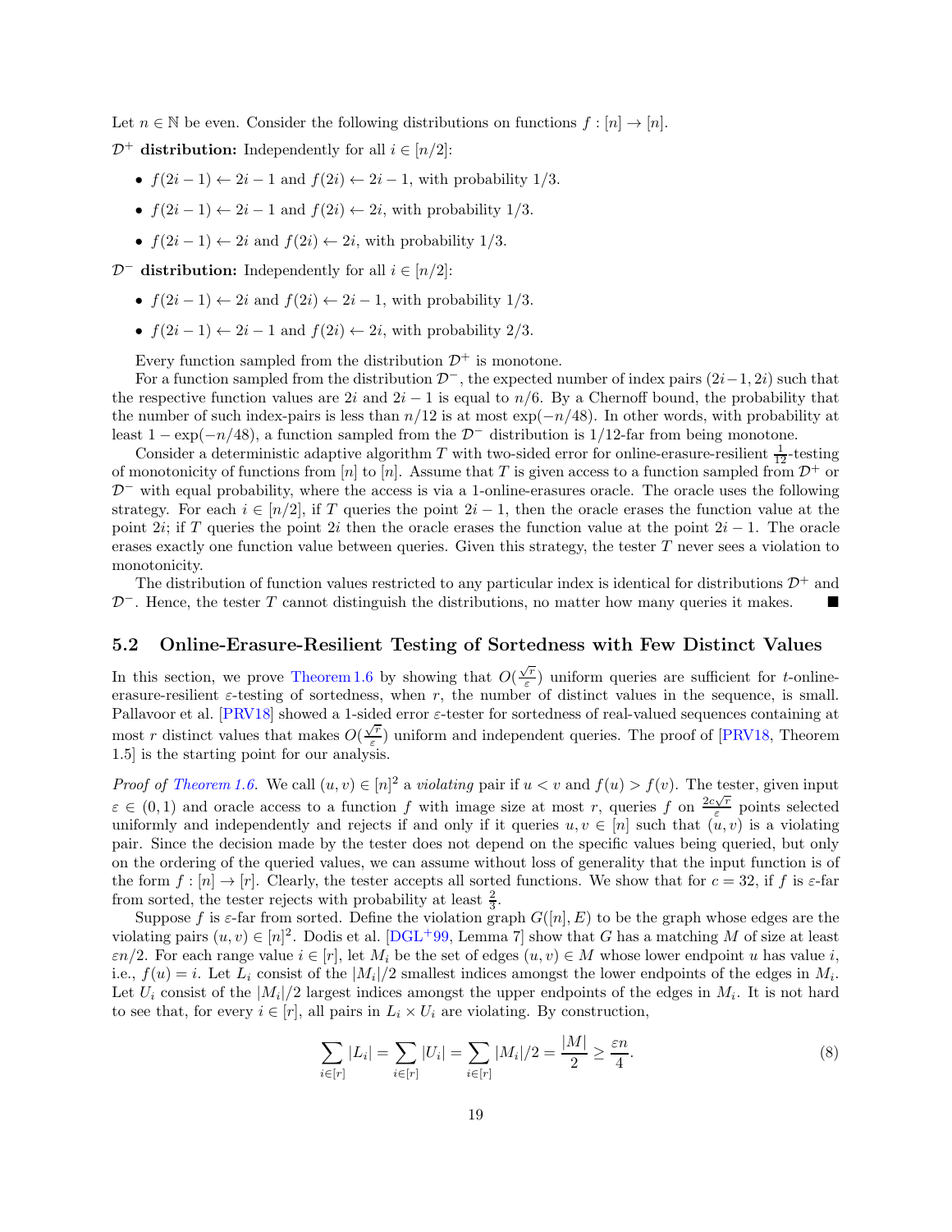Let $n \in \mathbb{N}$ be even. Consider the following distributions on functions $f : [n] \to [n]$.

$\mathcal{D}^+$ **distribution:** Independently for all $i \in [n/2]$:

- $f(2i-1) \leftarrow 2i-1$ and $f(2i) \leftarrow 2i-1$, with probability 1/3.
- $f(2i-1) \leftarrow 2i-1$ and $f(2i) \leftarrow 2i$, with probability 1/3.
- $f(2i-1) \leftarrow 2i$ and $f(2i) \leftarrow 2i$, with probability 1/3.

$\mathcal{D}^-$ **distribution:** Independently for all $i \in [n/2]$:

- $f(2i-1) \leftarrow 2i$ and $f(2i) \leftarrow 2i-1$, with probability 1/3.
- $f(2i-1) \leftarrow 2i-1$ and $f(2i) \leftarrow 2i$, with probability 2/3.

Every function sampled from the distribution $\mathcal{D}^+$ is monotone.

For a function sampled from the distribution $\mathcal{D}^-$, the expected number of index pairs $(2i-1, 2i)$ such that the respective function values are $2i$ and $2i-1$ is equal to $n/6$. By a Chernoff bound, the probability that the number of such index-pairs is less than $n/12$ is at most $\exp(-n/48)$. In other words, with probability at least $1 - \exp(-n/48)$, a function sampled from the $\mathcal{D}^-$ distribution is 1/12-far from being monotone.

Consider a deterministic adaptive algorithm $T$ with two-sided error for online-erasure-resilient $\frac{1}{12}$-testing of monotonicity of functions from $[n]$ to $[n]$. Assume that $T$ is given access to a function sampled from $\mathcal{D}^+$ or $\mathcal{D}^-$ with equal probability, where the access is via a 1-online-erasures oracle. The oracle uses the following strategy. For each $i \in [n/2]$, if $T$ queries the point $2i-1$, then the oracle erases the function value at the point $2i$; if $T$ queries the point $2i$ then the oracle erases the function value at the point $2i-1$. The oracle erases exactly one function value between queries. Given this strategy, the tester $T$ never sees a violation to monotonicity.

The distribution of function values restricted to any particular index is identical for distributions $\mathcal{D}^+$ and $\mathcal{D}^-$. Hence, the tester $T$ cannot distinguish the distributions, no matter how many queries it makes. ∎

## 5.2 Online-Erasure-Resilient Testing of Sortedness with Few Distinct Values

In this section, we prove Theorem 1.6 by showing that $O(\frac{\sqrt{r}}{\varepsilon})$ uniform queries are sufficient for $t$-online-erasure-resilient $\varepsilon$-testing of sortedness, when $r$, the number of distinct values in the sequence, is small. Pallavoor et al. [PRV18] showed a 1-sided error $\varepsilon$-tester for sortedness of real-valued sequences containing at most $r$ distinct values that makes $O(\frac{\sqrt{r}}{\varepsilon})$ uniform and independent queries. The proof of [PRV18, Theorem 1.5] is the starting point for our analysis.

*Proof of Theorem 1.6.* We call $(u, v) \in [n]^2$ a *violating* pair if $u < v$ and $f(u) > f(v)$. The tester, given input $\varepsilon \in (0, 1)$ and oracle access to a function $f$ with image size at most $r$, queries $f$ on $\frac{2c\sqrt{r}}{\varepsilon}$ points selected uniformly and independently and rejects if and only if it queries $u, v \in [n]$ such that $(u, v)$ is a violating pair. Since the decision made by the tester does not depend on the specific values being queried, but only on the ordering of the queried values, we can assume without loss of generality that the input function is of the form $f : [n] \to [r]$. Clearly, the tester accepts all sorted functions. We show that for $c = 32$, if $f$ is $\varepsilon$-far from sorted, the tester rejects with probability at least $\frac{2}{3}$.

Suppose $f$ is $\varepsilon$-far from sorted. Define the violation graph $G([n], E)$ to be the graph whose edges are the violating pairs $(u, v) \in [n]^2$. Dodis et al. [DGL+99, Lemma 7] show that $G$ has a matching $M$ of size at least $\varepsilon n/2$. For each range value $i \in [r]$, let $M_i$ be the set of edges $(u, v) \in M$ whose lower endpoint $u$ has value $i$, i.e., $f(u) = i$. Let $L_i$ consist of the $|M_i|/2$ smallest indices amongst the lower endpoints of the edges in $M_i$. Let $U_i$ consist of the $|M_i|/2$ largest indices amongst the upper endpoints of the edges in $M_i$. It is not hard to see that, for every $i \in [r]$, all pairs in $L_i \times U_i$ are violating. By construction,

$$\sum_{i \in [r]} |L_i| = \sum_{i \in [r]} |U_i| = \sum_{i \in [r]} |M_i|/2 = \frac{|M|}{2} \geq \frac{\varepsilon n}{4}. \tag{8}$$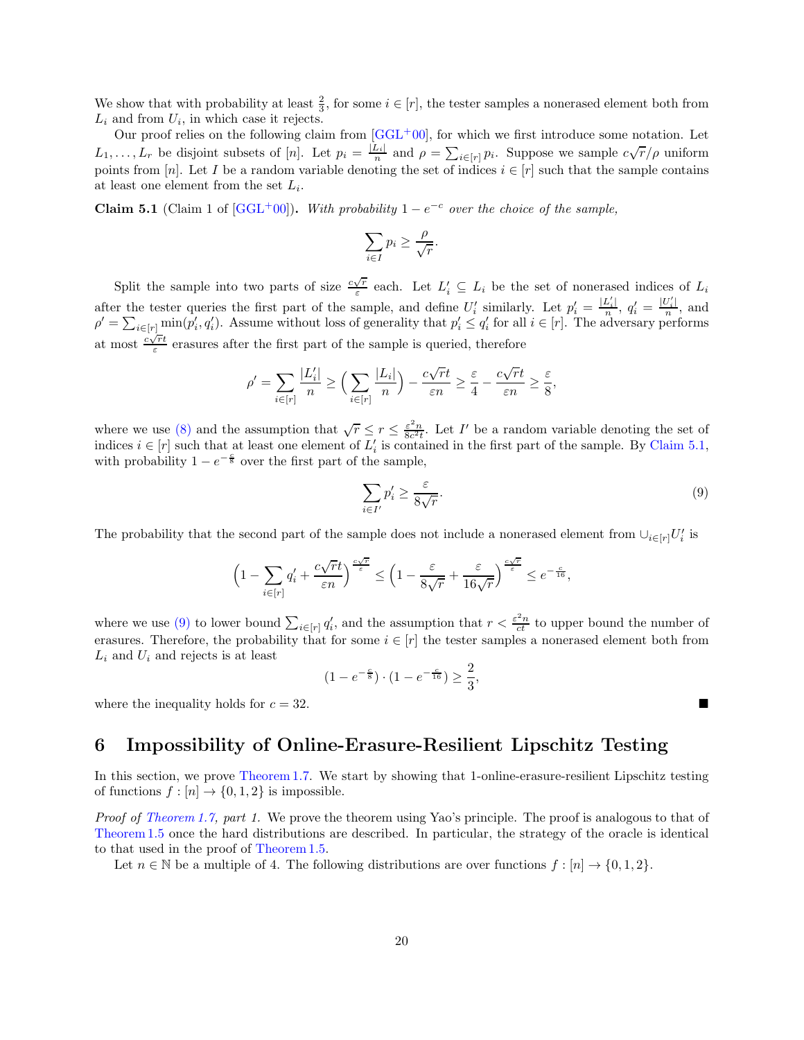We show that with probability at least $\frac{2}{3}$, for some $i \in [r]$, the tester samples a nonerased element both from $L_i$ and from $U_i$, in which case it rejects.

Our proof relies on the following claim from [GGL+00], for which we first introduce some notation. Let $L_1, \ldots, L_r$ be disjoint subsets of $[n]$. Let $p_i = \frac{|L_i|}{n}$ and $\rho = \sum_{i \in [r]} p_i$. Suppose we sample $c\sqrt{r}/\rho$ uniform points from $[n]$. Let $I$ be a random variable denoting the set of indices $i \in [r]$ such that the sample contains at least one element from the set $L_i$.

**Claim 5.1** (Claim 1 of [GGL+00]). *With probability $1 - e^{-c}$ over the choice of the sample,*

$$\sum_{i \in I} p_i \geq \frac{\rho}{\sqrt{r}}.$$

Split the sample into two parts of size $\frac{c\sqrt{r}}{\varepsilon}$ each. Let $L_i' \subseteq L_i$ be the set of nonerased indices of $L_i$ after the tester queries the first part of the sample, and define $U_i'$ similarly. Let $p_i' = \frac{|L_i'|}{n}$, $q_i' = \frac{|U_i'|}{n}$, and $\rho' = \sum_{i \in [r]} \min(p_i', q_i')$. Assume without loss of generality that $p_i' \leq q_i'$ for all $i \in [r]$. The adversary performs at most $\frac{c\sqrt{r}t}{\varepsilon}$ erasures after the first part of the sample is queried, therefore

$$\rho' = \sum_{i \in [r]} \frac{|L_i'|}{n} \geq \Big( \sum_{i \in [r]} \frac{|L_i|}{n} \Big) - \frac{c\sqrt{r}t}{\varepsilon n} \geq \frac{\varepsilon}{4} - \frac{c\sqrt{r}t}{\varepsilon n} \geq \frac{\varepsilon}{8},$$

where we use (8) and the assumption that $\sqrt{r} \leq r \leq \frac{\varepsilon^2 n}{8c^2 t}$. Let $I'$ be a random variable denoting the set of indices $i \in [r]$ such that at least one element of $L_i'$ is contained in the first part of the sample. By Claim 5.1, with probability $1 - e^{-\frac{c}{8}}$ over the first part of the sample,

$$\sum_{i \in I'} p_i' \geq \frac{\varepsilon}{8\sqrt{r}}. \tag{9}$$

The probability that the second part of the sample does not include a nonerased element from $\cup_{i \in [r]} U_i'$ is

$$\Big(1 - \sum_{i \in [r]} q_i' + \frac{c\sqrt{r}t}{\varepsilon n}\Big)^{\frac{c\sqrt{r}}{\varepsilon}} \leq \Big(1 - \frac{\varepsilon}{8\sqrt{r}} + \frac{\varepsilon}{16\sqrt{r}}\Big)^{\frac{c\sqrt{r}}{\varepsilon}} \leq e^{-\frac{c}{16}},$$

where we use (9) to lower bound $\sum_{i \in [r]} q_i'$, and the assumption that $r < \frac{\varepsilon^2 n}{ct}$ to upper bound the number of erasures. Therefore, the probability that for some $i \in [r]$ the tester samples a nonerased element both from $L_i$ and $U_i$ and rejects is at least

$$(1 - e^{-\frac{c}{8}}) \cdot (1 - e^{-\frac{c}{16}}) \geq \frac{2}{3},$$

where the inequality holds for $c = 32$. ■

# 6 Impossibility of Online-Erasure-Resilient Lipschitz Testing

In this section, we prove Theorem 1.7. We start by showing that 1-online-erasure-resilient Lipschitz testing of functions $f : [n] \to \{0, 1, 2\}$ is impossible.

*Proof of Theorem 1.7, part 1.* We prove the theorem using Yao's principle. The proof is analogous to that of Theorem 1.5 once the hard distributions are described. In particular, the strategy of the oracle is identical to that used in the proof of Theorem 1.5.

Let $n \in \mathbb{N}$ be a multiple of 4. The following distributions are over functions $f : [n] \to \{0, 1, 2\}$.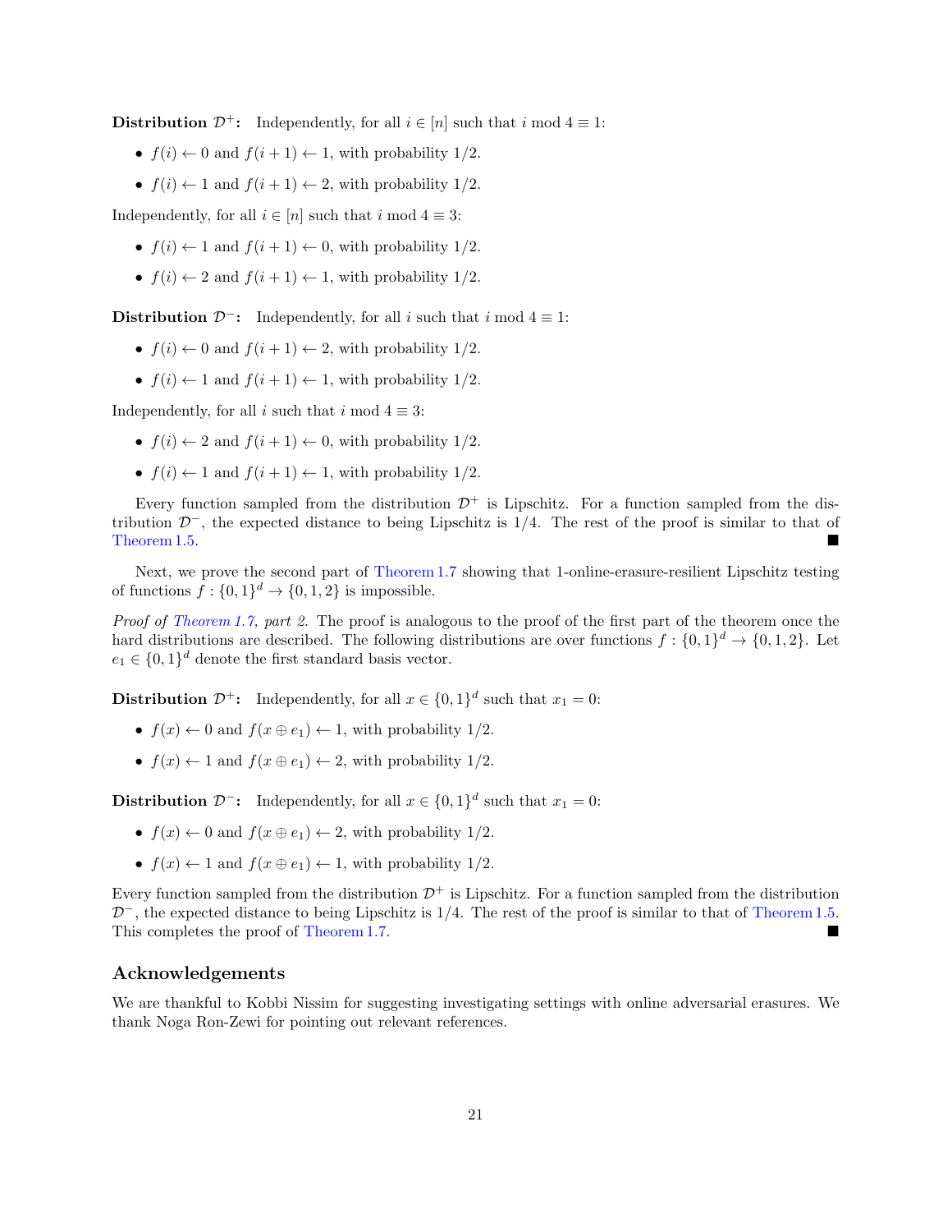**Distribution $\mathcal{D}^+$:** Independently, for all $i \in [n]$ such that $i \bmod 4 \equiv 1$:

- $f(i) \leftarrow 0$ and $f(i+1) \leftarrow 1$, with probability $1/2$.
- $f(i) \leftarrow 1$ and $f(i+1) \leftarrow 2$, with probability $1/2$.

Independently, for all $i \in [n]$ such that $i \bmod 4 \equiv 3$:

- $f(i) \leftarrow 1$ and $f(i+1) \leftarrow 0$, with probability $1/2$.
- $f(i) \leftarrow 2$ and $f(i+1) \leftarrow 1$, with probability $1/2$.

**Distribution $\mathcal{D}^-$:** Independently, for all $i$ such that $i \bmod 4 \equiv 1$:

- $f(i) \leftarrow 0$ and $f(i+1) \leftarrow 2$, with probability $1/2$.
- $f(i) \leftarrow 1$ and $f(i+1) \leftarrow 1$, with probability $1/2$.

Independently, for all $i$ such that $i \bmod 4 \equiv 3$:

- $f(i) \leftarrow 2$ and $f(i+1) \leftarrow 0$, with probability $1/2$.
- $f(i) \leftarrow 1$ and $f(i+1) \leftarrow 1$, with probability $1/2$.

Every function sampled from the distribution $\mathcal{D}^+$ is Lipschitz. For a function sampled from the distribution $\mathcal{D}^-$, the expected distance to being Lipschitz is $1/4$. The rest of the proof is similar to that of Theorem 1.5. ∎

Next, we prove the second part of Theorem 1.7 showing that 1-online-erasure-resilient Lipschitz testing of functions $f : \{0,1\}^d \to \{0,1,2\}$ is impossible.

*Proof of Theorem 1.7, part 2.* The proof is analogous to the proof of the first part of the theorem once the hard distributions are described. The following distributions are over functions $f : \{0,1\}^d \to \{0,1,2\}$. Let $e_1 \in \{0,1\}^d$ denote the first standard basis vector.

**Distribution $\mathcal{D}^+$:** Independently, for all $x \in \{0,1\}^d$ such that $x_1 = 0$:

- $f(x) \leftarrow 0$ and $f(x \oplus e_1) \leftarrow 1$, with probability $1/2$.
- $f(x) \leftarrow 1$ and $f(x \oplus e_1) \leftarrow 2$, with probability $1/2$.

**Distribution $\mathcal{D}^-$:** Independently, for all $x \in \{0,1\}^d$ such that $x_1 = 0$:

- $f(x) \leftarrow 0$ and $f(x \oplus e_1) \leftarrow 2$, with probability $1/2$.
- $f(x) \leftarrow 1$ and $f(x \oplus e_1) \leftarrow 1$, with probability $1/2$.

Every function sampled from the distribution $\mathcal{D}^+$ is Lipschitz. For a function sampled from the distribution $\mathcal{D}^-$, the expected distance to being Lipschitz is $1/4$. The rest of the proof is similar to that of Theorem 1.5. This completes the proof of Theorem 1.7. ∎

## Acknowledgements

We are thankful to Kobbi Nissim for suggesting investigating settings with online adversarial erasures. We thank Noga Ron-Zewi for pointing out relevant references.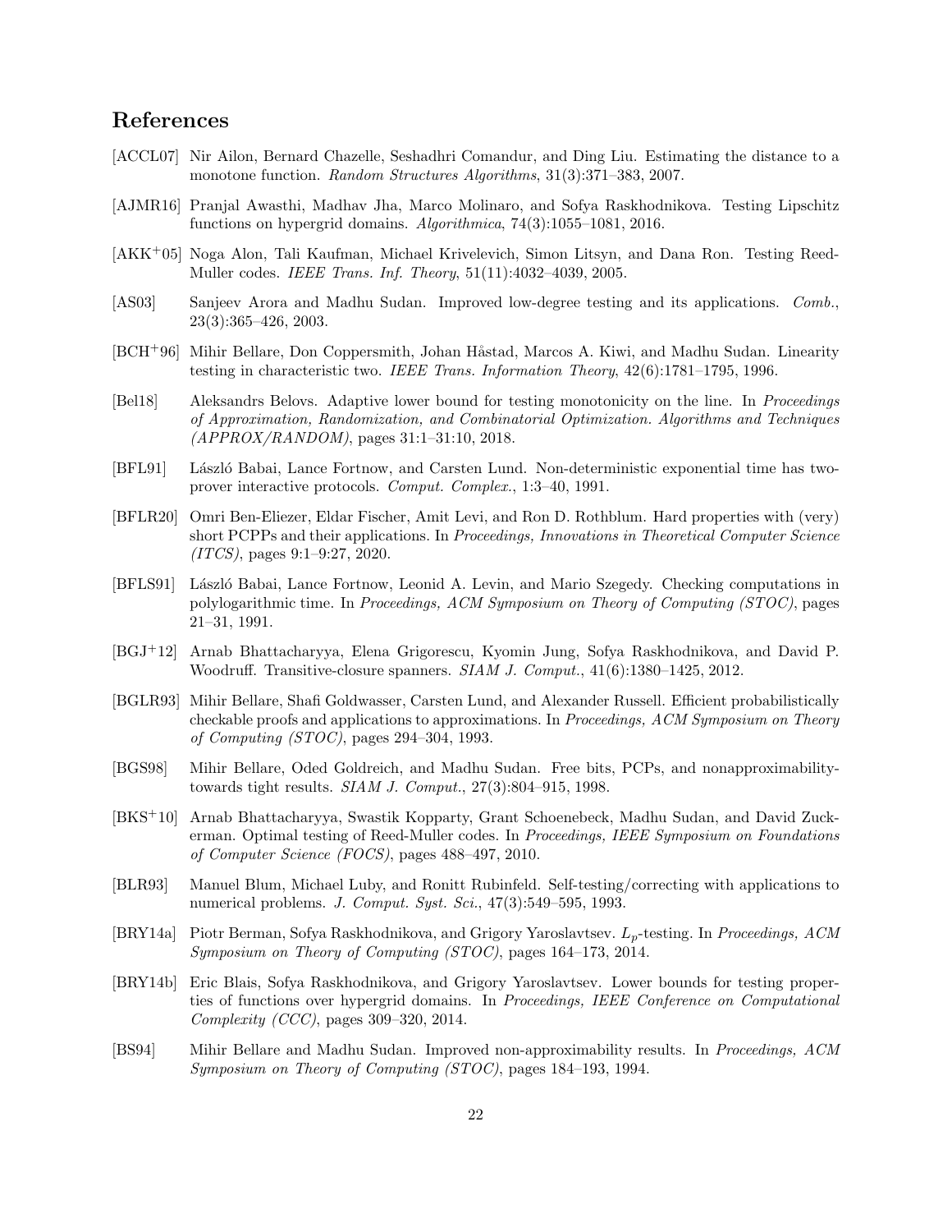# References

[ACCL07] Nir Ailon, Bernard Chazelle, Seshadhri Comandur, and Ding Liu. Estimating the distance to a monotone function. *Random Structures Algorithms*, 31(3):371–383, 2007.

[AJMR16] Pranjal Awasthi, Madhav Jha, Marco Molinaro, and Sofya Raskhodnikova. Testing Lipschitz functions on hypergrid domains. *Algorithmica*, 74(3):1055–1081, 2016.

[AKK+05] Noga Alon, Tali Kaufman, Michael Krivelevich, Simon Litsyn, and Dana Ron. Testing Reed-Muller codes. *IEEE Trans. Inf. Theory*, 51(11):4032–4039, 2005.

[AS03] Sanjeev Arora and Madhu Sudan. Improved low-degree testing and its applications. *Comb.*, 23(3):365–426, 2003.

[BCH+96] Mihir Bellare, Don Coppersmith, Johan Håstad, Marcos A. Kiwi, and Madhu Sudan. Linearity testing in characteristic two. *IEEE Trans. Information Theory*, 42(6):1781–1795, 1996.

[Bel18] Aleksandrs Belovs. Adaptive lower bound for testing monotonicity on the line. In *Proceedings of Approximation, Randomization, and Combinatorial Optimization. Algorithms and Techniques (APPROX/RANDOM)*, pages 31:1–31:10, 2018.

[BFL91] László Babai, Lance Fortnow, and Carsten Lund. Non-deterministic exponential time has two-prover interactive protocols. *Comput. Complex.*, 1:3–40, 1991.

[BFLR20] Omri Ben-Eliezer, Eldar Fischer, Amit Levi, and Ron D. Rothblum. Hard properties with (very) short PCPPs and their applications. In *Proceedings, Innovations in Theoretical Computer Science (ITCS)*, pages 9:1–9:27, 2020.

[BFLS91] László Babai, Lance Fortnow, Leonid A. Levin, and Mario Szegedy. Checking computations in polylogarithmic time. In *Proceedings, ACM Symposium on Theory of Computing (STOC)*, pages 21–31, 1991.

[BGJ+12] Arnab Bhattacharyya, Elena Grigorescu, Kyomin Jung, Sofya Raskhodnikova, and David P. Woodruff. Transitive-closure spanners. *SIAM J. Comput.*, 41(6):1380–1425, 2012.

[BGLR93] Mihir Bellare, Shafi Goldwasser, Carsten Lund, and Alexander Russell. Efficient probabilistically checkable proofs and applications to approximations. In *Proceedings, ACM Symposium on Theory of Computing (STOC)*, pages 294–304, 1993.

[BGS98] Mihir Bellare, Oded Goldreich, and Madhu Sudan. Free bits, PCPs, and nonapproximability-towards tight results. *SIAM J. Comput.*, 27(3):804–915, 1998.

[BKS+10] Arnab Bhattacharyya, Swastik Kopparty, Grant Schoenebeck, Madhu Sudan, and David Zuckerman. Optimal testing of Reed-Muller codes. In *Proceedings, IEEE Symposium on Foundations of Computer Science (FOCS)*, pages 488–497, 2010.

[BLR93] Manuel Blum, Michael Luby, and Ronitt Rubinfeld. Self-testing/correcting with applications to numerical problems. *J. Comput. Syst. Sci.*, 47(3):549–595, 1993.

[BRY14a] Piotr Berman, Sofya Raskhodnikova, and Grigory Yaroslavtsev. $L_p$-testing. In *Proceedings, ACM Symposium on Theory of Computing (STOC)*, pages 164–173, 2014.

[BRY14b] Eric Blais, Sofya Raskhodnikova, and Grigory Yaroslavtsev. Lower bounds for testing properties of functions over hypergrid domains. In *Proceedings, IEEE Conference on Computational Complexity (CCC)*, pages 309–320, 2014.

[BS94] Mihir Bellare and Madhu Sudan. Improved non-approximability results. In *Proceedings, ACM Symposium on Theory of Computing (STOC)*, pages 184–193, 1994.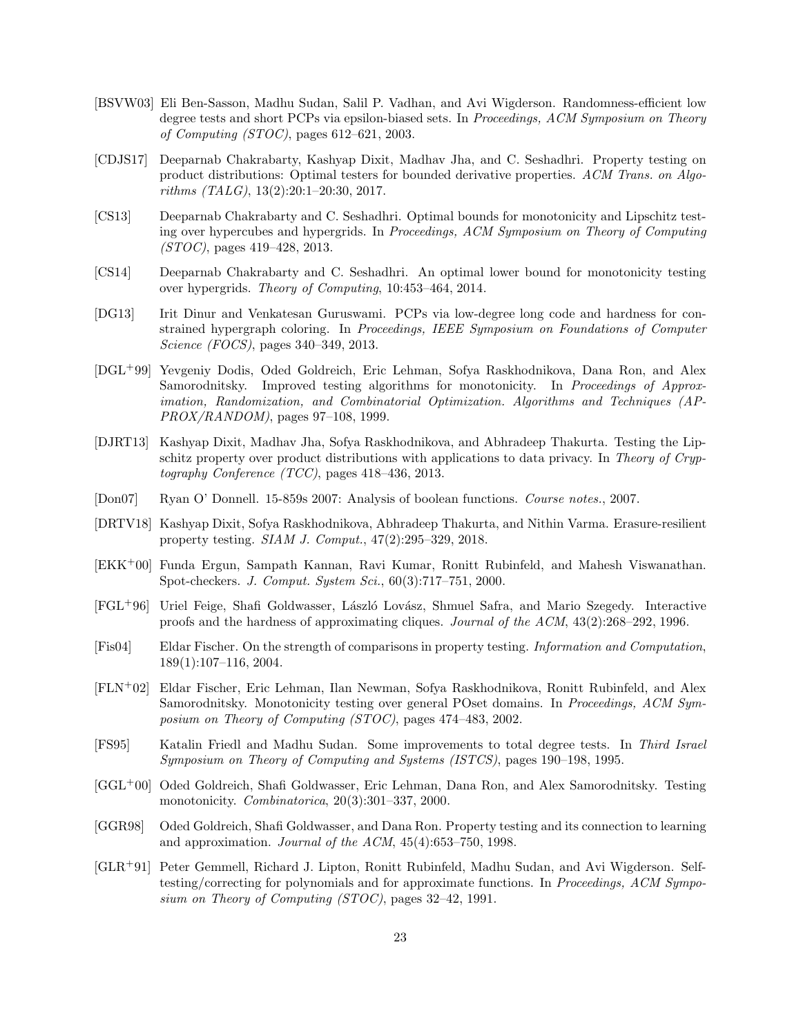[BSVW03] Eli Ben-Sasson, Madhu Sudan, Salil P. Vadhan, and Avi Wigderson. Randomness-efficient low degree tests and short PCPs via epsilon-biased sets. In *Proceedings, ACM Symposium on Theory of Computing (STOC)*, pages 612–621, 2003.

[CDJS17] Deeparnab Chakrabarty, Kashyap Dixit, Madhav Jha, and C. Seshadhri. Property testing on product distributions: Optimal testers for bounded derivative properties. *ACM Trans. on Algorithms (TALG)*, 13(2):20:1–20:30, 2017.

[CS13] Deeparnab Chakrabarty and C. Seshadhri. Optimal bounds for monotonicity and Lipschitz testing over hypercubes and hypergrids. In *Proceedings, ACM Symposium on Theory of Computing (STOC)*, pages 419–428, 2013.

[CS14] Deeparnab Chakrabarty and C. Seshadhri. An optimal lower bound for monotonicity testing over hypergrids. *Theory of Computing*, 10:453–464, 2014.

[DG13] Irit Dinur and Venkatesan Guruswami. PCPs via low-degree long code and hardness for constrained hypergraph coloring. In *Proceedings, IEEE Symposium on Foundations of Computer Science (FOCS)*, pages 340–349, 2013.

[DGL+99] Yevgeniy Dodis, Oded Goldreich, Eric Lehman, Sofya Raskhodnikova, Dana Ron, and Alex Samorodnitsky. Improved testing algorithms for monotonicity. In *Proceedings of Approximation, Randomization, and Combinatorial Optimization. Algorithms and Techniques (APPROX/RANDOM)*, pages 97–108, 1999.

[DJRT13] Kashyap Dixit, Madhav Jha, Sofya Raskhodnikova, and Abhradeep Thakurta. Testing the Lipschitz property over product distributions with applications to data privacy. In *Theory of Cryptography Conference (TCC)*, pages 418–436, 2013.

[Don07] Ryan O' Donnell. 15-859s 2007: Analysis of boolean functions. *Course notes.*, 2007.

[DRTV18] Kashyap Dixit, Sofya Raskhodnikova, Abhradeep Thakurta, and Nithin Varma. Erasure-resilient property testing. *SIAM J. Comput.*, 47(2):295–329, 2018.

[EKK+00] Funda Ergun, Sampath Kannan, Ravi Kumar, Ronitt Rubinfeld, and Mahesh Viswanathan. Spot-checkers. *J. Comput. System Sci.*, 60(3):717–751, 2000.

[FGL+96] Uriel Feige, Shafi Goldwasser, László Lovász, Shmuel Safra, and Mario Szegedy. Interactive proofs and the hardness of approximating cliques. *Journal of the ACM*, 43(2):268–292, 1996.

[Fis04] Eldar Fischer. On the strength of comparisons in property testing. *Information and Computation*, 189(1):107–116, 2004.

[FLN+02] Eldar Fischer, Eric Lehman, Ilan Newman, Sofya Raskhodnikova, Ronitt Rubinfeld, and Alex Samorodnitsky. Monotonicity testing over general POset domains. In *Proceedings, ACM Symposium on Theory of Computing (STOC)*, pages 474–483, 2002.

[FS95] Katalin Friedl and Madhu Sudan. Some improvements to total degree tests. In *Third Israel Symposium on Theory of Computing and Systems (ISTCS)*, pages 190–198, 1995.

[GGL+00] Oded Goldreich, Shafi Goldwasser, Eric Lehman, Dana Ron, and Alex Samorodnitsky. Testing monotonicity. *Combinatorica*, 20(3):301–337, 2000.

[GGR98] Oded Goldreich, Shafi Goldwasser, and Dana Ron. Property testing and its connection to learning and approximation. *Journal of the ACM*, 45(4):653–750, 1998.

[GLR+91] Peter Gemmell, Richard J. Lipton, Ronitt Rubinfeld, Madhu Sudan, and Avi Wigderson. Self-testing/correcting for polynomials and for approximate functions. In *Proceedings, ACM Symposium on Theory of Computing (STOC)*, pages 32–42, 1991.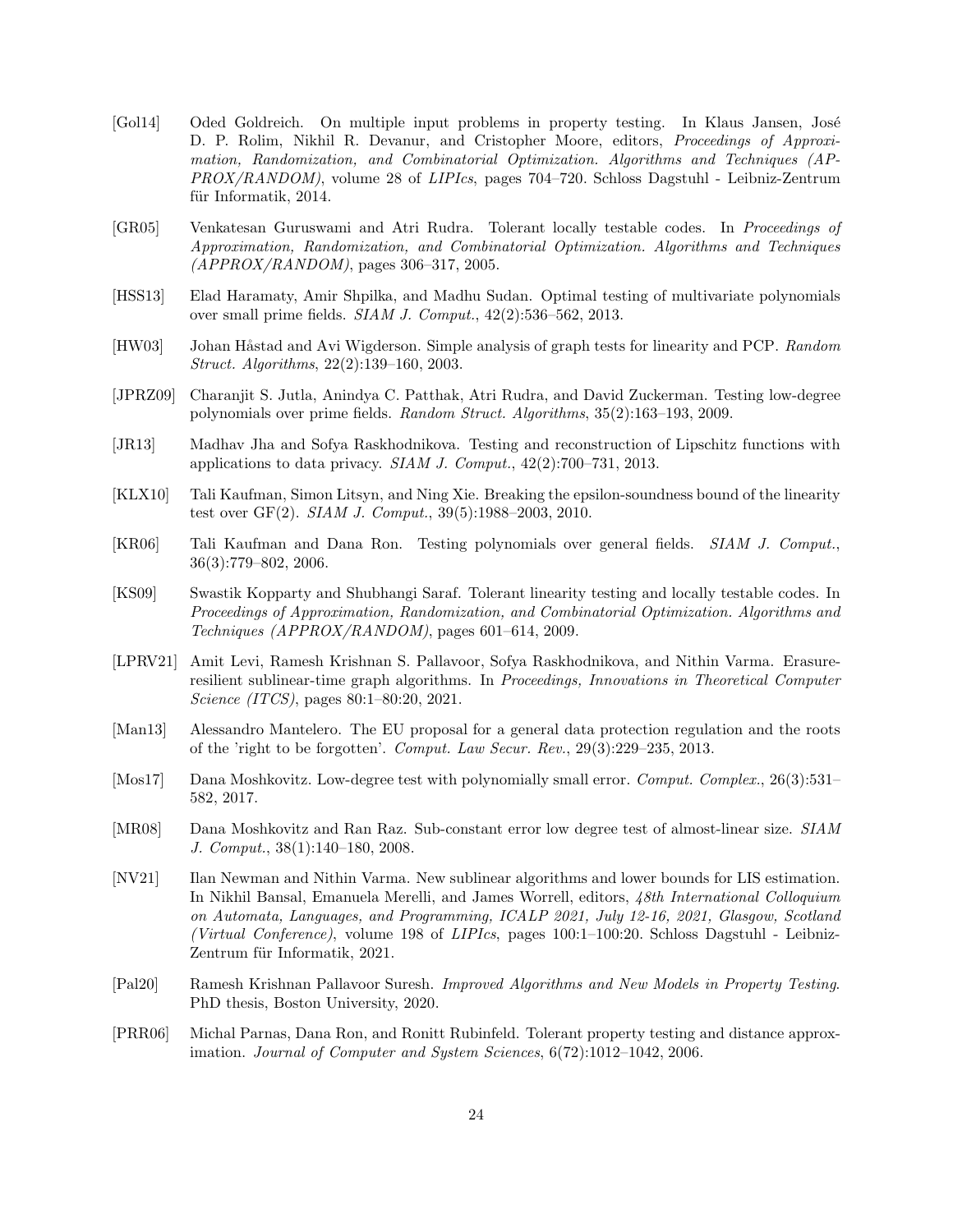[Gol14] Oded Goldreich. On multiple input problems in property testing. In Klaus Jansen, José D. P. Rolim, Nikhil R. Devanur, and Cristopher Moore, editors, *Proceedings of Approximation, Randomization, and Combinatorial Optimization. Algorithms and Techniques (APPROX/RANDOM)*, volume 28 of *LIPIcs*, pages 704–720. Schloss Dagstuhl - Leibniz-Zentrum für Informatik, 2014.

[GR05] Venkatesan Guruswami and Atri Rudra. Tolerant locally testable codes. In *Proceedings of Approximation, Randomization, and Combinatorial Optimization. Algorithms and Techniques (APPROX/RANDOM)*, pages 306–317, 2005.

[HSS13] Elad Haramaty, Amir Shpilka, and Madhu Sudan. Optimal testing of multivariate polynomials over small prime fields. *SIAM J. Comput.*, 42(2):536–562, 2013.

[HW03] Johan Håstad and Avi Wigderson. Simple analysis of graph tests for linearity and PCP. *Random Struct. Algorithms*, 22(2):139–160, 2003.

[JPRZ09] Charanjit S. Jutla, Anindya C. Patthak, Atri Rudra, and David Zuckerman. Testing low-degree polynomials over prime fields. *Random Struct. Algorithms*, 35(2):163–193, 2009.

[JR13] Madhav Jha and Sofya Raskhodnikova. Testing and reconstruction of Lipschitz functions with applications to data privacy. *SIAM J. Comput.*, 42(2):700–731, 2013.

[KLX10] Tali Kaufman, Simon Litsyn, and Ning Xie. Breaking the epsilon-soundness bound of the linearity test over GF(2). *SIAM J. Comput.*, 39(5):1988–2003, 2010.

[KR06] Tali Kaufman and Dana Ron. Testing polynomials over general fields. *SIAM J. Comput.*, 36(3):779–802, 2006.

[KS09] Swastik Kopparty and Shubhangi Saraf. Tolerant linearity testing and locally testable codes. In *Proceedings of Approximation, Randomization, and Combinatorial Optimization. Algorithms and Techniques (APPROX/RANDOM)*, pages 601–614, 2009.

[LPRV21] Amit Levi, Ramesh Krishnan S. Pallavoor, Sofya Raskhodnikova, and Nithin Varma. Erasure-resilient sublinear-time graph algorithms. In *Proceedings, Innovations in Theoretical Computer Science (ITCS)*, pages 80:1–80:20, 2021.

[Man13] Alessandro Mantelero. The EU proposal for a general data protection regulation and the roots of the 'right to be forgotten'. *Comput. Law Secur. Rev.*, 29(3):229–235, 2013.

[Mos17] Dana Moshkovitz. Low-degree test with polynomially small error. *Comput. Complex.*, 26(3):531–582, 2017.

[MR08] Dana Moshkovitz and Ran Raz. Sub-constant error low degree test of almost-linear size. *SIAM J. Comput.*, 38(1):140–180, 2008.

[NV21] Ilan Newman and Nithin Varma. New sublinear algorithms and lower bounds for LIS estimation. In Nikhil Bansal, Emanuela Merelli, and James Worrell, editors, *48th International Colloquium on Automata, Languages, and Programming, ICALP 2021, July 12-16, 2021, Glasgow, Scotland (Virtual Conference)*, volume 198 of *LIPIcs*, pages 100:1–100:20. Schloss Dagstuhl - Leibniz-Zentrum für Informatik, 2021.

[Pal20] Ramesh Krishnan Pallavoor Suresh. *Improved Algorithms and New Models in Property Testing*. PhD thesis, Boston University, 2020.

[PRR06] Michal Parnas, Dana Ron, and Ronitt Rubinfeld. Tolerant property testing and distance approximation. *Journal of Computer and System Sciences*, 6(72):1012–1042, 2006.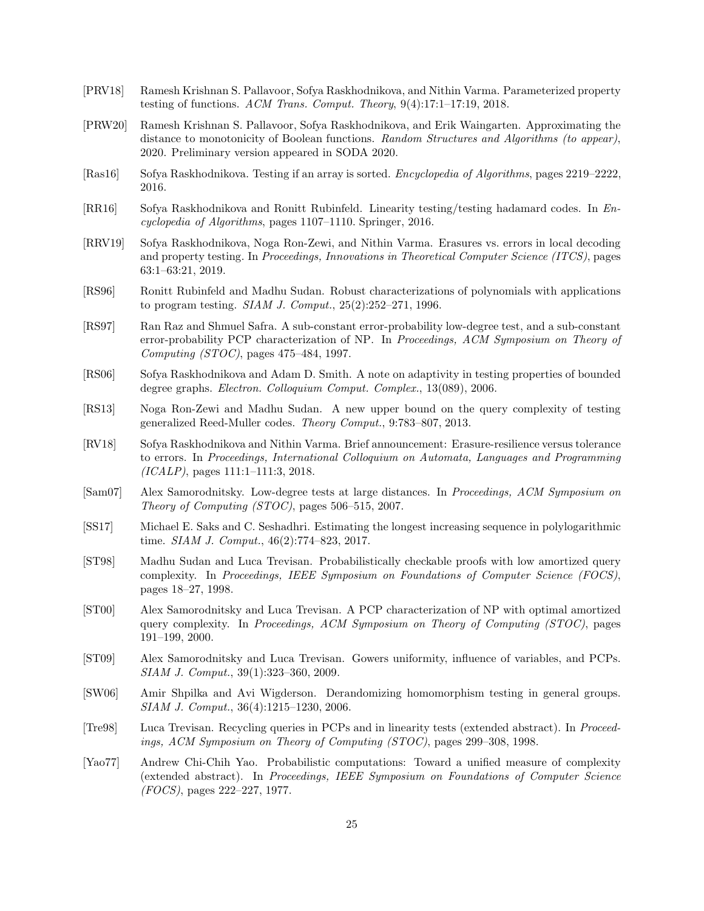[PRV18] Ramesh Krishnan S. Pallavoor, Sofya Raskhodnikova, and Nithin Varma. Parameterized property testing of functions. *ACM Trans. Comput. Theory*, 9(4):17:1–17:19, 2018.

[PRW20] Ramesh Krishnan S. Pallavoor, Sofya Raskhodnikova, and Erik Waingarten. Approximating the distance to monotonicity of Boolean functions. *Random Structures and Algorithms (to appear)*, 2020. Preliminary version appeared in SODA 2020.

[Ras16] Sofya Raskhodnikova. Testing if an array is sorted. *Encyclopedia of Algorithms*, pages 2219–2222, 2016.

[RR16] Sofya Raskhodnikova and Ronitt Rubinfeld. Linearity testing/testing hadamard codes. In *Encyclopedia of Algorithms*, pages 1107–1110. Springer, 2016.

[RRV19] Sofya Raskhodnikova, Noga Ron-Zewi, and Nithin Varma. Erasures vs. errors in local decoding and property testing. In *Proceedings, Innovations in Theoretical Computer Science (ITCS)*, pages 63:1–63:21, 2019.

[RS96] Ronitt Rubinfeld and Madhu Sudan. Robust characterizations of polynomials with applications to program testing. *SIAM J. Comput.*, 25(2):252–271, 1996.

[RS97] Ran Raz and Shmuel Safra. A sub-constant error-probability low-degree test, and a sub-constant error-probability PCP characterization of NP. In *Proceedings, ACM Symposium on Theory of Computing (STOC)*, pages 475–484, 1997.

[RS06] Sofya Raskhodnikova and Adam D. Smith. A note on adaptivity in testing properties of bounded degree graphs. *Electron. Colloquium Comput. Complex.*, 13(089), 2006.

[RS13] Noga Ron-Zewi and Madhu Sudan. A new upper bound on the query complexity of testing generalized Reed-Muller codes. *Theory Comput.*, 9:783–807, 2013.

[RV18] Sofya Raskhodnikova and Nithin Varma. Brief announcement: Erasure-resilience versus tolerance to errors. In *Proceedings, International Colloquium on Automata, Languages and Programming (ICALP)*, pages 111:1–111:3, 2018.

[Sam07] Alex Samorodnitsky. Low-degree tests at large distances. In *Proceedings, ACM Symposium on Theory of Computing (STOC)*, pages 506–515, 2007.

[SS17] Michael E. Saks and C. Seshadhri. Estimating the longest increasing sequence in polylogarithmic time. *SIAM J. Comput.*, 46(2):774–823, 2017.

[ST98] Madhu Sudan and Luca Trevisan. Probabilistically checkable proofs with low amortized query complexity. In *Proceedings, IEEE Symposium on Foundations of Computer Science (FOCS)*, pages 18–27, 1998.

[ST00] Alex Samorodnitsky and Luca Trevisan. A PCP characterization of NP with optimal amortized query complexity. In *Proceedings, ACM Symposium on Theory of Computing (STOC)*, pages 191–199, 2000.

[ST09] Alex Samorodnitsky and Luca Trevisan. Gowers uniformity, influence of variables, and PCPs. *SIAM J. Comput.*, 39(1):323–360, 2009.

[SW06] Amir Shpilka and Avi Wigderson. Derandomizing homomorphism testing in general groups. *SIAM J. Comput.*, 36(4):1215–1230, 2006.

[Tre98] Luca Trevisan. Recycling queries in PCPs and in linearity tests (extended abstract). In *Proceedings, ACM Symposium on Theory of Computing (STOC)*, pages 299–308, 1998.

[Yao77] Andrew Chi-Chih Yao. Probabilistic computations: Toward a unified measure of complexity (extended abstract). In *Proceedings, IEEE Symposium on Foundations of Computer Science (FOCS)*, pages 222–227, 1977.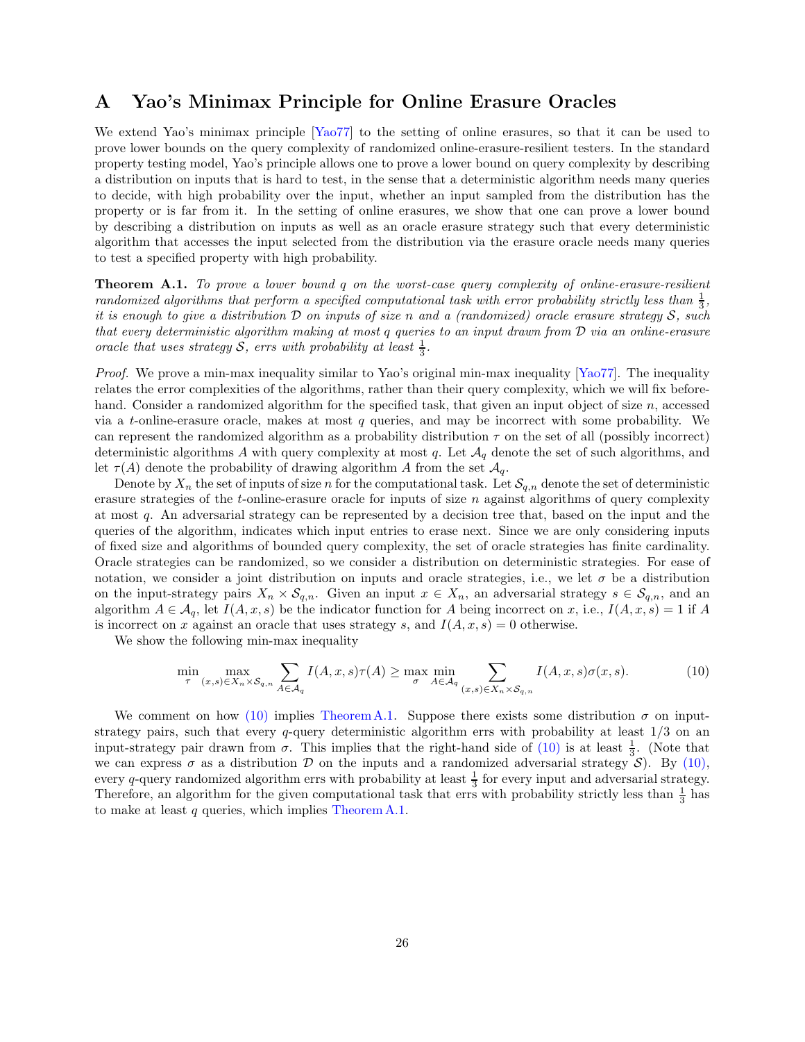# A Yao's Minimax Principle for Online Erasure Oracles

We extend Yao's minimax principle [Yao77] to the setting of online erasures, so that it can be used to prove lower bounds on the query complexity of randomized online-erasure-resilient testers. In the standard property testing model, Yao's principle allows one to prove a lower bound on query complexity by describing a distribution on inputs that is hard to test, in the sense that a deterministic algorithm needs many queries to decide, with high probability over the input, whether an input sampled from the distribution has the property or is far from it. In the setting of online erasures, we show that one can prove a lower bound by describing a distribution on inputs as well as an oracle erasure strategy such that every deterministic algorithm that accesses the input selected from the distribution via the erasure oracle needs many queries to test a specified property with high probability.

**Theorem A.1.** *To prove a lower bound $q$ on the worst-case query complexity of online-erasure-resilient randomized algorithms that perform a specified computational task with error probability strictly less than $\frac{1}{3}$, it is enough to give a distribution $\mathcal{D}$ on inputs of size $n$ and a (randomized) oracle erasure strategy $\mathcal{S}$, such that every deterministic algorithm making at most $q$ queries to an input drawn from $\mathcal{D}$ via an online-erasure oracle that uses strategy $\mathcal{S}$, errs with probability at least $\frac{1}{3}$.*

*Proof.* We prove a min-max inequality similar to Yao's original min-max inequality [Yao77]. The inequality relates the error complexities of the algorithms, rather than their query complexity, which we will fix beforehand. Consider a randomized algorithm for the specified task, that given an input object of size $n$, accessed via a $t$-online-erasure oracle, makes at most $q$ queries, and may be incorrect with some probability. We can represent the randomized algorithm as a probability distribution $\tau$ on the set of all (possibly incorrect) deterministic algorithms $A$ with query complexity at most $q$. Let $\mathcal{A}_q$ denote the set of such algorithms, and let $\tau(A)$ denote the probability of drawing algorithm $A$ from the set $\mathcal{A}_q$.

Denote by $X_n$ the set of inputs of size $n$ for the computational task. Let $\mathcal{S}_{q,n}$ denote the set of deterministic erasure strategies of the $t$-online-erasure oracle for inputs of size $n$ against algorithms of query complexity at most $q$. An adversarial strategy can be represented by a decision tree that, based on the input and the queries of the algorithm, indicates which input entries to erase next. Since we are only considering inputs of fixed size and algorithms of bounded query complexity, the set of oracle strategies has finite cardinality. Oracle strategies can be randomized, so we consider a distribution on deterministic strategies. For ease of notation, we consider a joint distribution on inputs and oracle strategies, i.e., we let $\sigma$ be a distribution on the input-strategy pairs $X_n \times \mathcal{S}_{q,n}$. Given an input $x \in X_n$, an adversarial strategy $s \in \mathcal{S}_{q,n}$, and an algorithm $A \in \mathcal{A}_q$, let $I(A, x, s)$ be the indicator function for $A$ being incorrect on $x$, i.e., $I(A, x, s) = 1$ if $A$ is incorrect on $x$ against an oracle that uses strategy $s$, and $I(A, x, s) = 0$ otherwise.

We show the following min-max inequality

$$\min_{\tau} \max_{(x,s)\in X_n\times\mathcal{S}_{q,n}} \sum_{A\in\mathcal{A}_q} I(A,x,s)\tau(A) \geq \max_{\sigma} \min_{A\in\mathcal{A}_q} \sum_{(x,s)\in X_n\times\mathcal{S}_{q,n}} I(A,x,s)\sigma(x,s). \tag{10}$$

We comment on how (10) implies Theorem A.1. Suppose there exists some distribution $\sigma$ on input-strategy pairs, such that every $q$-query deterministic algorithm errs with probability at least $1/3$ on an input-strategy pair drawn from $\sigma$. This implies that the right-hand side of (10) is at least $\frac{1}{3}$. (Note that we can express $\sigma$ as a distribution $\mathcal{D}$ on the inputs and a randomized adversarial strategy $\mathcal{S}$). By (10), every $q$-query randomized algorithm errs with probability at least $\frac{1}{3}$ for every input and adversarial strategy. Therefore, an algorithm for the given computational task that errs with probability strictly less than $\frac{1}{3}$ has to make at least $q$ queries, which implies Theorem A.1.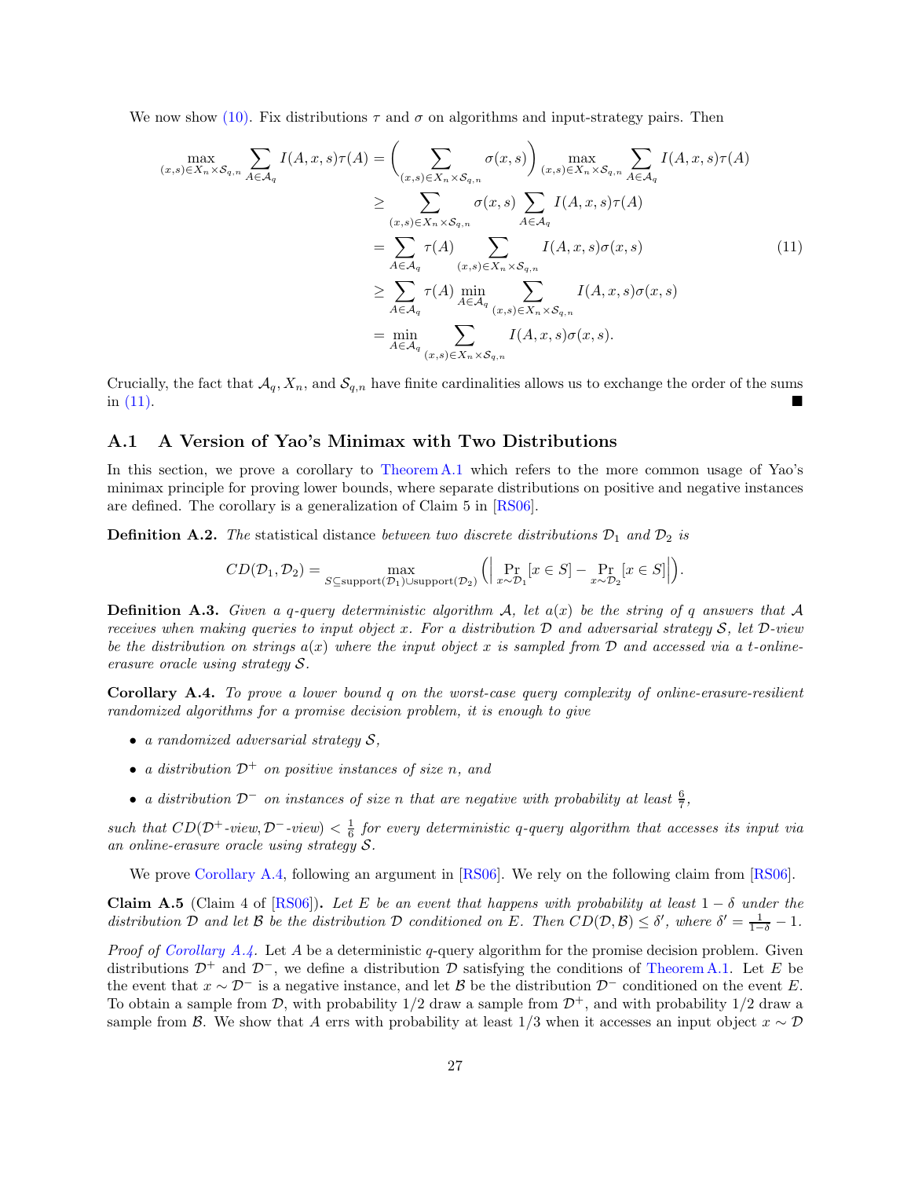We now show (10). Fix distributions $\tau$ and $\sigma$ on algorithms and input-strategy pairs. Then

$$
\begin{aligned}
\max_{(x,s)\in X_n\times\mathcal{S}_{q,n}} \sum_{A\in\mathcal{A}_q} I(A,x,s)\tau(A) &= \left(\sum_{(x,s)\in X_n\times\mathcal{S}_{q,n}} \sigma(x,s)\right) \max_{(x,s)\in X_n\times\mathcal{S}_{q,n}} \sum_{A\in\mathcal{A}_q} I(A,x,s)\tau(A) \\
&\geq \sum_{(x,s)\in X_n\times\mathcal{S}_{q,n}} \sigma(x,s) \sum_{A\in\mathcal{A}_q} I(A,x,s)\tau(A) \\
&= \sum_{A\in\mathcal{A}_q} \tau(A) \sum_{(x,s)\in X_n\times\mathcal{S}_{q,n}} I(A,x,s)\sigma(x,s) \\
&\geq \sum_{A\in\mathcal{A}_q} \tau(A) \min_{A\in\mathcal{A}_q} \sum_{(x,s)\in X_n\times\mathcal{S}_{q,n}} I(A,x,s)\sigma(x,s) \\
&= \min_{A\in\mathcal{A}_q} \sum_{(x,s)\in X_n\times\mathcal{S}_{q,n}} I(A,x,s)\sigma(x,s).
\end{aligned}
\tag{11}
$$

Crucially, the fact that $\mathcal{A}_q, X_n$, and $\mathcal{S}_{q,n}$ have finite cardinalities allows us to exchange the order of the sums in (11). ∎

## A.1 A Version of Yao's Minimax with Two Distributions

In this section, we prove a corollary to Theorem A.1 which refers to the more common usage of Yao's minimax principle for proving lower bounds, where separate distributions on positive and negative instances are defined. The corollary is a generalization of Claim 5 in [RS06].

**Definition A.2.** *The* statistical distance *between two discrete distributions $\mathcal{D}_1$ and $\mathcal{D}_2$ is*

$$
CD(\mathcal{D}_1,\mathcal{D}_2) = \max_{S\subseteq \text{support}(\mathcal{D}_1)\cup\text{support}(\mathcal{D}_2)} \left( \left| \Pr_{x\sim\mathcal{D}_1}[x\in S] - \Pr_{x\sim\mathcal{D}_2}[x\in S] \right| \right).
$$

**Definition A.3.** *Given a $q$-query deterministic algorithm $\mathcal{A}$, let $a(x)$ be the string of $q$ answers that $\mathcal{A}$ receives when making queries to input object $x$. For a distribution $\mathcal{D}$ and adversarial strategy $\mathcal{S}$, let $\mathcal{D}$-view be the distribution on strings $a(x)$ where the input object $x$ is sampled from $\mathcal{D}$ and accessed via a $t$-online-erasure oracle using strategy $\mathcal{S}$.*

**Corollary A.4.** *To prove a lower bound $q$ on the worst-case query complexity of online-erasure-resilient randomized algorithms for a promise decision problem, it is enough to give*

- *a randomized adversarial strategy $\mathcal{S}$,*
- *a distribution $\mathcal{D}^+$ on positive instances of size $n$, and*
- *a distribution $\mathcal{D}^-$ on instances of size $n$ that are negative with probability at least $\frac{6}{7}$,*

*such that $CD(\mathcal{D}^+\text{-view}, \mathcal{D}^-\text{-view}) < \frac{1}{6}$ for every deterministic $q$-query algorithm that accesses its input via an online-erasure oracle using strategy $\mathcal{S}$.*

We prove Corollary A.4, following an argument in [RS06]. We rely on the following claim from [RS06].

**Claim A.5** (Claim 4 of [RS06])**.** *Let $E$ be an event that happens with probability at least $1-\delta$ under the distribution $\mathcal{D}$ and let $\mathcal{B}$ be the distribution $\mathcal{D}$ conditioned on $E$. Then $CD(\mathcal{D},\mathcal{B}) \leq \delta'$, where $\delta' = \frac{1}{1-\delta} - 1$.*

*Proof of Corollary A.4.* Let $A$ be a deterministic $q$-query algorithm for the promise decision problem. Given distributions $\mathcal{D}^+$ and $\mathcal{D}^-$, we define a distribution $\mathcal{D}$ satisfying the conditions of Theorem A.1. Let $E$ be the event that $x \sim \mathcal{D}^-$ is a negative instance, and let $\mathcal{B}$ be the distribution $\mathcal{D}^-$ conditioned on the event $E$. To obtain a sample from $\mathcal{D}$, with probability 1/2 draw a sample from $\mathcal{D}^+$, and with probability 1/2 draw a sample from $\mathcal{B}$. We show that $A$ errs with probability at least 1/3 when it accesses an input object $x \sim \mathcal{D}$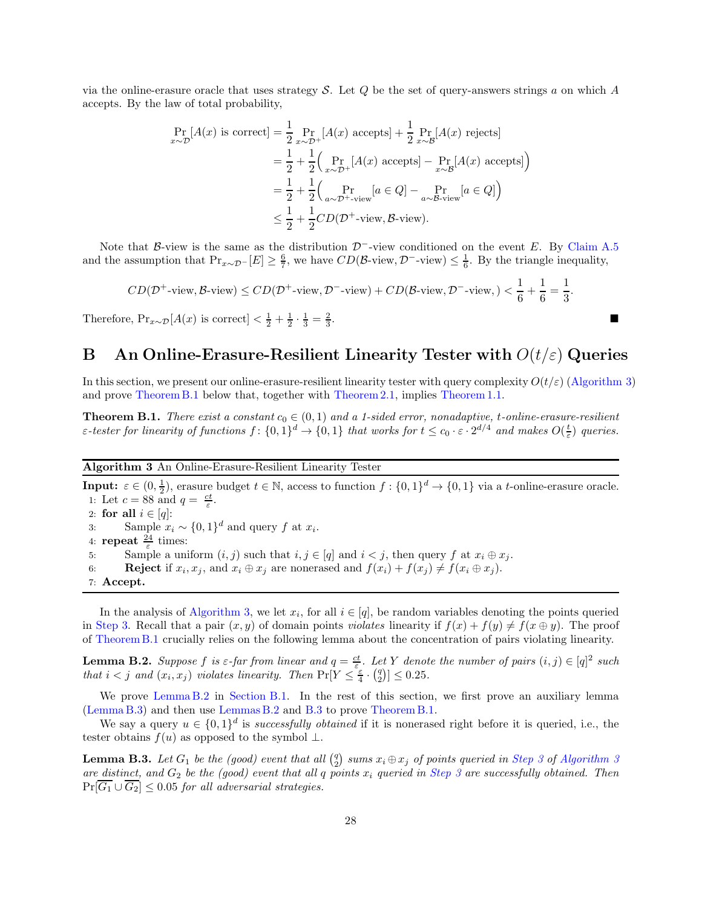via the online-erasure oracle that uses strategy $\mathcal{S}$. Let $Q$ be the set of query-answers strings $a$ on which $A$ accepts. By the law of total probability,

$$\begin{aligned}
\Pr_{x\sim\mathcal{D}}[A(x) \text{ is correct}] &= \frac{1}{2}\Pr_{x\sim\mathcal{D}^+}[A(x) \text{ accepts}] + \frac{1}{2}\Pr_{x\sim\mathcal{B}}[A(x) \text{ rejects}] \\
&= \frac{1}{2} + \frac{1}{2}\Big(\Pr_{x\sim\mathcal{D}^+}[A(x) \text{ accepts}] - \Pr_{x\sim\mathcal{B}}[A(x) \text{ accepts}]\Big) \\
&= \frac{1}{2} + \frac{1}{2}\Big(\Pr_{a\sim\mathcal{D}^+\text{-view}}[a \in Q] - \Pr_{a\sim\mathcal{B}\text{-view}}[a \in Q]\Big) \\
&\leq \frac{1}{2} + \frac{1}{2}CD(\mathcal{D}^+\text{-view}, \mathcal{B}\text{-view}).
\end{aligned}$$

Note that $\mathcal{B}$-view is the same as the distribution $\mathcal{D}^-$-view conditioned on the event $E$. By Claim A.5 and the assumption that $\Pr_{x\sim\mathcal{D}^-}[E] \geq \frac{6}{7}$, we have $CD(\mathcal{B}\text{-view}, \mathcal{D}^-\text{-view}) \leq \frac{1}{6}$. By the triangle inequality,

$$CD(\mathcal{D}^+\text{-view}, \mathcal{B}\text{-view}) \leq CD(\mathcal{D}^+\text{-view}, \mathcal{D}^-\text{-view}) + CD(\mathcal{B}\text{-view}, \mathcal{D}^-\text{-view}, ) < \frac{1}{6} + \frac{1}{6} = \frac{1}{3}.$$

Therefore, $\Pr_{x\sim\mathcal{D}}[A(x) \text{ is correct}] < \frac{1}{2} + \frac{1}{2}\cdot\frac{1}{3} = \frac{2}{3}$. ∎

# B An Online-Erasure-Resilient Linearity Tester with $O(t/\varepsilon)$ Queries

In this section, we present our online-erasure-resilient linearity tester with query complexity $O(t/\varepsilon)$ (Algorithm 3) and prove Theorem B.1 below that, together with Theorem 2.1, implies Theorem 1.1.

**Theorem B.1.** *There exist a constant $c_0 \in (0,1)$ and a 1-sided error, nonadaptive, $t$-online-erasure-resilient $\varepsilon$-tester for linearity of functions $f\colon \{0,1\}^d \to \{0,1\}$ that works for $t \leq c_0 \cdot \varepsilon \cdot 2^{d/4}$ and makes $O(\frac{t}{\varepsilon})$ queries.*

---

**Algorithm 3** An Online-Erasure-Resilient Linearity Tester

---

**Input:** $\varepsilon \in (0, \frac{1}{2})$, erasure budget $t \in \mathbb{N}$, access to function $f : \{0,1\}^d \to \{0,1\}$ via a $t$-online-erasure oracle.

1: Let $c = 88$ and $q = \frac{ct}{\varepsilon}$.
2: **for all** $i \in [q]$:
3: Sample $x_i \sim \{0,1\}^d$ and query $f$ at $x_i$.
4: **repeat** $\frac{24}{\varepsilon}$ times:
5: Sample a uniform $(i,j)$ such that $i,j \in [q]$ and $i < j$, then query $f$ at $x_i \oplus x_j$.
6: **Reject** if $x_i, x_j$, and $x_i \oplus x_j$ are nonerased and $f(x_i) + f(x_j) \neq f(x_i \oplus x_j)$.
7: **Accept.**

---

In the analysis of Algorithm 3, we let $x_i$, for all $i \in [q]$, be random variables denoting the points queried in Step 3. Recall that a pair $(x, y)$ of domain points *violates* linearity if $f(x) + f(y) \neq f(x \oplus y)$. The proof of Theorem B.1 crucially relies on the following lemma about the concentration of pairs violating linearity.

**Lemma B.2.** *Suppose $f$ is $\varepsilon$-far from linear and $q = \frac{ct}{\varepsilon}$. Let $Y$ denote the number of pairs $(i,j) \in [q]^2$ such that $i < j$ and $(x_i, x_j)$ violates linearity. Then $\Pr[Y \leq \frac{\varepsilon}{4} \cdot \binom{q}{2}] \leq 0.25$.*

We prove Lemma B.2 in Section B.1. In the rest of this section, we first prove an auxiliary lemma (Lemma B.3) and then use Lemmas B.2 and B.3 to prove Theorem B.1.

We say a query $u \in \{0,1\}^d$ is *successfully obtained* if it is nonerased right before it is queried, i.e., the tester obtains $f(u)$ as opposed to the symbol $\perp$.

**Lemma B.3.** *Let $G_1$ be the (good) event that all $\binom{q}{2}$ sums $x_i \oplus x_j$ of points queried in Step 3 of Algorithm 3 are distinct, and $G_2$ be the (good) event that all $q$ points $x_i$ queried in Step 3 are successfully obtained. Then $\Pr[\overline{G_1} \cup \overline{G_2}] \leq 0.05$ for all adversarial strategies.*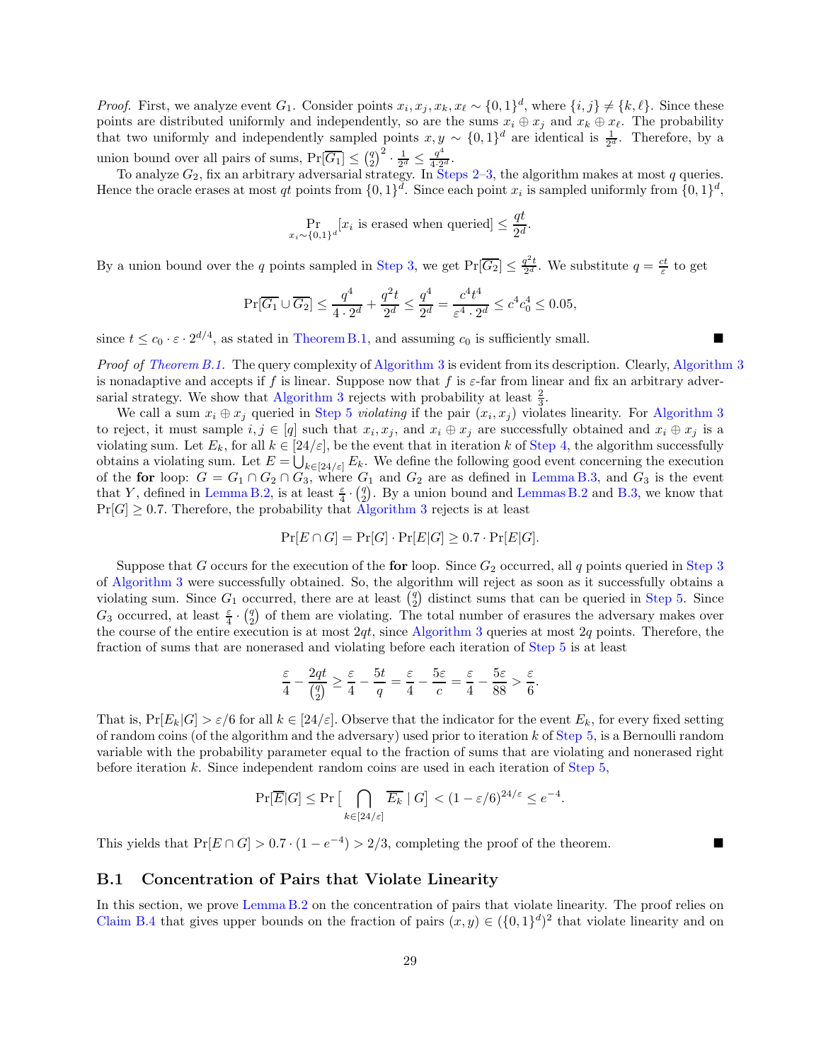*Proof.* First, we analyze event $G_1$. Consider points $x_i, x_j, x_k, x_\ell \sim \{0,1\}^d$, where $\{i,j\} \neq \{k,\ell\}$. Since these points are distributed uniformly and independently, so are the sums $x_i \oplus x_j$ and $x_k \oplus x_\ell$. The probability that two uniformly and independently sampled points $x, y \sim \{0,1\}^d$ are identical is $\frac{1}{2^d}$. Therefore, by a union bound over all pairs of sums, $\Pr[\overline{G_1}] \leq \binom{q}{2}^2 \cdot \frac{1}{2^d} \leq \frac{q^4}{4 \cdot 2^d}$.

To analyze $G_2$, fix an arbitrary adversarial strategy. In Steps 2–3, the algorithm makes at most $q$ queries. Hence the oracle erases at most $qt$ points from $\{0,1\}^d$. Since each point $x_i$ is sampled uniformly from $\{0,1\}^d$,

$$\Pr_{x_i \sim \{0,1\}^d}[x_i \text{ is erased when queried}] \leq \frac{qt}{2^d}.$$

By a union bound over the $q$ points sampled in Step 3, we get $\Pr[\overline{G_2}] \leq \frac{q^2 t}{2^d}$. We substitute $q = \frac{ct}{\varepsilon}$ to get

$$\Pr[\overline{G_1} \cup \overline{G_2}] \leq \frac{q^4}{4 \cdot 2^d} + \frac{q^2 t}{2^d} \leq \frac{q^4}{2^d} = \frac{c^4 t^4}{\varepsilon^4 \cdot 2^d} \leq c^4 c_0^4 \leq 0.05,$$

since $t \leq c_0 \cdot \varepsilon \cdot 2^{d/4}$, as stated in Theorem B.1, and assuming $c_0$ is sufficiently small. ∎

*Proof of Theorem B.1.* The query complexity of Algorithm 3 is evident from its description. Clearly, Algorithm 3 is nonadaptive and accepts if $f$ is linear. Suppose now that $f$ is $\varepsilon$-far from linear and fix an arbitrary adversarial strategy. We show that Algorithm 3 rejects with probability at least $\frac{2}{3}$.

We call a sum $x_i \oplus x_j$ queried in Step 5 *violating* if the pair $(x_i, x_j)$ violates linearity. For Algorithm 3 to reject, it must sample $i, j \in [q]$ such that $x_i, x_j$, and $x_i \oplus x_j$ are successfully obtained and $x_i \oplus x_j$ is a violating sum. Let $E_k$, for all $k \in [24/\varepsilon]$, be the event that in iteration $k$ of Step 4, the algorithm successfully obtains a violating sum. Let $E = \bigcup_{k \in [24/\varepsilon]} E_k$. We define the following good event concerning the execution of the **for** loop: $G = G_1 \cap G_2 \cap G_3$, where $G_1$ and $G_2$ are as defined in Lemma B.3, and $G_3$ is the event that $Y$, defined in Lemma B.2, is at least $\frac{\varepsilon}{4} \cdot \binom{q}{2}$. By a union bound and Lemmas B.2 and B.3, we know that $\Pr[G] \geq 0.7$. Therefore, the probability that Algorithm 3 rejects is at least

$$\Pr[E \cap G] = \Pr[G] \cdot \Pr[E|G] \geq 0.7 \cdot \Pr[E|G].$$

Suppose that $G$ occurs for the execution of the **for** loop. Since $G_2$ occurred, all $q$ points queried in Step 3 of Algorithm 3 were successfully obtained. So, the algorithm will reject as soon as it successfully obtains a violating sum. Since $G_1$ occurred, there are at least $\binom{q}{2}$ distinct sums that can be queried in Step 5. Since $G_3$ occurred, at least $\frac{\varepsilon}{4} \cdot \binom{q}{2}$ of them are violating. The total number of erasures the adversary makes over the course of the entire execution is at most $2qt$, since Algorithm 3 queries at most $2q$ points. Therefore, the fraction of sums that are nonerased and violating before each iteration of Step 5 is at least

$$\frac{\varepsilon}{4} - \frac{2qt}{\binom{q}{2}} \geq \frac{\varepsilon}{4} - \frac{5t}{q} = \frac{\varepsilon}{4} - \frac{5\varepsilon}{c} = \frac{\varepsilon}{4} - \frac{5\varepsilon}{88} > \frac{\varepsilon}{6}.$$

That is, $\Pr[E_k|G] > \varepsilon/6$ for all $k \in [24/\varepsilon]$. Observe that the indicator for the event $E_k$, for every fixed setting of random coins (of the algorithm and the adversary) used prior to iteration $k$ of Step 5, is a Bernoulli random variable with the probability parameter equal to the fraction of sums that are violating and nonerased right before iteration $k$. Since independent random coins are used in each iteration of Step 5,

$$\Pr[\overline{E}|G] \leq \Pr\Big[\bigcap_{k \in [24/\varepsilon]} \overline{E_k} \mid G\Big] < (1 - \varepsilon/6)^{24/\varepsilon} \leq e^{-4}.$$

This yields that $\Pr[E \cap G] > 0.7 \cdot (1 - e^{-4}) > 2/3$, completing the proof of the theorem. ∎

## B.1 Concentration of Pairs that Violate Linearity

In this section, we prove Lemma B.2 on the concentration of pairs that violate linearity. The proof relies on Claim B.4 that gives upper bounds on the fraction of pairs $(x, y) \in (\{0,1\}^d)^2$ that violate linearity and on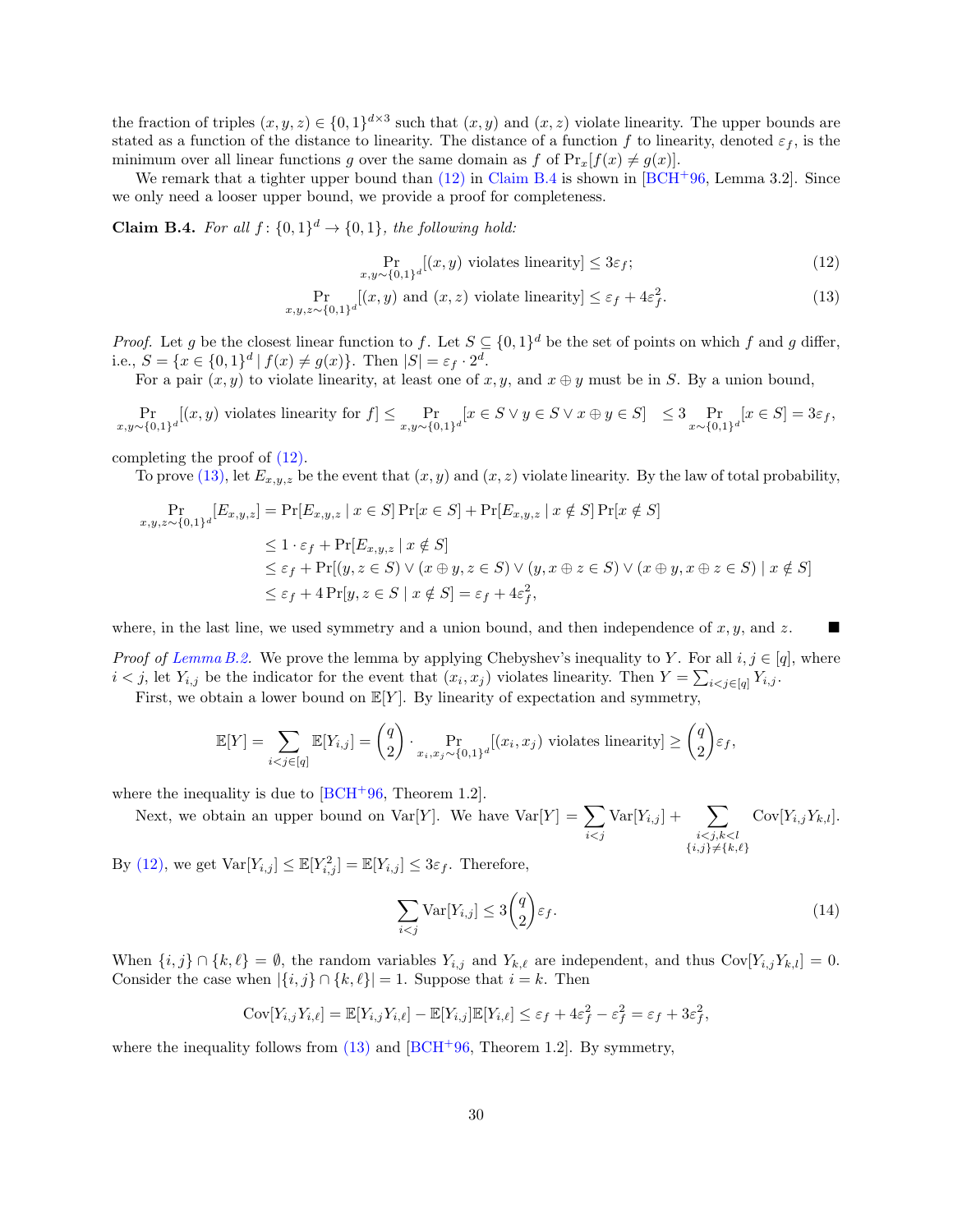the fraction of triples $(x, y, z) \in \{0,1\}^{d\times 3}$ such that $(x, y)$ and $(x, z)$ violate linearity. The upper bounds are stated as a function of the distance to linearity. The distance of a function $f$ to linearity, denoted $\varepsilon_f$, is the minimum over all linear functions $g$ over the same domain as $f$ of $\Pr_x[f(x) \neq g(x)]$.

We remark that a tighter upper bound than (12) in Claim B.4 is shown in [BCH+96, Lemma 3.2]. Since we only need a looser upper bound, we provide a proof for completeness.

**Claim B.4.** *For all $f\colon \{0,1\}^d \to \{0,1\}$, the following hold:*

$$\Pr_{x,y\sim\{0,1\}^d}[(x,y) \text{ violates linearity}] \leq 3\varepsilon_f; \tag{12}$$

$$\Pr_{x,y,z\sim\{0,1\}^d}[(x,y) \text{ and } (x,z) \text{ violate linearity}] \leq \varepsilon_f + 4\varepsilon_f^2. \tag{13}$$

*Proof.* Let $g$ be the closest linear function to $f$. Let $S \subseteq \{0,1\}^d$ be the set of points on which $f$ and $g$ differ, i.e., $S = \{x \in \{0,1\}^d \mid f(x) \neq g(x)\}$. Then $|S| = \varepsilon_f \cdot 2^d$.

For a pair $(x, y)$ to violate linearity, at least one of $x, y$, and $x \oplus y$ must be in $S$. By a union bound,

$$\Pr_{x,y\sim\{0,1\}^d}[(x,y) \text{ violates linearity for } f] \leq \Pr_{x,y\sim\{0,1\}^d}[x \in S \vee y \in S \vee x\oplus y \in S] \leq 3 \Pr_{x\sim\{0,1\}^d}[x \in S] = 3\varepsilon_f,$$

completing the proof of (12).

To prove (13), let $E_{x,y,z}$ be the event that $(x, y)$ and $(x, z)$ violate linearity. By the law of total probability,

$$\begin{aligned}
\Pr_{x,y,z\sim\{0,1\}^d}[E_{x,y,z}] &= \Pr[E_{x,y,z} \mid x \in S]\Pr[x \in S] + \Pr[E_{x,y,z} \mid x \notin S]\Pr[x \notin S] \\
&\leq 1 \cdot \varepsilon_f + \Pr[E_{x,y,z} \mid x \notin S] \\
&\leq \varepsilon_f + \Pr[(y, z \in S) \vee (x\oplus y, z \in S) \vee (y, x\oplus z \in S) \vee (x \oplus y, x\oplus z \in S) \mid x \notin S] \\
&\leq \varepsilon_f + 4\Pr[y, z \in S \mid x \notin S] = \varepsilon_f + 4\varepsilon_f^2,
\end{aligned}$$

where, in the last line, we used symmetry and a union bound, and then independence of $x, y$, and $z$. ∎

*Proof of Lemma B.2.* We prove the lemma by applying Chebyshev's inequality to $Y$. For all $i, j \in [q]$, where $i < j$, let $Y_{i,j}$ be the indicator for the event that $(x_i, x_j)$ violates linearity. Then $Y = \sum_{i<j\in[q]} Y_{i,j}$.

First, we obtain a lower bound on $\mathbb{E}[Y]$. By linearity of expectation and symmetry,

$$\mathbb{E}[Y] = \sum_{i<j\in[q]} \mathbb{E}[Y_{i,j}] = \binom{q}{2} \cdot \Pr_{x_i,x_j\sim\{0,1\}^d}[(x_i,x_j) \text{ violates linearity}] \geq \binom{q}{2}\varepsilon_f,$$

where the inequality is due to [BCH+96, Theorem 1.2].

Next, we obtain an upper bound on $\mathrm{Var}[Y]$. We have $\mathrm{Var}[Y] = \sum_{i<j} \mathrm{Var}[Y_{i,j}] + \sum_{\substack{i<j,k<l\\ \{i,j\}\neq\{k,\ell\}}} \mathrm{Cov}[Y_{i,j}Y_{k,l}]$. By (12), we get $\mathrm{Var}[Y_{i,j}] \leq \mathbb{E}[Y_{i,j}^2] = \mathbb{E}[Y_{i,j}] \leq 3\varepsilon_f$. Therefore,

$$\sum_{i<j} \mathrm{Var}[Y_{i,j}] \leq 3\binom{q}{2}\varepsilon_f. \tag{14}$$

When $\{i, j\} \cap \{k, \ell\} = \emptyset$, the random variables $Y_{i,j}$ and $Y_{k,\ell}$ are independent, and thus $\mathrm{Cov}[Y_{i,j}Y_{k,l}] = 0$. Consider the case when $|\{i, j\} \cap \{k, \ell\}| = 1$. Suppose that $i = k$. Then

$$\mathrm{Cov}[Y_{i,j}Y_{i,\ell}] = \mathbb{E}[Y_{i,j}Y_{i,\ell}] - \mathbb{E}[Y_{i,j}]\mathbb{E}[Y_{i,\ell}] \leq \varepsilon_f + 4\varepsilon_f^2 - \varepsilon_f^2 = \varepsilon_f + 3\varepsilon_f^2,$$

where the inequality follows from (13) and [BCH+96, Theorem 1.2]. By symmetry,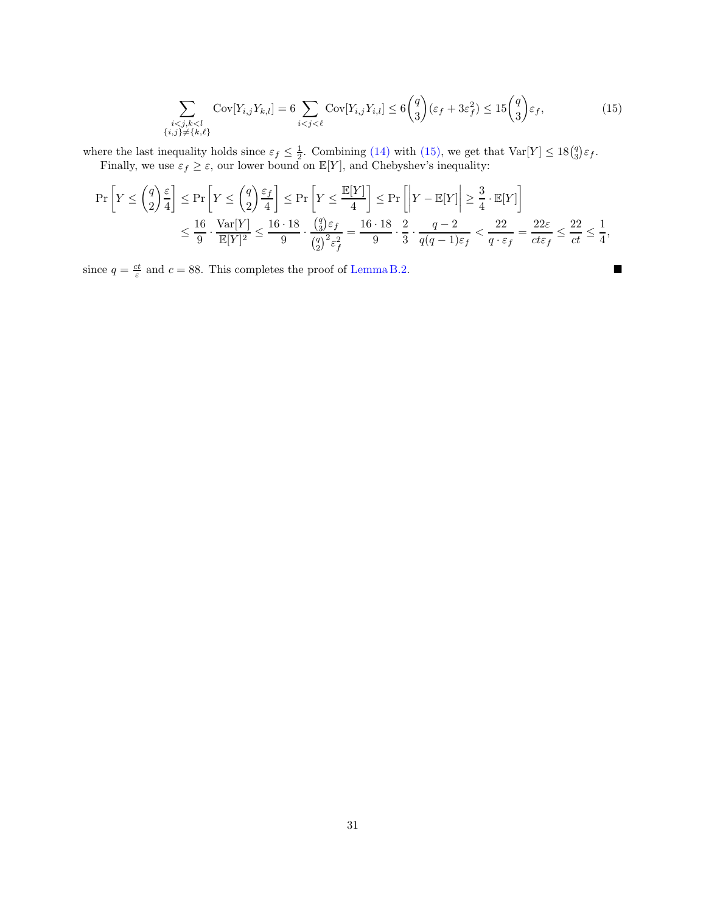$$\sum_{\substack{i<j,k<l \\ \{i,j\}\neq\{k,\ell\}}} \mathrm{Cov}[Y_{i,j}Y_{k,l}] = 6\sum_{i<j<\ell} \mathrm{Cov}[Y_{i,j}Y_{i,l}] \leq 6\binom{q}{3}(\varepsilon_f + 3\varepsilon_f^2) \leq 15\binom{q}{3}\varepsilon_f, \tag{15}$$

where the last inequality holds since $\varepsilon_f \leq \frac{1}{2}$. Combining (14) with (15), we get that $\mathrm{Var}[Y] \leq 18\binom{q}{3}\varepsilon_f$.

Finally, we use $\varepsilon_f \geq \varepsilon$, our lower bound on $\mathbb{E}[Y]$, and Chebyshev's inequality:

$$\begin{aligned}
\Pr\left[Y \leq \binom{q}{2}\frac{\varepsilon}{4}\right] &\leq \Pr\left[Y \leq \binom{q}{2}\frac{\varepsilon_f}{4}\right] \leq \Pr\left[Y \leq \frac{\mathbb{E}[Y]}{4}\right] \leq \Pr\left[\left|Y - \mathbb{E}[Y]\right| \geq \frac{3}{4}\cdot\mathbb{E}[Y]\right] \\
&\leq \frac{16}{9}\cdot\frac{\mathrm{Var}[Y]}{\mathbb{E}[Y]^2} \leq \frac{16\cdot 18}{9}\cdot\frac{\binom{q}{3}\varepsilon_f}{\binom{q}{2}^2\varepsilon_f^2} = \frac{16\cdot 18}{9}\cdot\frac{2}{3}\cdot\frac{q-2}{q(q-1)\varepsilon_f} < \frac{22}{q\cdot\varepsilon_f} = \frac{22\varepsilon}{ct\varepsilon_f} \leq \frac{22}{ct} \leq \frac{1}{4},
\end{aligned}$$

since $q = \frac{ct}{\varepsilon}$ and $c = 88$. This completes the proof of Lemma B.2. ■